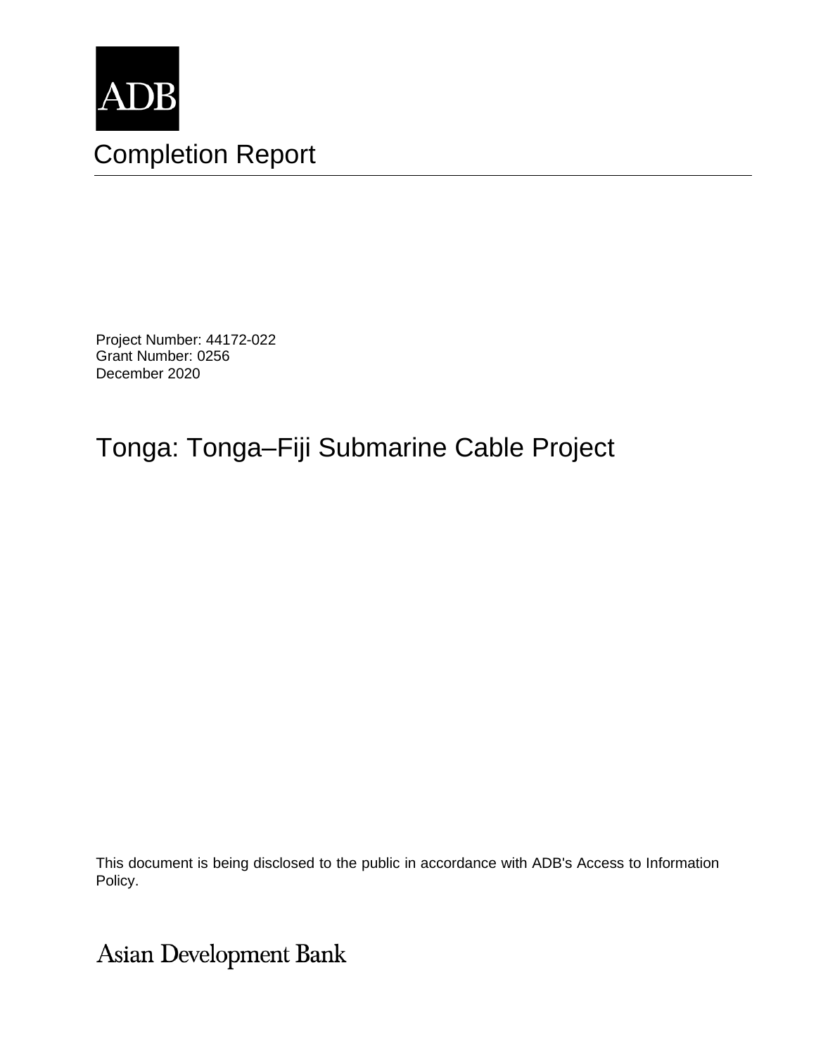ADB

# Completion Report

Project Number: 44172-022
Grant Number: 0256
December 2020

# Tonga: Tonga–Fiji Submarine Cable Project

This document is being disclosed to the public in accordance with ADB's Access to Information Policy.

Asian Development Bank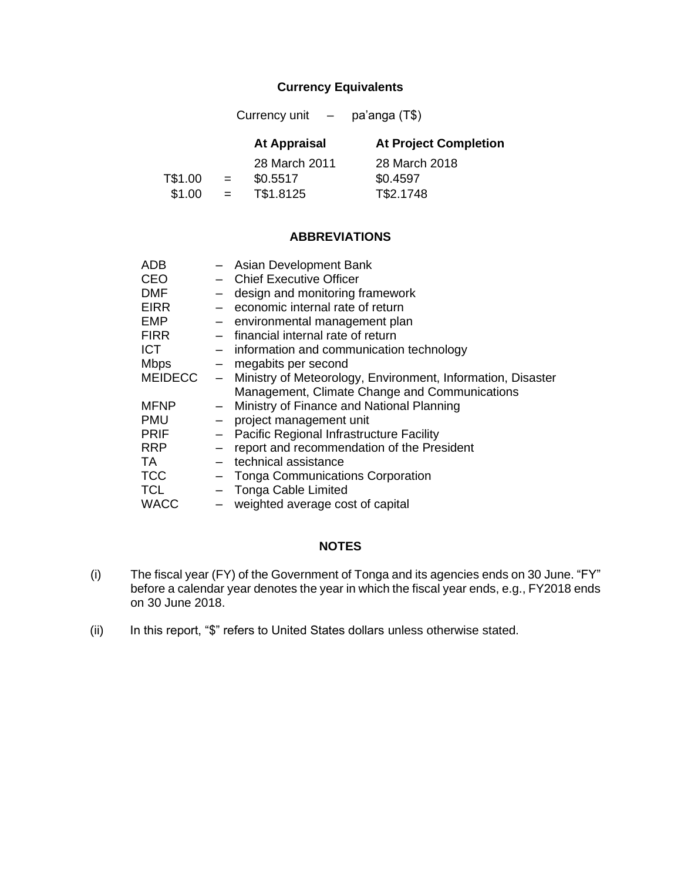## Currency Equivalents

Currency unit – pa'anga (T$)

| | | At Appraisal | At Project Completion |
|---|---|---|---|
| | | 28 March 2011 | 28 March 2018 |
| T$1.00 | = | $0.5517 | $0.4597 |
| $1.00 | = | T$1.8125 | T$2.1748 |

## ABBREVIATIONS

| | | |
|---|---|---|
| ADB | – | Asian Development Bank |
| CEO | – | Chief Executive Officer |
| DMF | – | design and monitoring framework |
| EIRR | – | economic internal rate of return |
| EMP | – | environmental management plan |
| FIRR | – | financial internal rate of return |
| ICT | – | information and communication technology |
| Mbps | – | megabits per second |
| MEIDECC | – | Ministry of Meteorology, Environment, Information, Disaster Management, Climate Change and Communications |
| MFNP | – | Ministry of Finance and National Planning |
| PMU | – | project management unit |
| PRIF | – | Pacific Regional Infrastructure Facility |
| RRP | – | report and recommendation of the President |
| TA | – | technical assistance |
| TCC | – | Tonga Communications Corporation |
| TCL | – | Tonga Cable Limited |
| WACC | – | weighted average cost of capital |

## NOTES

(i) The fiscal year (FY) of the Government of Tonga and its agencies ends on 30 June. "FY" before a calendar year denotes the year in which the fiscal year ends, e.g., FY2018 ends on 30 June 2018.

(ii) In this report, "$" refers to United States dollars unless otherwise stated.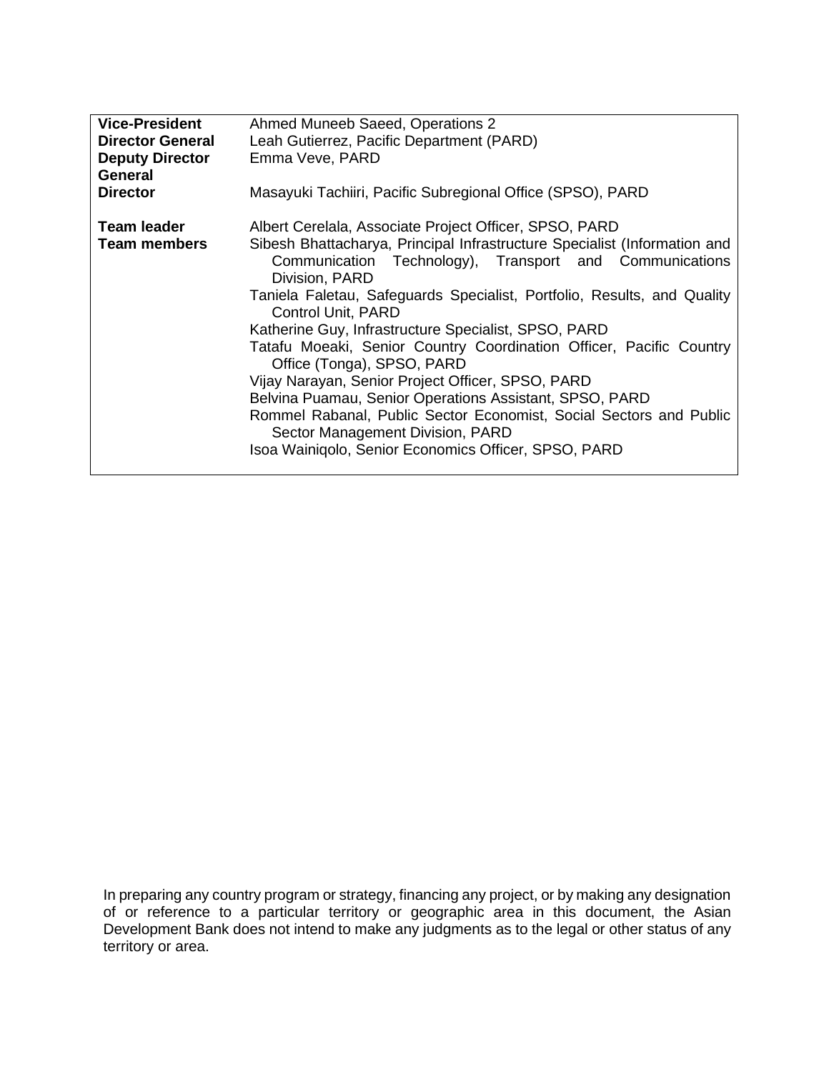| | |
|---|---|
| **Vice-President** | Ahmed Muneeb Saeed, Operations 2 |
| **Director General** | Leah Gutierrez, Pacific Department (PARD) |
| **Deputy Director General** | Emma Veve, PARD |
| **Director** | Masayuki Tachiiri, Pacific Subregional Office (SPSO), PARD |
| | |
| **Team leader** | Albert Cerelala, Associate Project Officer, SPSO, PARD |
| **Team members** | Sibesh Bhattacharya, Principal Infrastructure Specialist (Information and Communication Technology), Transport and Communications Division, PARD |
| | Taniela Faletau, Safeguards Specialist, Portfolio, Results, and Quality Control Unit, PARD |
| | Katherine Guy, Infrastructure Specialist, SPSO, PARD |
| | Tatafu Moeaki, Senior Country Coordination Officer, Pacific Country Office (Tonga), SPSO, PARD |
| | Vijay Narayan, Senior Project Officer, SPSO, PARD |
| | Belvina Puamau, Senior Operations Assistant, SPSO, PARD |
| | Rommel Rabanal, Public Sector Economist, Social Sectors and Public Sector Management Division, PARD |
| | Isoa Wainiqolo, Senior Economics Officer, SPSO, PARD |

In preparing any country program or strategy, financing any project, or by making any designation of or reference to a particular territory or geographic area in this document, the Asian Development Bank does not intend to make any judgments as to the legal or other status of any territory or area.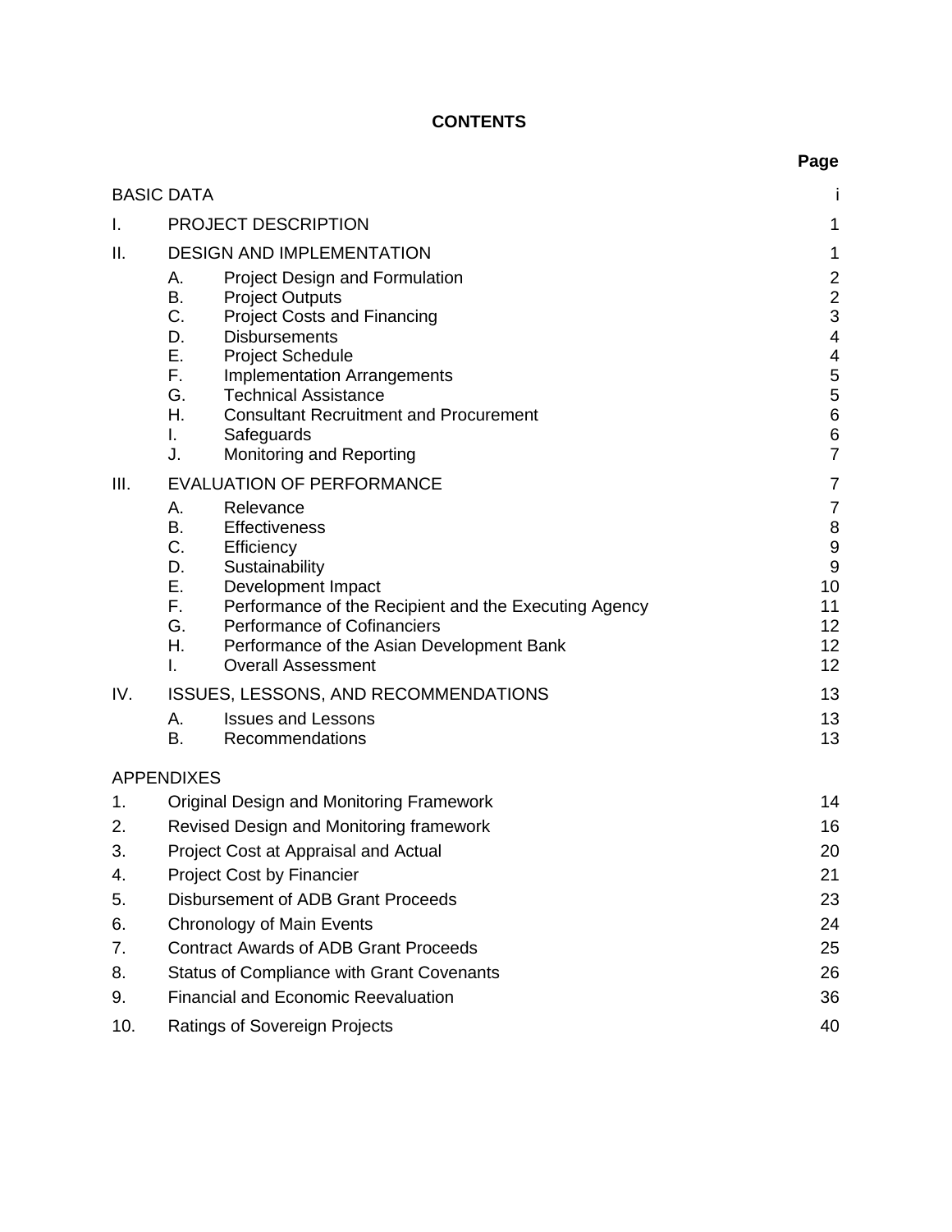# CONTENTS

| | | | Page |
|---|---|---|---|
| BASIC DATA | | | i |
| I. | PROJECT DESCRIPTION | | 1 |
| II. | DESIGN AND IMPLEMENTATION | | 1 |
| | A. | Project Design and Formulation | 2 |
| | B. | Project Outputs | 2 |
| | C. | Project Costs and Financing | 3 |
| | D. | Disbursements | 4 |
| | E. | Project Schedule | 4 |
| | F. | Implementation Arrangements | 5 |
| | G. | Technical Assistance | 5 |
| | H. | Consultant Recruitment and Procurement | 6 |
| | I. | Safeguards | 6 |
| | J. | Monitoring and Reporting | 7 |
| III. | EVALUATION OF PERFORMANCE | | 7 |
| | A. | Relevance | 7 |
| | B. | Effectiveness | 8 |
| | C. | Efficiency | 9 |
| | D. | Sustainability | 9 |
| | E. | Development Impact | 10 |
| | F. | Performance of the Recipient and the Executing Agency | 11 |
| | G. | Performance of Cofinanciers | 12 |
| | H. | Performance of the Asian Development Bank | 12 |
| | I. | Overall Assessment | 12 |
| IV. | ISSUES, LESSONS, AND RECOMMENDATIONS | | 13 |
| | A. | Issues and Lessons | 13 |
| | B. | Recommendations | 13 |
| APPENDIXES | | | |
| 1. | Original Design and Monitoring Framework | | 14 |
| 2. | Revised Design and Monitoring framework | | 16 |
| 3. | Project Cost at Appraisal and Actual | | 20 |
| 4. | Project Cost by Financier | | 21 |
| 5. | Disbursement of ADB Grant Proceeds | | 23 |
| 6. | Chronology of Main Events | | 24 |
| 7. | Contract Awards of ADB Grant Proceeds | | 25 |
| 8. | Status of Compliance with Grant Covenants | | 26 |
| 9. | Financial and Economic Reevaluation | | 36 |
| 10. | Ratings of Sovereign Projects | | 40 |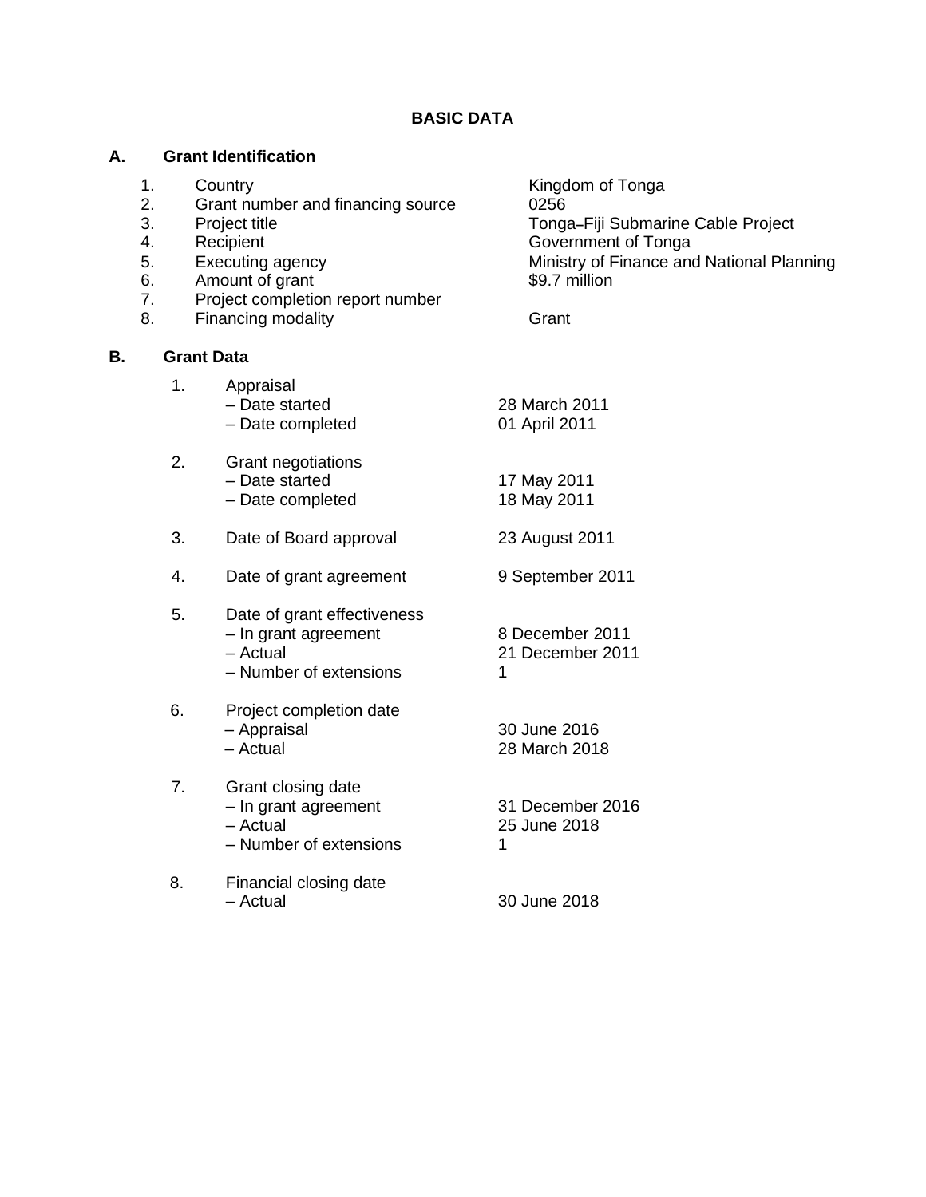# BASIC DATA

## A. Grant Identification

| | | |
|---|---|---|
| 1. | Country | Kingdom of Tonga |
| 2. | Grant number and financing source | 0256 |
| 3. | Project title | Tonga–Fiji Submarine Cable Project |
| 4. | Recipient | Government of Tonga |
| 5. | Executing agency | Ministry of Finance and National Planning |
| 6. | Amount of grant | $9.7 million |
| 7. | Project completion report number | |
| 8. | Financing modality | Grant |

## B. Grant Data

| | | |
|---|---|---|
| 1. | Appraisal | |
| | – Date started | 28 March 2011 |
| | – Date completed | 01 April 2011 |
| 2. | Grant negotiations | |
| | – Date started | 17 May 2011 |
| | – Date completed | 18 May 2011 |
| 3. | Date of Board approval | 23 August 2011 |
| 4. | Date of grant agreement | 9 September 2011 |
| 5. | Date of grant effectiveness | |
| | – In grant agreement | 8 December 2011 |
| | – Actual | 21 December 2011 |
| | – Number of extensions | 1 |
| 6. | Project completion date | |
| | – Appraisal | 30 June 2016 |
| | – Actual | 28 March 2018 |
| 7. | Grant closing date | |
| | – In grant agreement | 31 December 2016 |
| | – Actual | 25 June 2018 |
| | – Number of extensions | 1 |
| 8. | Financial closing date | |
| | – Actual | 30 June 2018 |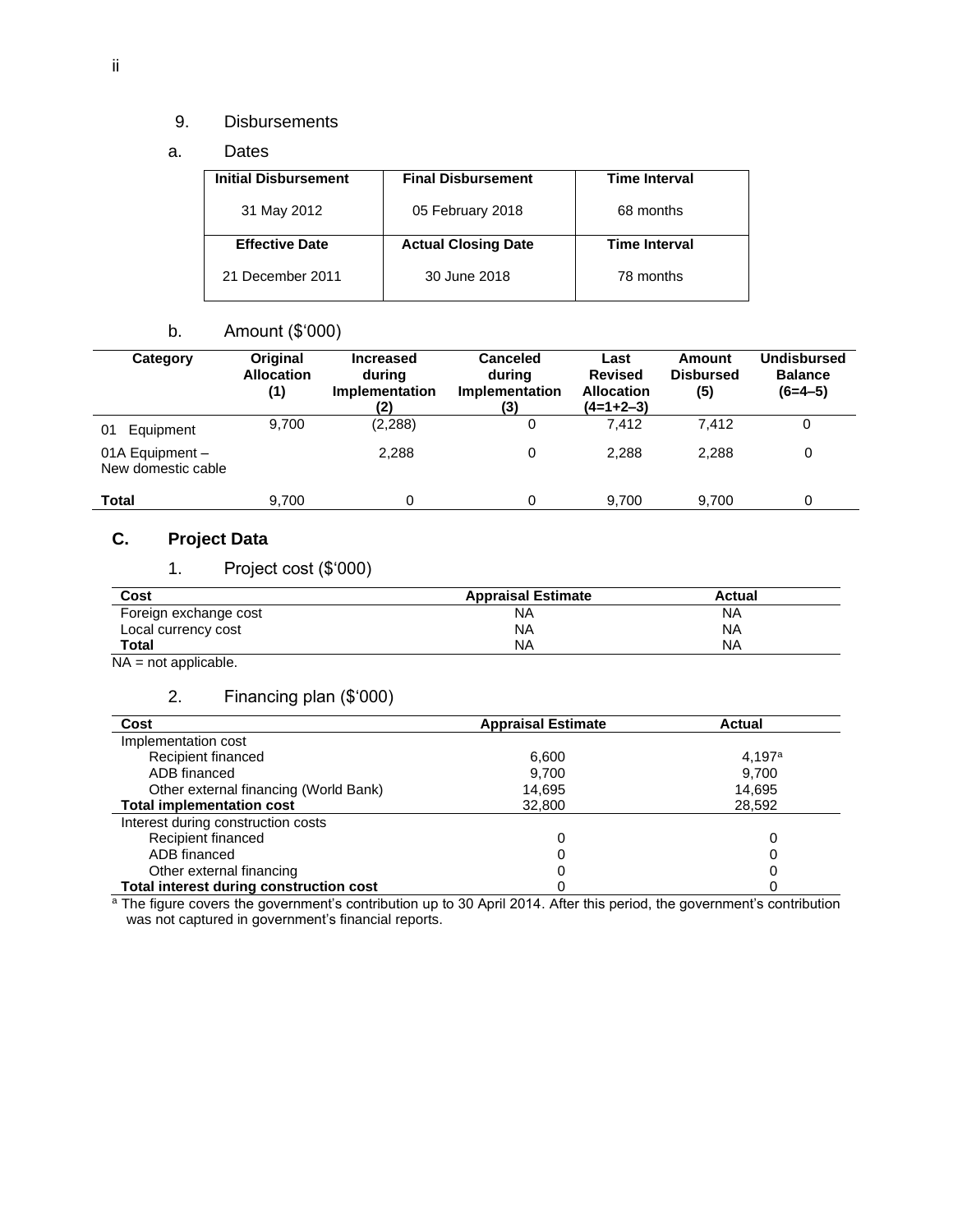9. Disbursements

a. Dates

| Initial Disbursement | Final Disbursement | Time Interval |
|---|---|---|
| 31 May 2012 | 05 February 2018 | 68 months |
| **Effective Date** | **Actual Closing Date** | **Time Interval** |
| 21 December 2011 | 30 June 2018 | 78 months |

b. Amount ($'000)

| Category | Original Allocation (1) | Increased during Implementation (2) | Canceled during Implementation (3) | Last Revised Allocation (4=1+2–3) | Amount Disbursed (5) | Undisbursed Balance (6=4–5) |
|---|---|---|---|---|---|---|
| 01 Equipment | 9,700 | (2,288) | 0 | 7,412 | 7,412 | 0 |
| 01A Equipment – New domestic cable | | 2,288 | 0 | 2,288 | 2,288 | 0 |
| **Total** | 9,700 | 0 | 0 | 9,700 | 9,700 | 0 |

## C. Project Data

1. Project cost ($'000)

| Cost | Appraisal Estimate | Actual |
|---|---|---|
| Foreign exchange cost | NA | NA |
| Local currency cost | NA | NA |
| **Total** | NA | NA |

NA = not applicable.

2. Financing plan ($'000)

| Cost | Appraisal Estimate | Actual |
|---|---|---|
| Implementation cost | | |
| Recipient financed | 6,600 | 4,197[a] |
| ADB financed | 9,700 | 9,700 |
| Other external financing (World Bank) | 14,695 | 14,695 |
| **Total implementation cost** | 32,800 | 28,592 |
| Interest during construction costs | | |
| Recipient financed | 0 | 0 |
| ADB financed | 0 | 0 |
| Other external financing | 0 | 0 |
| **Total interest during construction cost** | 0 | 0 |

[a] The figure covers the government's contribution up to 30 April 2014. After this period, the government's contribution was not captured in government's financial reports.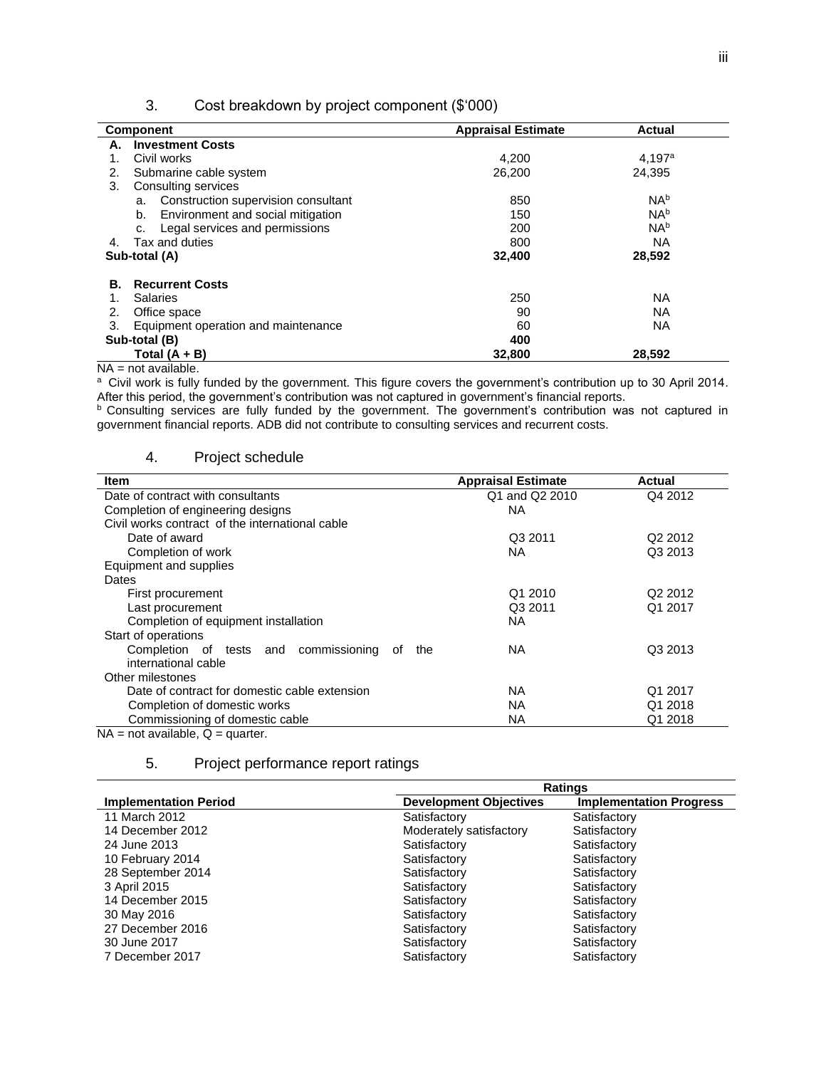### 3. Cost breakdown by project component ($'000)

| Component | Appraisal Estimate | Actual |
|---|---|---|
| **A. Investment Costs** | | |
| 1. Civil works | 4,200 | 4,197[a] |
| 2. Submarine cable system | 26,200 | 24,395 |
| 3. Consulting services | | |
| a. Construction supervision consultant | 850 | NA[b] |
| b. Environment and social mitigation | 150 | NA[b] |
| c. Legal services and permissions | 200 | NA[b] |
| 4. Tax and duties | 800 | NA |
| **Sub-total (A)** | **32,400** | **28,592** |
| **B. Recurrent Costs** | | |
| 1. Salaries | 250 | NA |
| 2. Office space | 90 | NA |
| 3. Equipment operation and maintenance | 60 | NA |
| **Sub-total (B)** | **400** | |
| **Total (A + B)** | **32,800** | **28,592** |

NA = not available.

[a] Civil work is fully funded by the government. This figure covers the government's contribution up to 30 April 2014. After this period, the government's contribution was not captured in government's financial reports.

[b] Consulting services are fully funded by the government. The government's contribution was not captured in government financial reports. ADB did not contribute to consulting services and recurrent costs.

### 4. Project schedule

| Item | Appraisal Estimate | Actual |
|---|---|---|
| Date of contract with consultants | Q1 and Q2 2010 | Q4 2012 |
| Completion of engineering designs | NA | |
| Civil works contract of the international cable | | |
| Date of award | Q3 2011 | Q2 2012 |
| Completion of work | NA | Q3 2013 |
| Equipment and supplies | | |
| Dates | | |
| First procurement | Q1 2010 | Q2 2012 |
| Last procurement | Q3 2011 | Q1 2017 |
| Completion of equipment installation | NA | |
| Start of operations | | |
| Completion of tests and commissioning of the international cable | NA | Q3 2013 |
| Other milestones | | |
| Date of contract for domestic cable extension | NA | Q1 2017 |
| Completion of domestic works | NA | Q1 2018 |
| Commissioning of domestic cable | NA | Q1 2018 |

NA = not available, Q = quarter.

### 5. Project performance report ratings

| | **Ratings** | |
|---|---|---|
| **Implementation Period** | **Development Objectives** | **Implementation Progress** |
| 11 March 2012 | Satisfactory | Satisfactory |
| 14 December 2012 | Moderately satisfactory | Satisfactory |
| 24 June 2013 | Satisfactory | Satisfactory |
| 10 February 2014 | Satisfactory | Satisfactory |
| 28 September 2014 | Satisfactory | Satisfactory |
| 3 April 2015 | Satisfactory | Satisfactory |
| 14 December 2015 | Satisfactory | Satisfactory |
| 30 May 2016 | Satisfactory | Satisfactory |
| 27 December 2016 | Satisfactory | Satisfactory |
| 30 June 2017 | Satisfactory | Satisfactory |
| 7 December 2017 | Satisfactory | Satisfactory |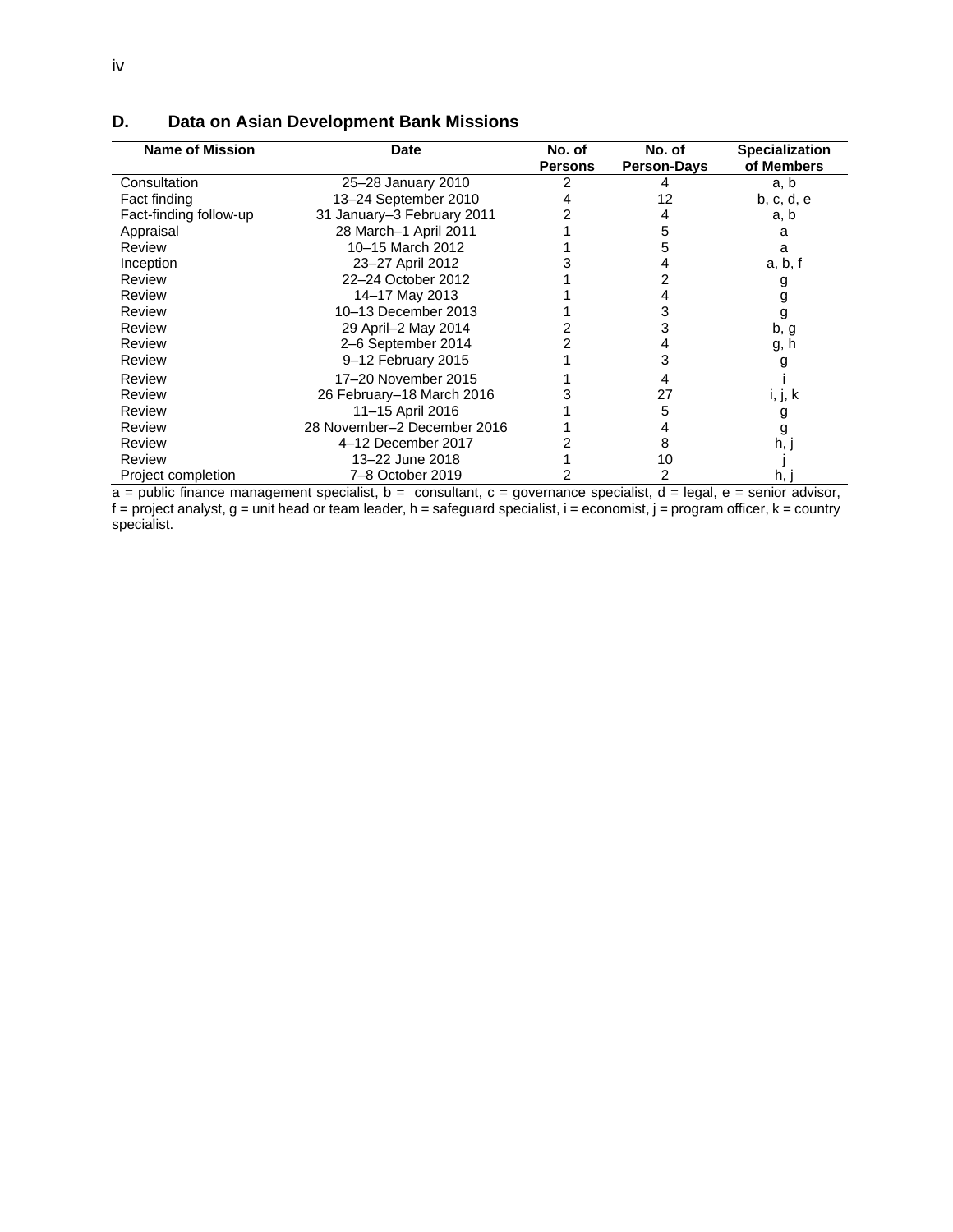## D. Data on Asian Development Bank Missions

| Name of Mission | Date | No. of Persons | No. of Person-Days | Specialization of Members |
|---|---|---|---|---|
| Consultation | 25–28 January 2010 | 2 | 4 | a, b |
| Fact finding | 13–24 September 2010 | 4 | 12 | b, c, d, e |
| Fact-finding follow-up | 31 January–3 February 2011 | 2 | 4 | a, b |
| Appraisal | 28 March–1 April 2011 | 1 | 5 | a |
| Review | 10–15 March 2012 | 1 | 5 | a |
| Inception | 23–27 April 2012 | 3 | 4 | a, b, f |
| Review | 22–24 October 2012 | 1 | 2 | g |
| Review | 14–17 May 2013 | 1 | 4 | g |
| Review | 10–13 December 2013 | 1 | 3 | g |
| Review | 29 April–2 May 2014 | 2 | 3 | b, g |
| Review | 2–6 September 2014 | 2 | 4 | g, h |
| Review | 9–12 February 2015 | 1 | 3 | g |
| Review | 17–20 November 2015 | 1 | 4 | i |
| Review | 26 February–18 March 2016 | 3 | 27 | i, j, k |
| Review | 11–15 April 2016 | 1 | 5 | g |
| Review | 28 November–2 December 2016 | 1 | 4 | g |
| Review | 4–12 December 2017 | 2 | 8 | h, j |
| Review | 13–22 June 2018 | 1 | 10 | j |
| Project completion | 7–8 October 2019 | 2 | 2 | h, j |

a = public finance management specialist, b = consultant, c = governance specialist, d = legal, e = senior advisor, f = project analyst, g = unit head or team leader, h = safeguard specialist, i = economist, j = program officer, k = country specialist.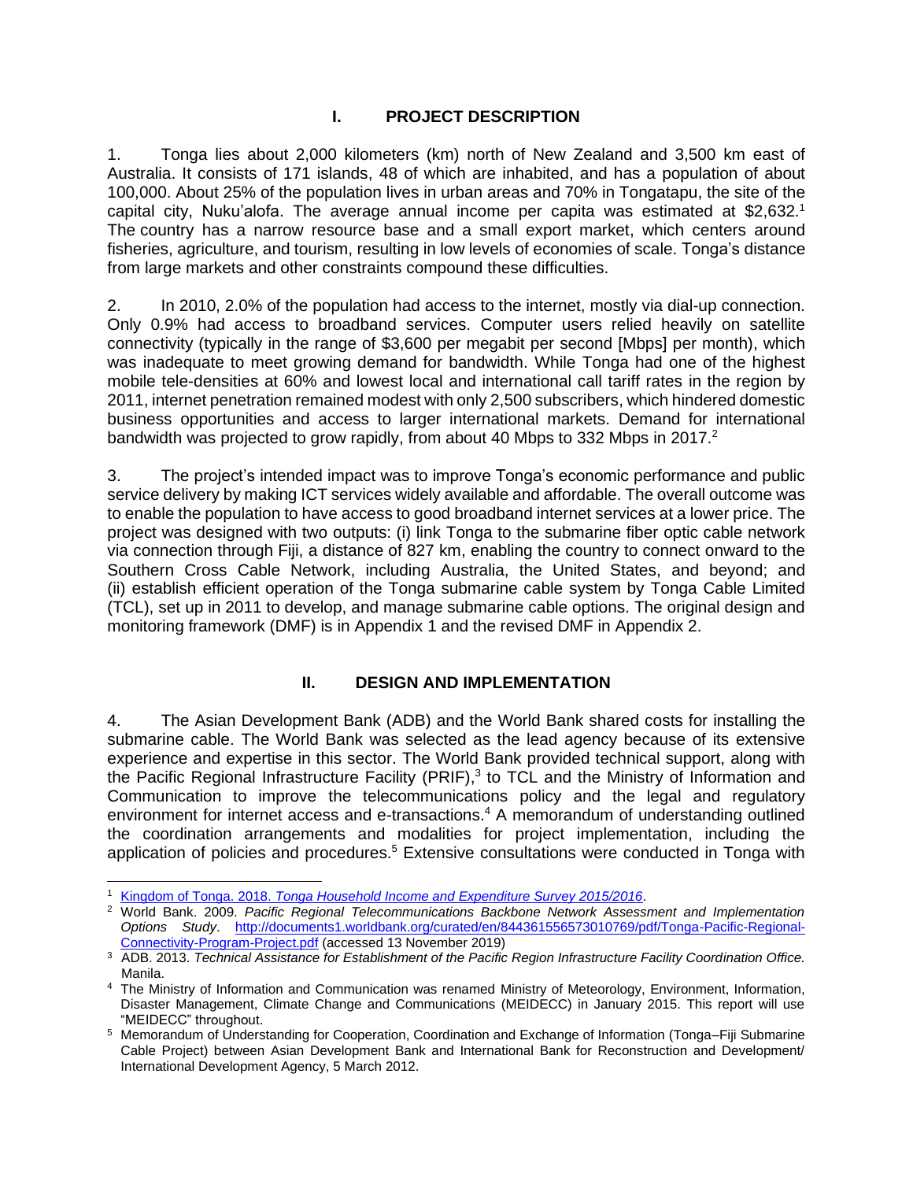## I. PROJECT DESCRIPTION

1. Tonga lies about 2,000 kilometers (km) north of New Zealand and 3,500 km east of Australia. It consists of 171 islands, 48 of which are inhabited, and has a population of about 100,000. About 25% of the population lives in urban areas and 70% in Tongatapu, the site of the capital city, Nuku'alofa. The average annual income per capita was estimated at $2,632.[1] The country has a narrow resource base and a small export market, which centers around fisheries, agriculture, and tourism, resulting in low levels of economies of scale. Tonga's distance from large markets and other constraints compound these difficulties.

2. In 2010, 2.0% of the population had access to the internet, mostly via dial-up connection. Only 0.9% had access to broadband services. Computer users relied heavily on satellite connectivity (typically in the range of $3,600 per megabit per second [Mbps] per month), which was inadequate to meet growing demand for bandwidth. While Tonga had one of the highest mobile tele-densities at 60% and lowest local and international call tariff rates in the region by 2011, internet penetration remained modest with only 2,500 subscribers, which hindered domestic business opportunities and access to larger international markets. Demand for international bandwidth was projected to grow rapidly, from about 40 Mbps to 332 Mbps in 2017.[2]

3. The project's intended impact was to improve Tonga's economic performance and public service delivery by making ICT services widely available and affordable. The overall outcome was to enable the population to have access to good broadband internet services at a lower price. The project was designed with two outputs: (i) link Tonga to the submarine fiber optic cable network via connection through Fiji, a distance of 827 km, enabling the country to connect onward to the Southern Cross Cable Network, including Australia, the United States, and beyond; and (ii) establish efficient operation of the Tonga submarine cable system by Tonga Cable Limited (TCL), set up in 2011 to develop, and manage submarine cable options. The original design and monitoring framework (DMF) is in Appendix 1 and the revised DMF in Appendix 2.

## II. DESIGN AND IMPLEMENTATION

4. The Asian Development Bank (ADB) and the World Bank shared costs for installing the submarine cable. The World Bank was selected as the lead agency because of its extensive experience and expertise in this sector. The World Bank provided technical support, along with the Pacific Regional Infrastructure Facility (PRIF),[3] to TCL and the Ministry of Information and Communication to improve the telecommunications policy and the legal and regulatory environment for internet access and e-transactions.[4] A memorandum of understanding outlined the coordination arrangements and modalities for project implementation, including the application of policies and procedures.[5] Extensive consultations were conducted in Tonga with

---

[1] Kingdom of Tonga. 2018. *Tonga Household Income and Expenditure Survey 2015/2016*.

[2] World Bank. 2009. *Pacific Regional Telecommunications Backbone Network Assessment and Implementation Options Study*. http://documents1.worldbank.org/curated/en/844361556573010769/pdf/Tonga-Pacific-Regional-Connectivity-Program-Project.pdf (accessed 13 November 2019)

[3] ADB. 2013. *Technical Assistance for Establishment of the Pacific Region Infrastructure Facility Coordination Office.* Manila.

[4] The Ministry of Information and Communication was renamed Ministry of Meteorology, Environment, Information, Disaster Management, Climate Change and Communications (MEIDECC) in January 2015. This report will use "MEIDECC" throughout.

[5] Memorandum of Understanding for Cooperation, Coordination and Exchange of Information (Tonga–Fiji Submarine Cable Project) between Asian Development Bank and International Bank for Reconstruction and Development/ International Development Agency, 5 March 2012.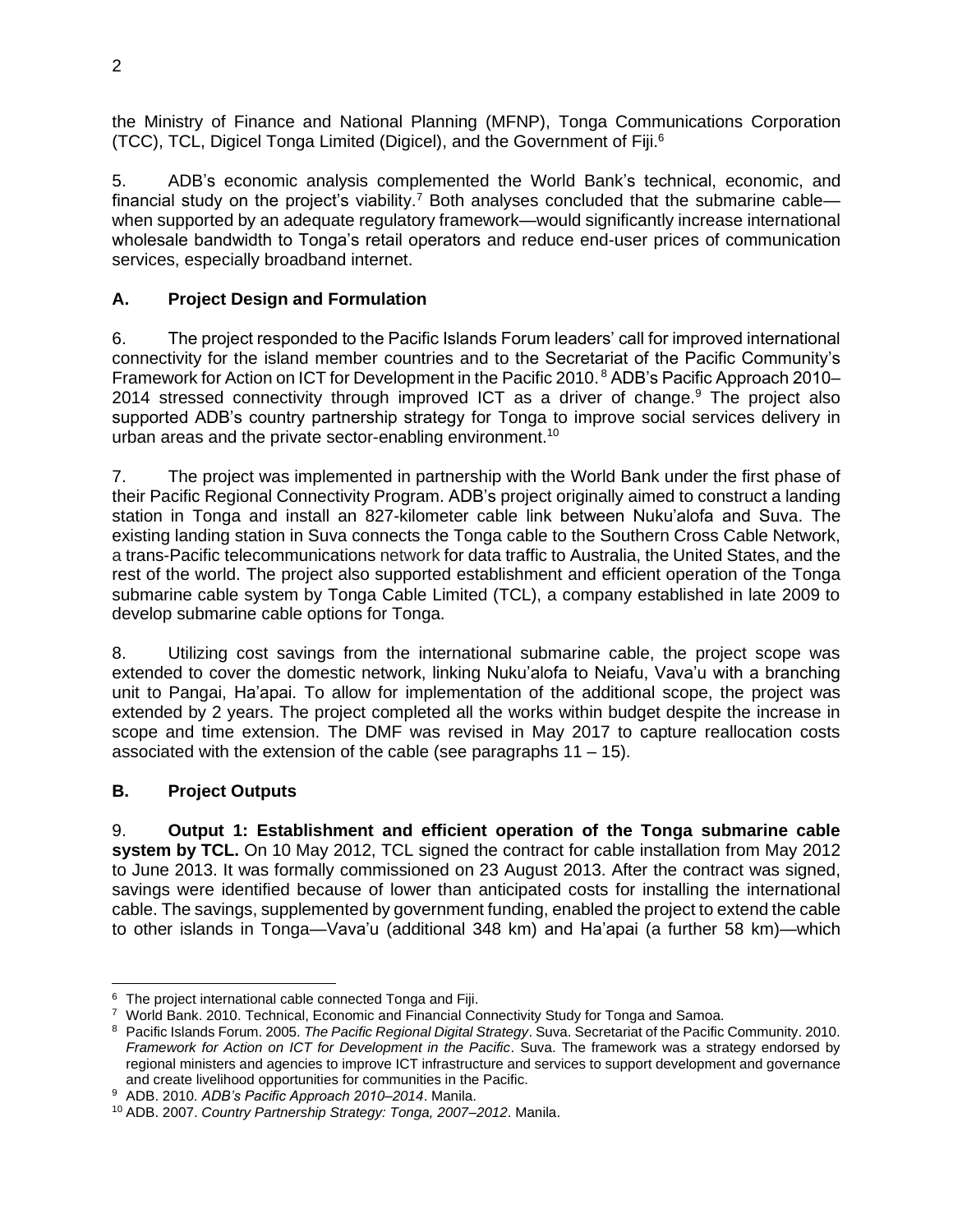the Ministry of Finance and National Planning (MFNP), Tonga Communications Corporation (TCC), TCL, Digicel Tonga Limited (Digicel), and the Government of Fiji.[6]

5. ADB's economic analysis complemented the World Bank's technical, economic, and financial study on the project's viability.[7] Both analyses concluded that the submarine cable—when supported by an adequate regulatory framework—would significantly increase international wholesale bandwidth to Tonga's retail operators and reduce end-user prices of communication services, especially broadband internet.

## A. Project Design and Formulation

6. The project responded to the Pacific Islands Forum leaders' call for improved international connectivity for the island member countries and to the Secretariat of the Pacific Community's Framework for Action on ICT for Development in the Pacific 2010.[8] ADB's Pacific Approach 2010–2014 stressed connectivity through improved ICT as a driver of change.[9] The project also supported ADB's country partnership strategy for Tonga to improve social services delivery in urban areas and the private sector-enabling environment.[10]

7. The project was implemented in partnership with the World Bank under the first phase of their Pacific Regional Connectivity Program. ADB's project originally aimed to construct a landing station in Tonga and install an 827-kilometer cable link between Nuku'alofa and Suva. The existing landing station in Suva connects the Tonga cable to the Southern Cross Cable Network, a trans-Pacific telecommunications network for data traffic to Australia, the United States, and the rest of the world. The project also supported establishment and efficient operation of the Tonga submarine cable system by Tonga Cable Limited (TCL), a company established in late 2009 to develop submarine cable options for Tonga.

8. Utilizing cost savings from the international submarine cable, the project scope was extended to cover the domestic network, linking Nuku'alofa to Neiafu, Vava'u with a branching unit to Pangai, Ha'apai. To allow for implementation of the additional scope, the project was extended by 2 years. The project completed all the works within budget despite the increase in scope and time extension. The DMF was revised in May 2017 to capture reallocation costs associated with the extension of the cable (see paragraphs 11 – 15).

## B. Project Outputs

9. **Output 1: Establishment and efficient operation of the Tonga submarine cable system by TCL.** On 10 May 2012, TCL signed the contract for cable installation from May 2012 to June 2013. It was formally commissioned on 23 August 2013. After the contract was signed, savings were identified because of lower than anticipated costs for installing the international cable. The savings, supplemented by government funding, enabled the project to extend the cable to other islands in Tonga—Vava'u (additional 348 km) and Ha'apai (a further 58 km)—which

---

[6] The project international cable connected Tonga and Fiji.

[7] World Bank. 2010. Technical, Economic and Financial Connectivity Study for Tonga and Samoa.

[8] Pacific Islands Forum. 2005. *The Pacific Regional Digital Strategy*. Suva. Secretariat of the Pacific Community. 2010. *Framework for Action on ICT for Development in the Pacific*. Suva. The framework was a strategy endorsed by regional ministers and agencies to improve ICT infrastructure and services to support development and governance and create livelihood opportunities for communities in the Pacific.

[9] ADB. 2010. *ADB's Pacific Approach 2010–2014*. Manila.

[10] ADB. 2007. *Country Partnership Strategy: Tonga, 2007–2012*. Manila.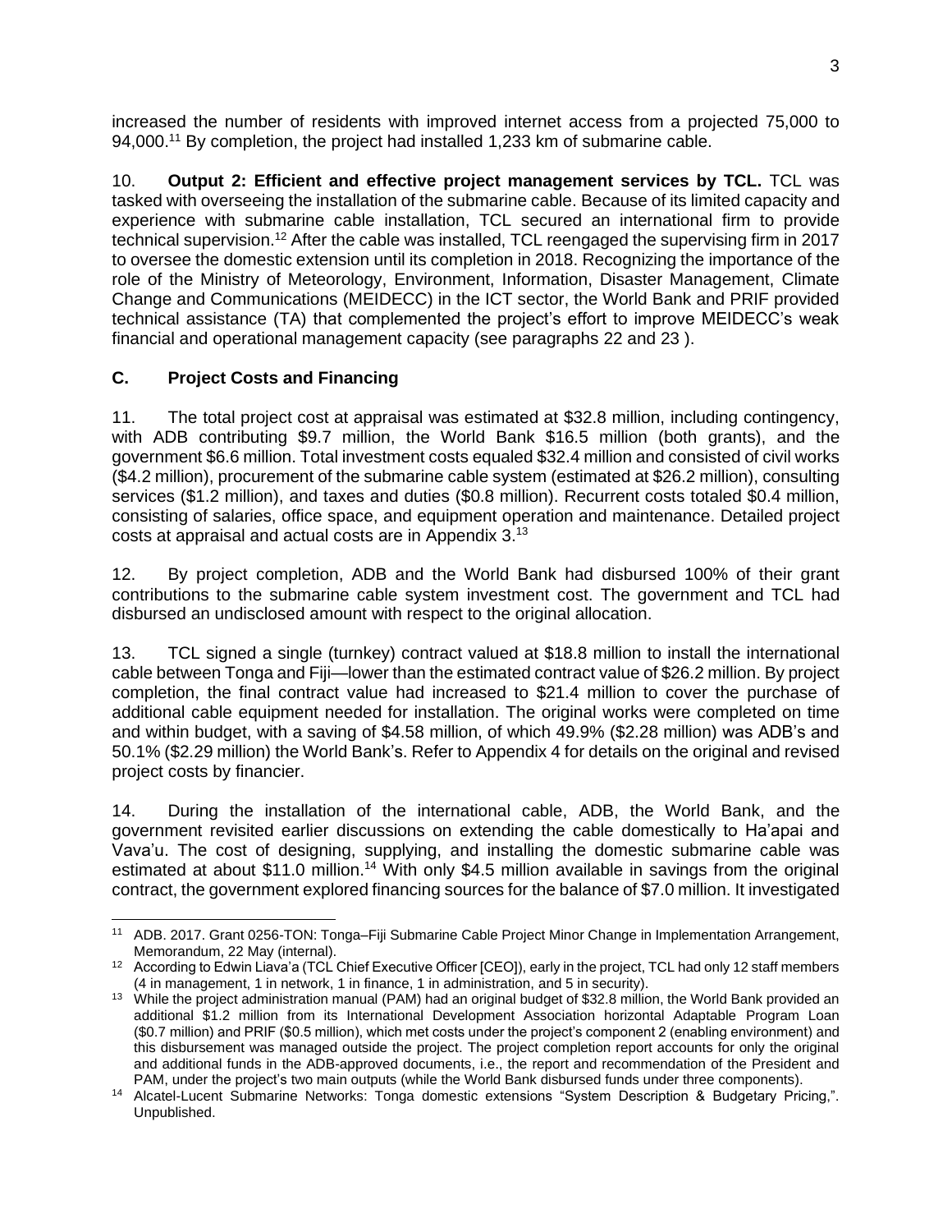increased the number of residents with improved internet access from a projected 75,000 to 94,000.[11] By completion, the project had installed 1,233 km of submarine cable.

10. **Output 2: Efficient and effective project management services by TCL.** TCL was tasked with overseeing the installation of the submarine cable. Because of its limited capacity and experience with submarine cable installation, TCL secured an international firm to provide technical supervision.[12] After the cable was installed, TCL reengaged the supervising firm in 2017 to oversee the domestic extension until its completion in 2018. Recognizing the importance of the role of the Ministry of Meteorology, Environment, Information, Disaster Management, Climate Change and Communications (MEIDECC) in the ICT sector, the World Bank and PRIF provided technical assistance (TA) that complemented the project's effort to improve MEIDECC's weak financial and operational management capacity (see paragraphs 22 and 23 ).

## C. Project Costs and Financing

11. The total project cost at appraisal was estimated at $32.8 million, including contingency, with ADB contributing $9.7 million, the World Bank $16.5 million (both grants), and the government $6.6 million. Total investment costs equaled $32.4 million and consisted of civil works ($4.2 million), procurement of the submarine cable system (estimated at $26.2 million), consulting services ($1.2 million), and taxes and duties ($0.8 million). Recurrent costs totaled $0.4 million, consisting of salaries, office space, and equipment operation and maintenance. Detailed project costs at appraisal and actual costs are in Appendix 3.[13]

12. By project completion, ADB and the World Bank had disbursed 100% of their grant contributions to the submarine cable system investment cost. The government and TCL had disbursed an undisclosed amount with respect to the original allocation.

13. TCL signed a single (turnkey) contract valued at $18.8 million to install the international cable between Tonga and Fiji—lower than the estimated contract value of $26.2 million. By project completion, the final contract value had increased to $21.4 million to cover the purchase of additional cable equipment needed for installation. The original works were completed on time and within budget, with a saving of $4.58 million, of which 49.9% ($2.28 million) was ADB's and 50.1% ($2.29 million) the World Bank's. Refer to Appendix 4 for details on the original and revised project costs by financier.

14. During the installation of the international cable, ADB, the World Bank, and the government revisited earlier discussions on extending the cable domestically to Ha'apai and Vava'u. The cost of designing, supplying, and installing the domestic submarine cable was estimated at about $11.0 million.[14] With only $4.5 million available in savings from the original contract, the government explored financing sources for the balance of $7.0 million. It investigated

---

[11] ADB. 2017. Grant 0256-TON: Tonga–Fiji Submarine Cable Project Minor Change in Implementation Arrangement, Memorandum, 22 May (internal).

[12] According to Edwin Liava'a (TCL Chief Executive Officer [CEO]), early in the project, TCL had only 12 staff members (4 in management, 1 in network, 1 in finance, 1 in administration, and 5 in security).

[13] While the project administration manual (PAM) had an original budget of $32.8 million, the World Bank provided an additional $1.2 million from its International Development Association horizontal Adaptable Program Loan ($0.7 million) and PRIF ($0.5 million), which met costs under the project's component 2 (enabling environment) and this disbursement was managed outside the project. The project completion report accounts for only the original and additional funds in the ADB-approved documents, i.e., the report and recommendation of the President and PAM, under the project's two main outputs (while the World Bank disbursed funds under three components).

[14] Alcatel-Lucent Submarine Networks: Tonga domestic extensions "System Description & Budgetary Pricing,". Unpublished.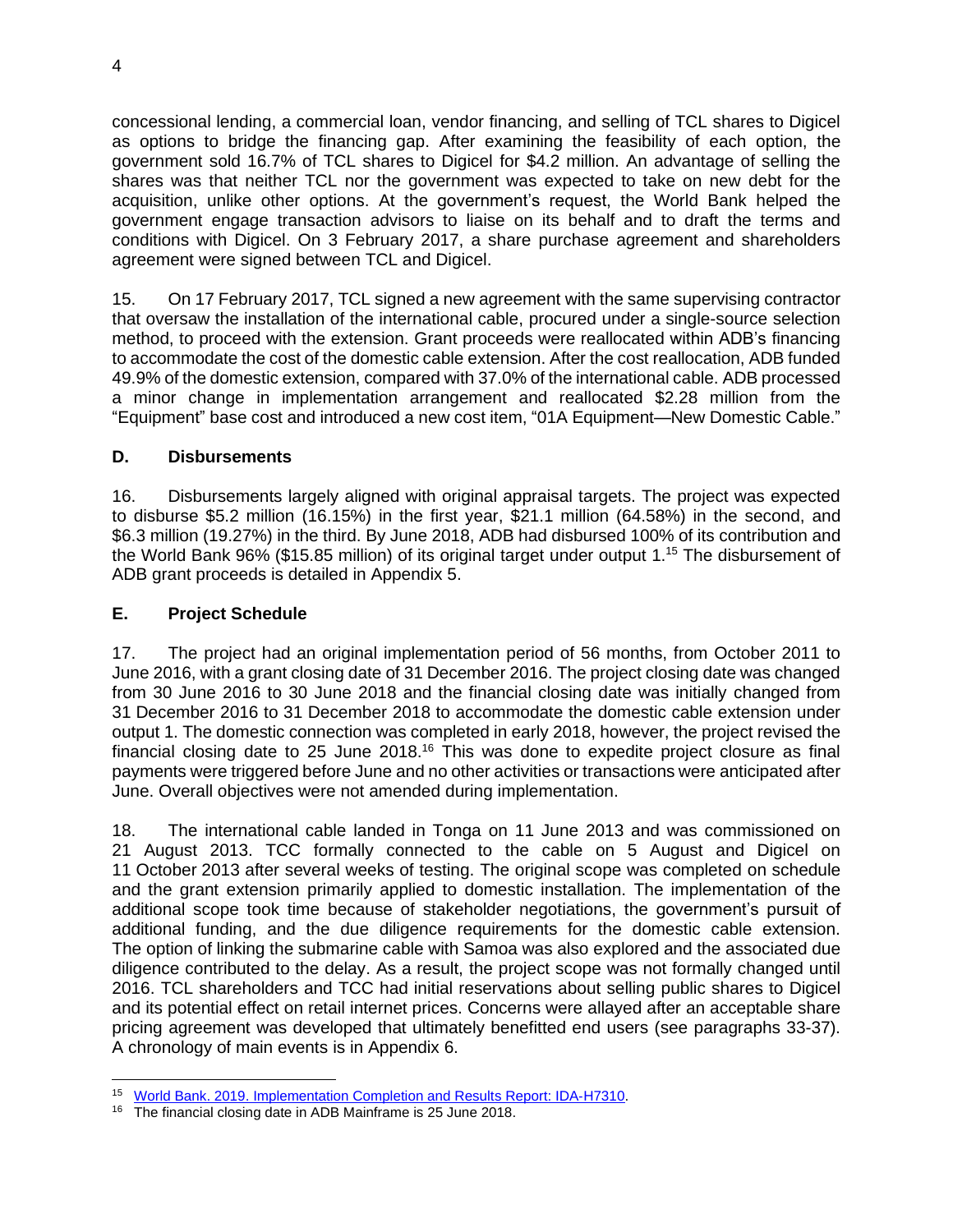concessional lending, a commercial loan, vendor financing, and selling of TCL shares to Digicel as options to bridge the financing gap. After examining the feasibility of each option, the government sold 16.7% of TCL shares to Digicel for $4.2 million. An advantage of selling the shares was that neither TCL nor the government was expected to take on new debt for the acquisition, unlike other options. At the government's request, the World Bank helped the government engage transaction advisors to liaise on its behalf and to draft the terms and conditions with Digicel. On 3 February 2017, a share purchase agreement and shareholders agreement were signed between TCL and Digicel.

15. On 17 February 2017, TCL signed a new agreement with the same supervising contractor that oversaw the installation of the international cable, procured under a single-source selection method, to proceed with the extension. Grant proceeds were reallocated within ADB's financing to accommodate the cost of the domestic cable extension. After the cost reallocation, ADB funded 49.9% of the domestic extension, compared with 37.0% of the international cable. ADB processed a minor change in implementation arrangement and reallocated $2.28 million from the "Equipment" base cost and introduced a new cost item, "01A Equipment—New Domestic Cable."

### D. Disbursements

16. Disbursements largely aligned with original appraisal targets. The project was expected to disburse $5.2 million (16.15%) in the first year, $21.1 million (64.58%) in the second, and $6.3 million (19.27%) in the third. By June 2018, ADB had disbursed 100% of its contribution and the World Bank 96% ($15.85 million) of its original target under output 1.[15] The disbursement of ADB grant proceeds is detailed in Appendix 5.

### E. Project Schedule

17. The project had an original implementation period of 56 months, from October 2011 to June 2016, with a grant closing date of 31 December 2016. The project closing date was changed from 30 June 2016 to 30 June 2018 and the financial closing date was initially changed from 31 December 2016 to 31 December 2018 to accommodate the domestic cable extension under output 1. The domestic connection was completed in early 2018, however, the project revised the financial closing date to 25 June 2018.[16] This was done to expedite project closure as final payments were triggered before June and no other activities or transactions were anticipated after June. Overall objectives were not amended during implementation.

18. The international cable landed in Tonga on 11 June 2013 and was commissioned on 21 August 2013. TCC formally connected to the cable on 5 August and Digicel on 11 October 2013 after several weeks of testing. The original scope was completed on schedule and the grant extension primarily applied to domestic installation. The implementation of the additional scope took time because of stakeholder negotiations, the government's pursuit of additional funding, and the due diligence requirements for the domestic cable extension. The option of linking the submarine cable with Samoa was also explored and the associated due diligence contributed to the delay. As a result, the project scope was not formally changed until 2016. TCL shareholders and TCC had initial reservations about selling public shares to Digicel and its potential effect on retail internet prices. Concerns were allayed after an acceptable share pricing agreement was developed that ultimately benefitted end users (see paragraphs 33-37). A chronology of main events is in Appendix 6.

---

[15] World Bank. 2019. Implementation Completion and Results Report: IDA-H7310.

[16] The financial closing date in ADB Mainframe is 25 June 2018.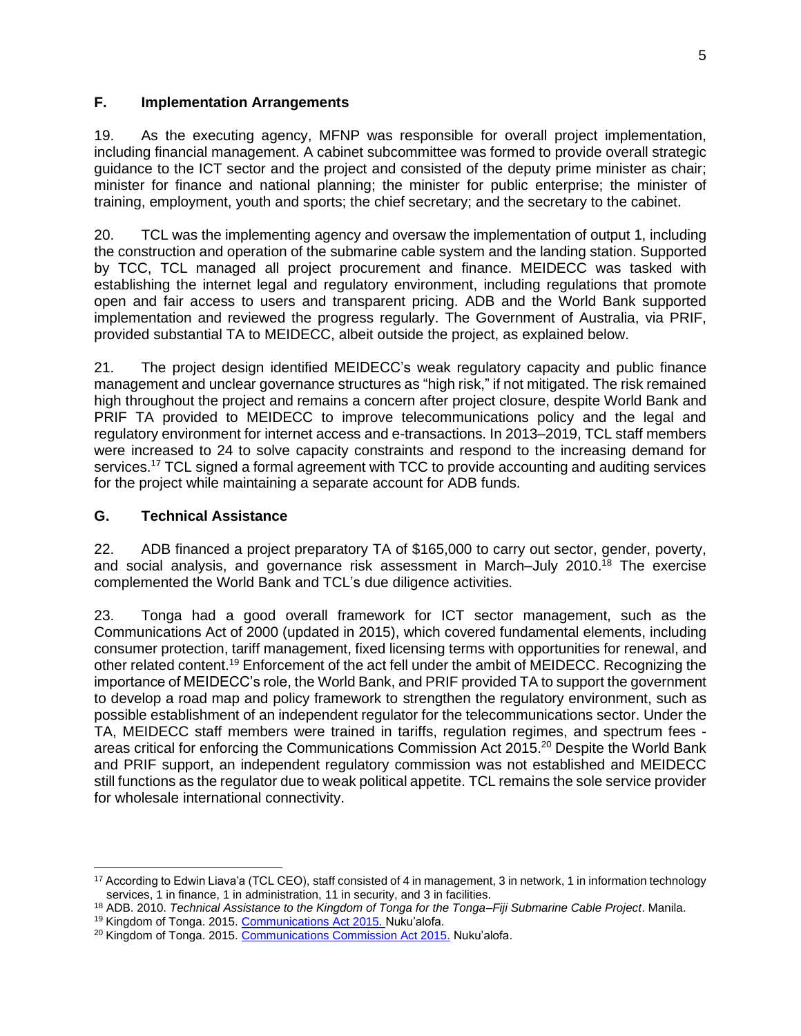### F. Implementation Arrangements

19. As the executing agency, MFNP was responsible for overall project implementation, including financial management. A cabinet subcommittee was formed to provide overall strategic guidance to the ICT sector and the project and consisted of the deputy prime minister as chair; minister for finance and national planning; the minister for public enterprise; the minister of training, employment, youth and sports; the chief secretary; and the secretary to the cabinet.

20. TCL was the implementing agency and oversaw the implementation of output 1, including the construction and operation of the submarine cable system and the landing station. Supported by TCC, TCL managed all project procurement and finance. MEIDECC was tasked with establishing the internet legal and regulatory environment, including regulations that promote open and fair access to users and transparent pricing. ADB and the World Bank supported implementation and reviewed the progress regularly. The Government of Australia, via PRIF, provided substantial TA to MEIDECC, albeit outside the project, as explained below.

21. The project design identified MEIDECC's weak regulatory capacity and public finance management and unclear governance structures as "high risk," if not mitigated. The risk remained high throughout the project and remains a concern after project closure, despite World Bank and PRIF TA provided to MEIDECC to improve telecommunications policy and the legal and regulatory environment for internet access and e-transactions. In 2013–2019, TCL staff members were increased to 24 to solve capacity constraints and respond to the increasing demand for services.[17] TCL signed a formal agreement with TCC to provide accounting and auditing services for the project while maintaining a separate account for ADB funds.

### G. Technical Assistance

22. ADB financed a project preparatory TA of $165,000 to carry out sector, gender, poverty, and social analysis, and governance risk assessment in March–July 2010.[18] The exercise complemented the World Bank and TCL's due diligence activities.

23. Tonga had a good overall framework for ICT sector management, such as the Communications Act of 2000 (updated in 2015), which covered fundamental elements, including consumer protection, tariff management, fixed licensing terms with opportunities for renewal, and other related content.[19] Enforcement of the act fell under the ambit of MEIDECC. Recognizing the importance of MEIDECC's role, the World Bank, and PRIF provided TA to support the government to develop a road map and policy framework to strengthen the regulatory environment, such as possible establishment of an independent regulator for the telecommunications sector. Under the TA, MEIDECC staff members were trained in tariffs, regulation regimes, and spectrum fees - areas critical for enforcing the Communications Commission Act 2015.[20] Despite the World Bank and PRIF support, an independent regulatory commission was not established and MEIDECC still functions as the regulator due to weak political appetite. TCL remains the sole service provider for wholesale international connectivity.

---

[17] According to Edwin Liava'a (TCL CEO), staff consisted of 4 in management, 3 in network, 1 in information technology services, 1 in finance, 1 in administration, 11 in security, and 3 in facilities.

[18] ADB. 2010. *Technical Assistance to the Kingdom of Tonga for the Tonga–Fiji Submarine Cable Project*. Manila.

[19] Kingdom of Tonga. 2015. Communications Act 2015. Nuku'alofa.

[20] Kingdom of Tonga. 2015. Communications Commission Act 2015. Nuku'alofa.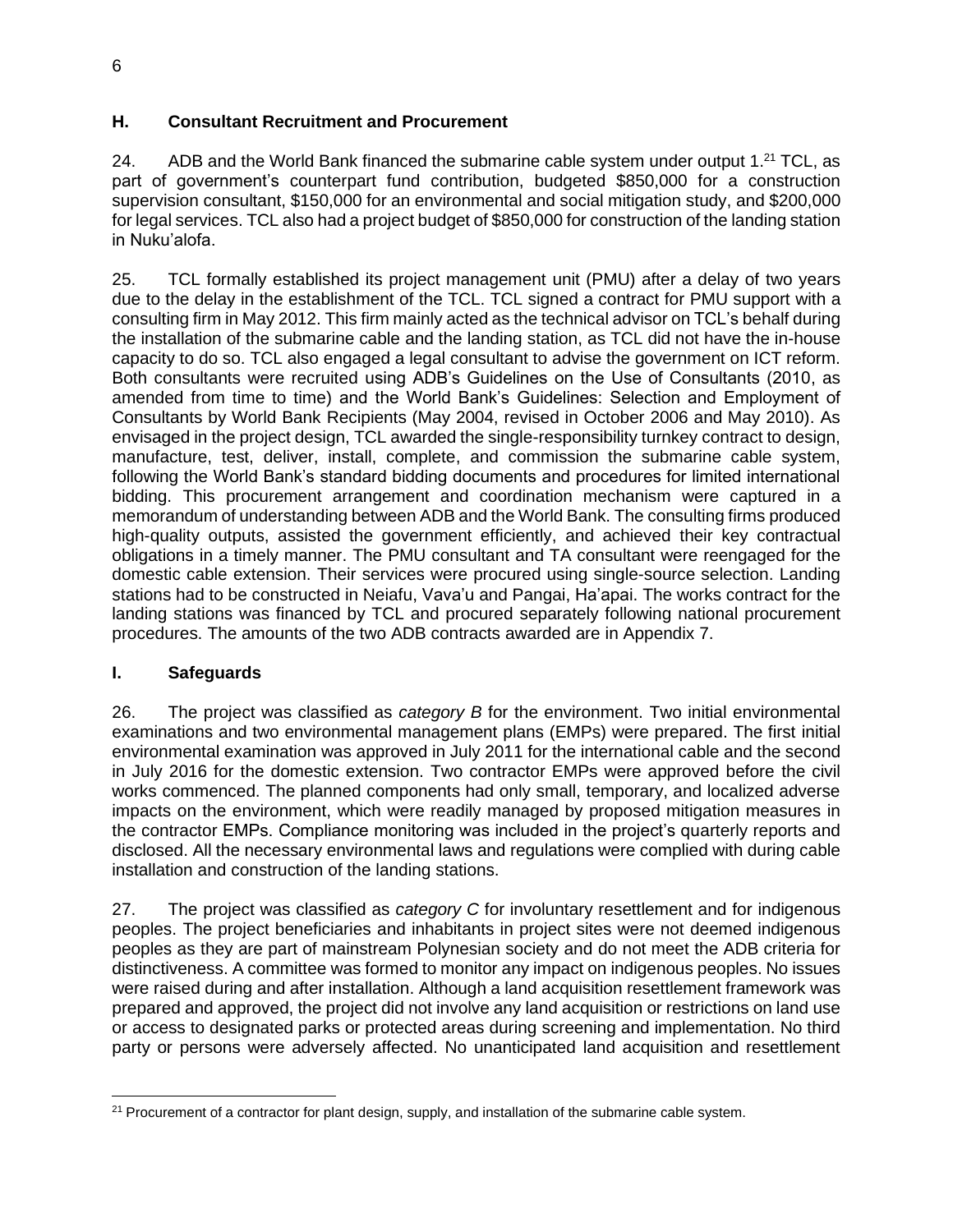## H. Consultant Recruitment and Procurement

24. ADB and the World Bank financed the submarine cable system under output 1.[21] TCL, as part of government's counterpart fund contribution, budgeted \$850,000 for a construction supervision consultant, \$150,000 for an environmental and social mitigation study, and \$200,000 for legal services. TCL also had a project budget of \$850,000 for construction of the landing station in Nuku'alofa.

25. TCL formally established its project management unit (PMU) after a delay of two years due to the delay in the establishment of the TCL. TCL signed a contract for PMU support with a consulting firm in May 2012. This firm mainly acted as the technical advisor on TCL's behalf during the installation of the submarine cable and the landing station, as TCL did not have the in-house capacity to do so. TCL also engaged a legal consultant to advise the government on ICT reform. Both consultants were recruited using ADB's Guidelines on the Use of Consultants (2010, as amended from time to time) and the World Bank's Guidelines: Selection and Employment of Consultants by World Bank Recipients (May 2004, revised in October 2006 and May 2010). As envisaged in the project design, TCL awarded the single-responsibility turnkey contract to design, manufacture, test, deliver, install, complete, and commission the submarine cable system, following the World Bank's standard bidding documents and procedures for limited international bidding. This procurement arrangement and coordination mechanism were captured in a memorandum of understanding between ADB and the World Bank. The consulting firms produced high-quality outputs, assisted the government efficiently, and achieved their key contractual obligations in a timely manner. The PMU consultant and TA consultant were reengaged for the domestic cable extension. Their services were procured using single-source selection. Landing stations had to be constructed in Neiafu, Vava'u and Pangai, Ha'apai. The works contract for the landing stations was financed by TCL and procured separately following national procurement procedures. The amounts of the two ADB contracts awarded are in Appendix 7.

## I. Safeguards

26. The project was classified as *category B* for the environment. Two initial environmental examinations and two environmental management plans (EMPs) were prepared. The first initial environmental examination was approved in July 2011 for the international cable and the second in July 2016 for the domestic extension. Two contractor EMPs were approved before the civil works commenced. The planned components had only small, temporary, and localized adverse impacts on the environment, which were readily managed by proposed mitigation measures in the contractor EMPs. Compliance monitoring was included in the project's quarterly reports and disclosed. All the necessary environmental laws and regulations were complied with during cable installation and construction of the landing stations.

27. The project was classified as *category C* for involuntary resettlement and for indigenous peoples. The project beneficiaries and inhabitants in project sites were not deemed indigenous peoples as they are part of mainstream Polynesian society and do not meet the ADB criteria for distinctiveness. A committee was formed to monitor any impact on indigenous peoples. No issues were raised during and after installation. Although a land acquisition resettlement framework was prepared and approved, the project did not involve any land acquisition or restrictions on land use or access to designated parks or protected areas during screening and implementation. No third party or persons were adversely affected. No unanticipated land acquisition and resettlement

[21] Procurement of a contractor for plant design, supply, and installation of the submarine cable system.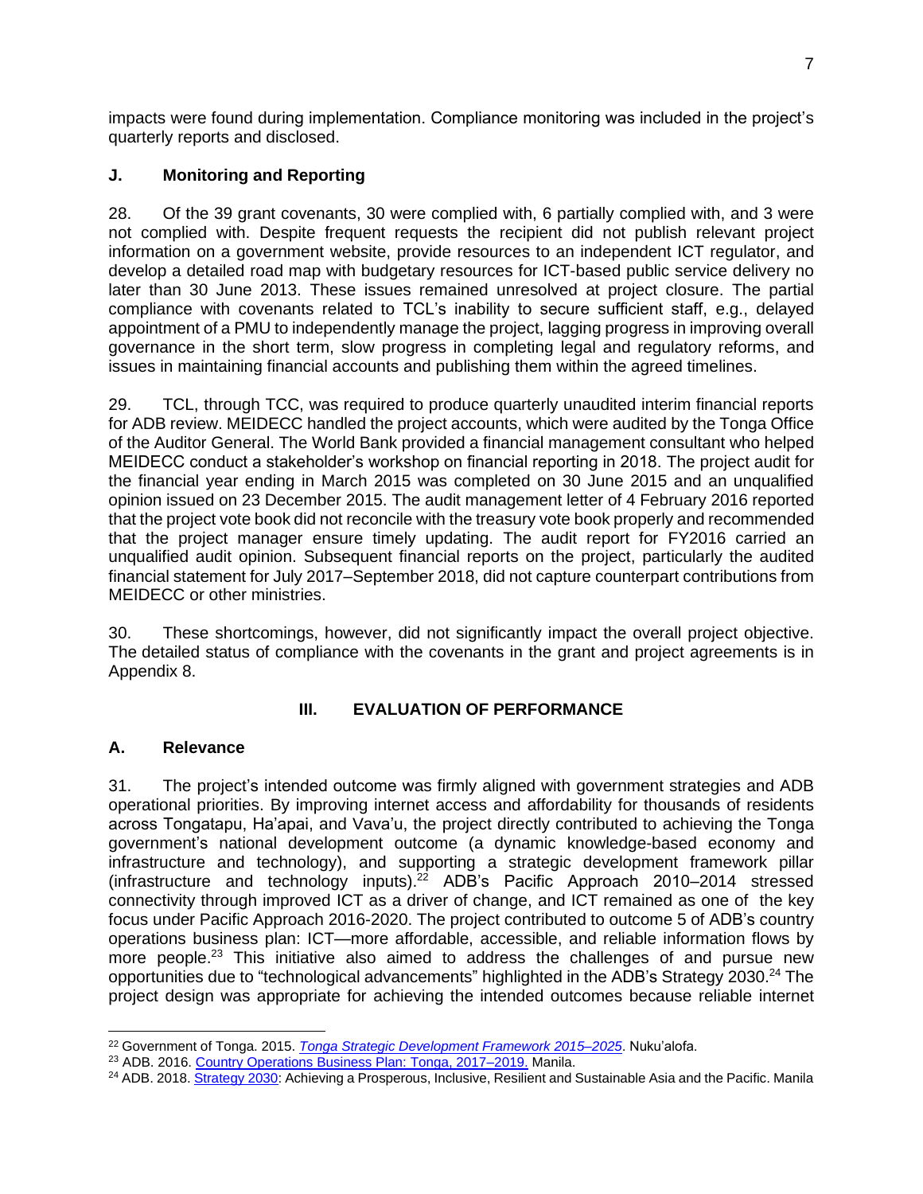impacts were found during implementation. Compliance monitoring was included in the project's quarterly reports and disclosed.

### J. Monitoring and Reporting

28. Of the 39 grant covenants, 30 were complied with, 6 partially complied with, and 3 were not complied with. Despite frequent requests the recipient did not publish relevant project information on a government website, provide resources to an independent ICT regulator, and develop a detailed road map with budgetary resources for ICT-based public service delivery no later than 30 June 2013. These issues remained unresolved at project closure. The partial compliance with covenants related to TCL's inability to secure sufficient staff, e.g., delayed appointment of a PMU to independently manage the project, lagging progress in improving overall governance in the short term, slow progress in completing legal and regulatory reforms, and issues in maintaining financial accounts and publishing them within the agreed timelines.

29. TCL, through TCC, was required to produce quarterly unaudited interim financial reports for ADB review. MEIDECC handled the project accounts, which were audited by the Tonga Office of the Auditor General. The World Bank provided a financial management consultant who helped MEIDECC conduct a stakeholder's workshop on financial reporting in 2018. The project audit for the financial year ending in March 2015 was completed on 30 June 2015 and an unqualified opinion issued on 23 December 2015. The audit management letter of 4 February 2016 reported that the project vote book did not reconcile with the treasury vote book properly and recommended that the project manager ensure timely updating. The audit report for FY2016 carried an unqualified audit opinion. Subsequent financial reports on the project, particularly the audited financial statement for July 2017–September 2018, did not capture counterpart contributions from MEIDECC or other ministries.

30. These shortcomings, however, did not significantly impact the overall project objective. The detailed status of compliance with the covenants in the grant and project agreements is in Appendix 8.

## III. EVALUATION OF PERFORMANCE

### A. Relevance

31. The project's intended outcome was firmly aligned with government strategies and ADB operational priorities. By improving internet access and affordability for thousands of residents across Tongatapu, Ha'apai, and Vava'u, the project directly contributed to achieving the Tonga government's national development outcome (a dynamic knowledge-based economy and infrastructure and technology), and supporting a strategic development framework pillar (infrastructure and technology inputs).[22] ADB's Pacific Approach 2010–2014 stressed connectivity through improved ICT as a driver of change, and ICT remained as one of the key focus under Pacific Approach 2016-2020. The project contributed to outcome 5 of ADB's country operations business plan: ICT—more affordable, accessible, and reliable information flows by more people.[23] This initiative also aimed to address the challenges of and pursue new opportunities due to "technological advancements" highlighted in the ADB's Strategy 2030.[24] The project design was appropriate for achieving the intended outcomes because reliable internet

[22] Government of Tonga. 2015. *Tonga Strategic Development Framework 2015–2025*. Nuku'alofa.

[23] ADB. 2016. Country Operations Business Plan: Tonga, 2017–2019. Manila.

[24] ADB. 2018. Strategy 2030: Achieving a Prosperous, Inclusive, Resilient and Sustainable Asia and the Pacific. Manila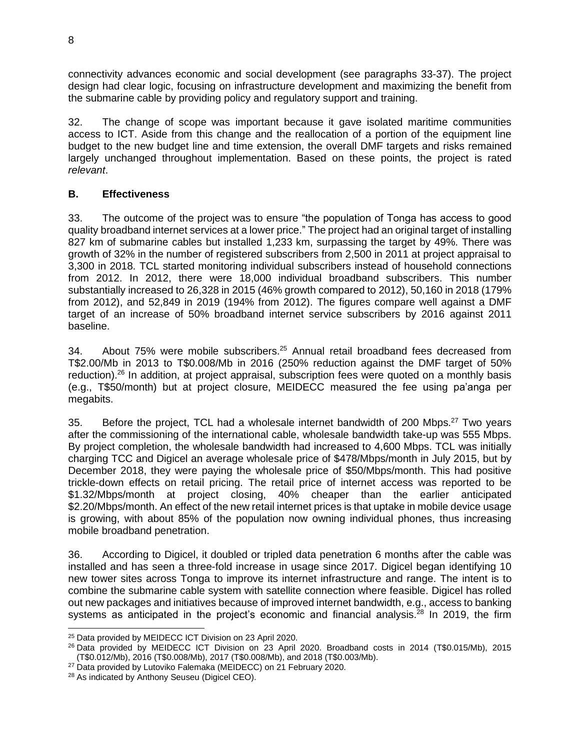connectivity advances economic and social development (see paragraphs 33-37). The project design had clear logic, focusing on infrastructure development and maximizing the benefit from the submarine cable by providing policy and regulatory support and training.

32. The change of scope was important because it gave isolated maritime communities access to ICT. Aside from this change and the reallocation of a portion of the equipment line budget to the new budget line and time extension, the overall DMF targets and risks remained largely unchanged throughout implementation. Based on these points, the project is rated *relevant*.

## B. Effectiveness

33. The outcome of the project was to ensure "the population of Tonga has access to good quality broadband internet services at a lower price." The project had an original target of installing 827 km of submarine cables but installed 1,233 km, surpassing the target by 49%. There was growth of 32% in the number of registered subscribers from 2,500 in 2011 at project appraisal to 3,300 in 2018. TCL started monitoring individual subscribers instead of household connections from 2012. In 2012, there were 18,000 individual broadband subscribers. This number substantially increased to 26,328 in 2015 (46% growth compared to 2012), 50,160 in 2018 (179% from 2012), and 52,849 in 2019 (194% from 2012). The figures compare well against a DMF target of an increase of 50% broadband internet service subscribers by 2016 against 2011 baseline.

34. About 75% were mobile subscribers.[25] Annual retail broadband fees decreased from T$2.00/Mb in 2013 to T$0.008/Mb in 2016 (250% reduction against the DMF target of 50% reduction).[26] In addition, at project appraisal, subscription fees were quoted on a monthly basis (e.g., T$50/month) but at project closure, MEIDECC measured the fee using pa'anga per megabits.

35. Before the project, TCL had a wholesale internet bandwidth of 200 Mbps.[27] Two years after the commissioning of the international cable, wholesale bandwidth take-up was 555 Mbps. By project completion, the wholesale bandwidth had increased to 4,600 Mbps. TCL was initially charging TCC and Digicel an average wholesale price of $478/Mbps/month in July 2015, but by December 2018, they were paying the wholesale price of $50/Mbps/month. This had positive trickle-down effects on retail pricing. The retail price of internet access was reported to be $1.32/Mbps/month at project closing, 40% cheaper than the earlier anticipated $2.20/Mbps/month. An effect of the new retail internet prices is that uptake in mobile device usage is growing, with about 85% of the population now owning individual phones, thus increasing mobile broadband penetration.

36. According to Digicel, it doubled or tripled data penetration 6 months after the cable was installed and has seen a three-fold increase in usage since 2017. Digicel began identifying 10 new tower sites across Tonga to improve its internet infrastructure and range. The intent is to combine the submarine cable system with satellite connection where feasible. Digicel has rolled out new packages and initiatives because of improved internet bandwidth, e.g., access to banking systems as anticipated in the project's economic and financial analysis.[28] In 2019, the firm

---

[25] Data provided by MEIDECC ICT Division on 23 April 2020.

[26] Data provided by MEIDECC ICT Division on 23 April 2020. Broadband costs in 2014 (T$0.015/Mb), 2015 (T$0.012/Mb), 2016 (T$0.008/Mb), 2017 (T$0.008/Mb), and 2018 (T$0.003/Mb).

[27] Data provided by Lutoviko Falemaka (MEIDECC) on 21 February 2020.

[28] As indicated by Anthony Seuseu (Digicel CEO).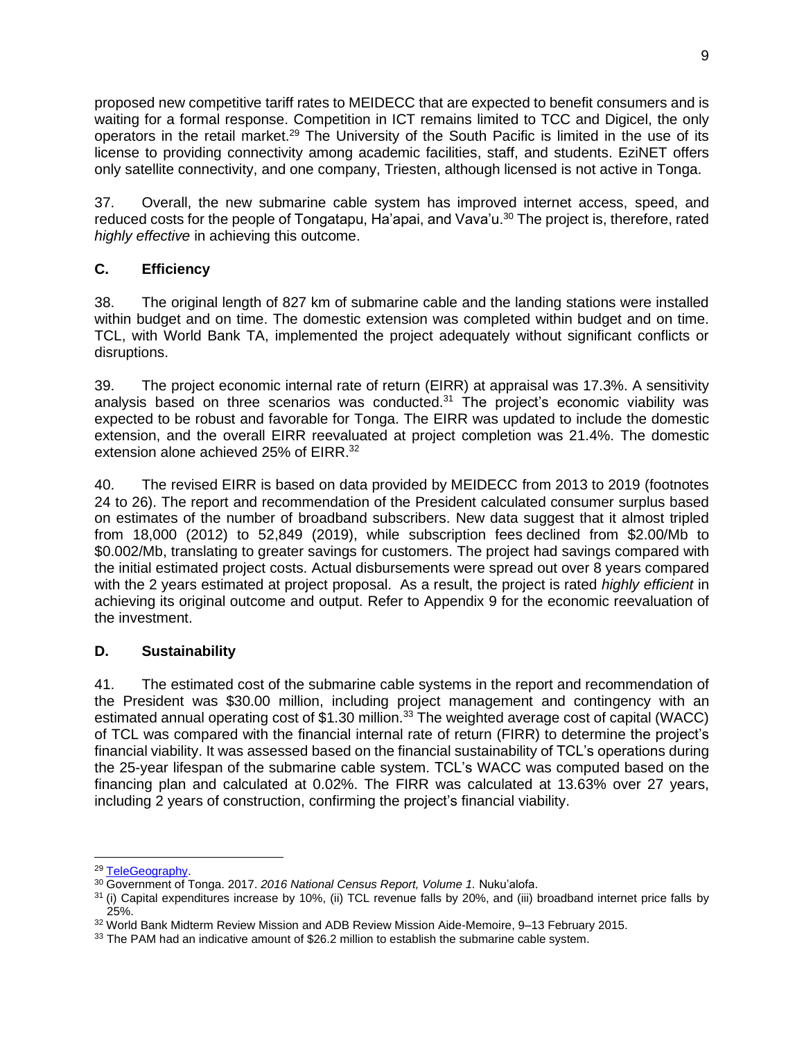proposed new competitive tariff rates to MEIDECC that are expected to benefit consumers and is waiting for a formal response. Competition in ICT remains limited to TCC and Digicel, the only operators in the retail market.[29] The University of the South Pacific is limited in the use of its license to providing connectivity among academic facilities, staff, and students. EziNET offers only satellite connectivity, and one company, Triesten, although licensed is not active in Tonga.

37. Overall, the new submarine cable system has improved internet access, speed, and reduced costs for the people of Tongatapu, Ha'apai, and Vava'u.[30] The project is, therefore, rated *highly effective* in achieving this outcome.

## C. Efficiency

38. The original length of 827 km of submarine cable and the landing stations were installed within budget and on time. The domestic extension was completed within budget and on time. TCL, with World Bank TA, implemented the project adequately without significant conflicts or disruptions.

39. The project economic internal rate of return (EIRR) at appraisal was 17.3%. A sensitivity analysis based on three scenarios was conducted.[31] The project's economic viability was expected to be robust and favorable for Tonga. The EIRR was updated to include the domestic extension, and the overall EIRR reevaluated at project completion was 21.4%. The domestic extension alone achieved 25% of EIRR.[32]

40. The revised EIRR is based on data provided by MEIDECC from 2013 to 2019 (footnotes 24 to 26). The report and recommendation of the President calculated consumer surplus based on estimates of the number of broadband subscribers. New data suggest that it almost tripled from 18,000 (2012) to 52,849 (2019), while subscription fees declined from \$2.00/Mb to \$0.002/Mb, translating to greater savings for customers. The project had savings compared with the initial estimated project costs. Actual disbursements were spread out over 8 years compared with the 2 years estimated at project proposal. As a result, the project is rated *highly efficient* in achieving its original outcome and output. Refer to Appendix 9 for the economic reevaluation of the investment.

## D. Sustainability

41. The estimated cost of the submarine cable systems in the report and recommendation of the President was \$30.00 million, including project management and contingency with an estimated annual operating cost of \$1.30 million.[33] The weighted average cost of capital (WACC) of TCL was compared with the financial internal rate of return (FIRR) to determine the project's financial viability. It was assessed based on the financial sustainability of TCL's operations during the 25-year lifespan of the submarine cable system. TCL's WACC was computed based on the financing plan and calculated at 0.02%. The FIRR was calculated at 13.63% over 27 years, including 2 years of construction, confirming the project's financial viability.

---

[29] TeleGeography.

[30] Government of Tonga. 2017. *2016 National Census Report, Volume 1.* Nuku'alofa.

[31] (i) Capital expenditures increase by 10%, (ii) TCL revenue falls by 20%, and (iii) broadband internet price falls by 25%.

[32] World Bank Midterm Review Mission and ADB Review Mission Aide-Memoire, 9–13 February 2015.

[33] The PAM had an indicative amount of \$26.2 million to establish the submarine cable system.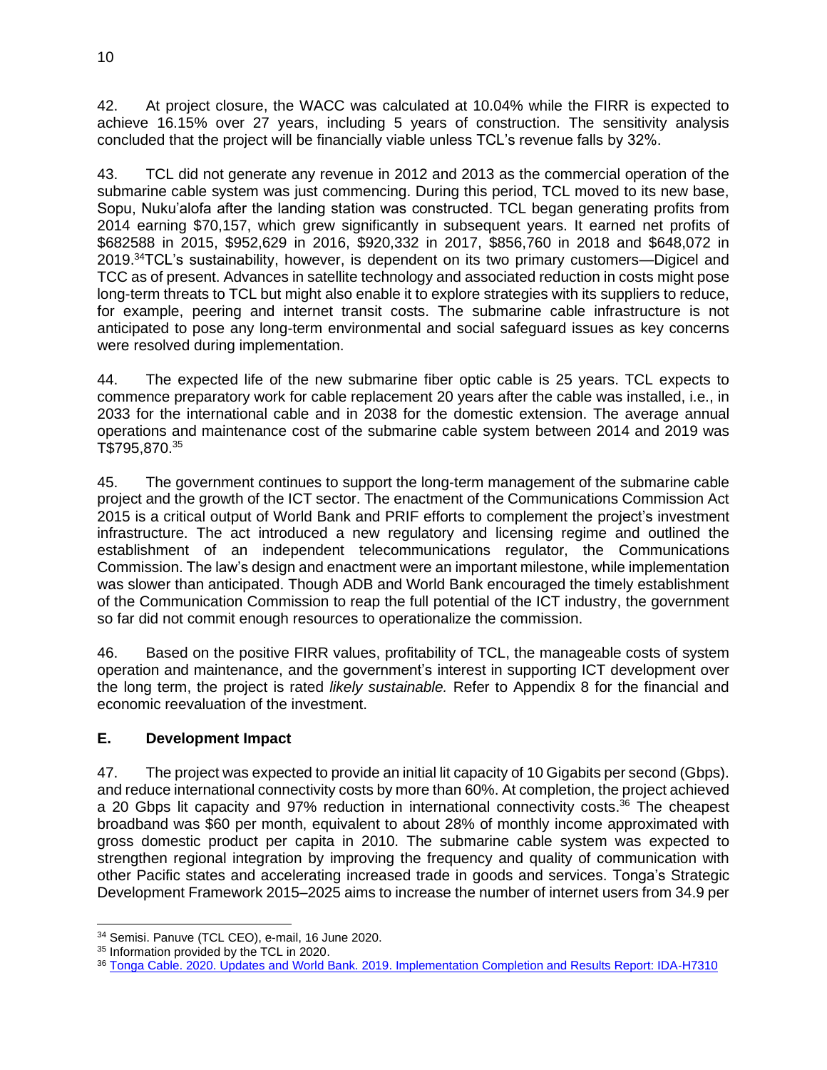42. At project closure, the WACC was calculated at 10.04% while the FIRR is expected to achieve 16.15% over 27 years, including 5 years of construction. The sensitivity analysis concluded that the project will be financially viable unless TCL's revenue falls by 32%.

43. TCL did not generate any revenue in 2012 and 2013 as the commercial operation of the submarine cable system was just commencing. During this period, TCL moved to its new base, Sopu, Nuku'alofa after the landing station was constructed. TCL began generating profits from 2014 earning $70,157, which grew significantly in subsequent years. It earned net profits of $682588 in 2015, $952,629 in 2016, $920,332 in 2017, $856,760 in 2018 and $648,072 in 2019.[34]TCL's sustainability, however, is dependent on its two primary customers—Digicel and TCC as of present. Advances in satellite technology and associated reduction in costs might pose long-term threats to TCL but might also enable it to explore strategies with its suppliers to reduce, for example, peering and internet transit costs. The submarine cable infrastructure is not anticipated to pose any long-term environmental and social safeguard issues as key concerns were resolved during implementation.

44. The expected life of the new submarine fiber optic cable is 25 years. TCL expects to commence preparatory work for cable replacement 20 years after the cable was installed, i.e., in 2033 for the international cable and in 2038 for the domestic extension. The average annual operations and maintenance cost of the submarine cable system between 2014 and 2019 was T$795,870.[35]

45. The government continues to support the long-term management of the submarine cable project and the growth of the ICT sector. The enactment of the Communications Commission Act 2015 is a critical output of World Bank and PRIF efforts to complement the project's investment infrastructure. The act introduced a new regulatory and licensing regime and outlined the establishment of an independent telecommunications regulator, the Communications Commission. The law's design and enactment were an important milestone, while implementation was slower than anticipated. Though ADB and World Bank encouraged the timely establishment of the Communication Commission to reap the full potential of the ICT industry, the government so far did not commit enough resources to operationalize the commission.

46. Based on the positive FIRR values, profitability of TCL, the manageable costs of system operation and maintenance, and the government's interest in supporting ICT development over the long term, the project is rated *likely sustainable.* Refer to Appendix 8 for the financial and economic reevaluation of the investment.

## E. Development Impact

47. The project was expected to provide an initial lit capacity of 10 Gigabits per second (Gbps). and reduce international connectivity costs by more than 60%. At completion, the project achieved a 20 Gbps lit capacity and 97% reduction in international connectivity costs.[36] The cheapest broadband was $60 per month, equivalent to about 28% of monthly income approximated with gross domestic product per capita in 2010. The submarine cable system was expected to strengthen regional integration by improving the frequency and quality of communication with other Pacific states and accelerating increased trade in goods and services. Tonga's Strategic Development Framework 2015–2025 aims to increase the number of internet users from 34.9 per

---

[34] Semisi. Panuve (TCL CEO), e-mail, 16 June 2020.

[35] Information provided by the TCL in 2020.

[36] Tonga Cable. 2020. Updates and World Bank. 2019. Implementation Completion and Results Report: IDA-H7310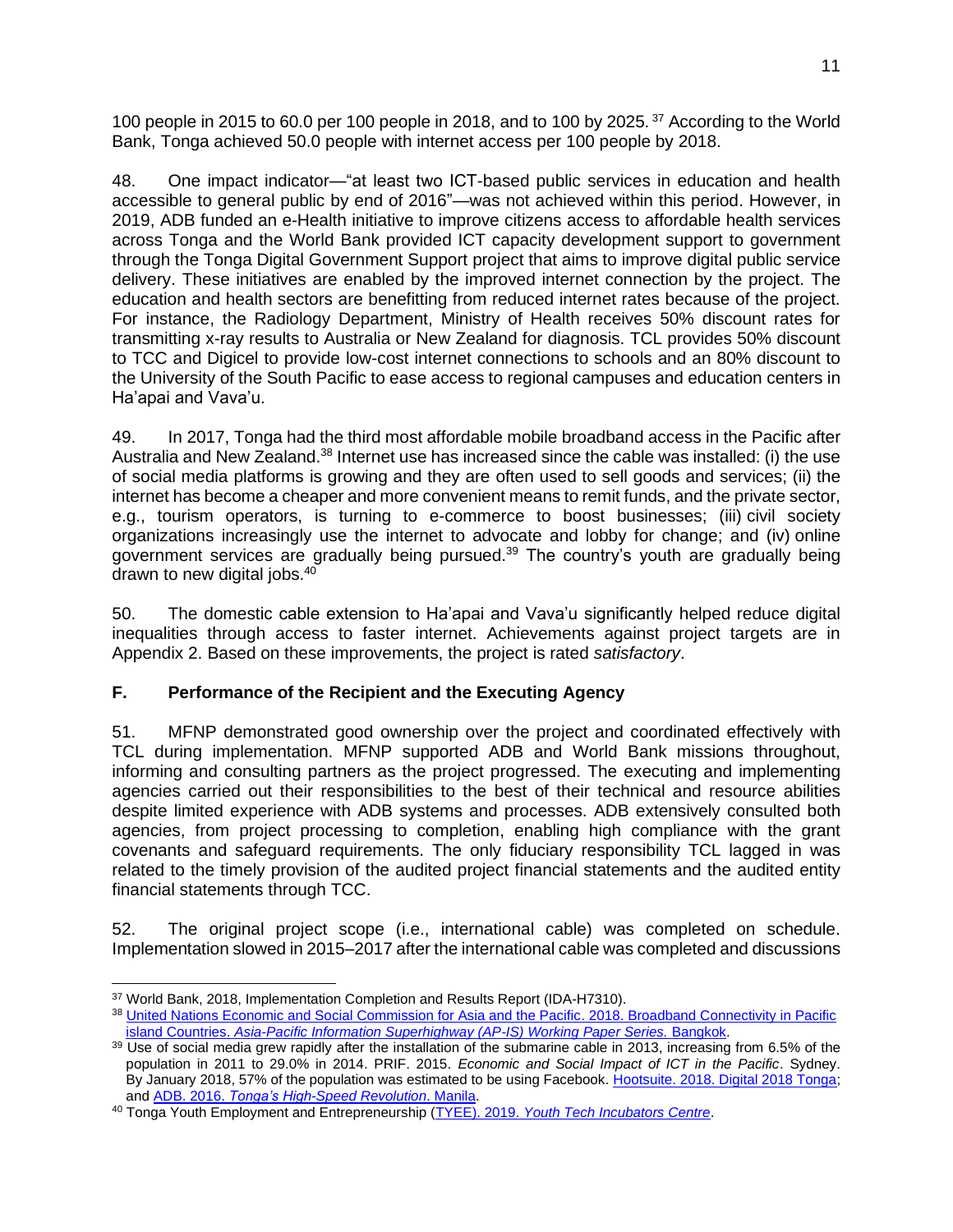100 people in 2015 to 60.0 per 100 people in 2018, and to 100 by 2025.[37] According to the World Bank, Tonga achieved 50.0 people with internet access per 100 people by 2018.

48. One impact indicator—"at least two ICT-based public services in education and health accessible to general public by end of 2016"—was not achieved within this period. However, in 2019, ADB funded an e-Health initiative to improve citizens access to affordable health services across Tonga and the World Bank provided ICT capacity development support to government through the Tonga Digital Government Support project that aims to improve digital public service delivery. These initiatives are enabled by the improved internet connection by the project. The education and health sectors are benefitting from reduced internet rates because of the project. For instance, the Radiology Department, Ministry of Health receives 50% discount rates for transmitting x-ray results to Australia or New Zealand for diagnosis. TCL provides 50% discount to TCC and Digicel to provide low-cost internet connections to schools and an 80% discount to the University of the South Pacific to ease access to regional campuses and education centers in Ha'apai and Vava'u.

49. In 2017, Tonga had the third most affordable mobile broadband access in the Pacific after Australia and New Zealand.[38] Internet use has increased since the cable was installed: (i) the use of social media platforms is growing and they are often used to sell goods and services; (ii) the internet has become a cheaper and more convenient means to remit funds, and the private sector, e.g., tourism operators, is turning to e-commerce to boost businesses; (iii) civil society organizations increasingly use the internet to advocate and lobby for change; and (iv) online government services are gradually being pursued.[39] The country's youth are gradually being drawn to new digital jobs.[40]

50. The domestic cable extension to Ha'apai and Vava'u significantly helped reduce digital inequalities through access to faster internet. Achievements against project targets are in Appendix 2. Based on these improvements, the project is rated *satisfactory*.

## F. Performance of the Recipient and the Executing Agency

51. MFNP demonstrated good ownership over the project and coordinated effectively with TCL during implementation. MFNP supported ADB and World Bank missions throughout, informing and consulting partners as the project progressed. The executing and implementing agencies carried out their responsibilities to the best of their technical and resource abilities despite limited experience with ADB systems and processes. ADB extensively consulted both agencies, from project processing to completion, enabling high compliance with the grant covenants and safeguard requirements. The only fiduciary responsibility TCL lagged in was related to the timely provision of the audited project financial statements and the audited entity financial statements through TCC.

52. The original project scope (i.e., international cable) was completed on schedule. Implementation slowed in 2015–2017 after the international cable was completed and discussions

---

[37] World Bank, 2018, Implementation Completion and Results Report (IDA-H7310).

[38] United Nations Economic and Social Commission for Asia and the Pacific. 2018. Broadband Connectivity in Pacific island Countries. *Asia-Pacific Information Superhighway (AP-IS) Working Paper Series.* Bangkok.

[39] Use of social media grew rapidly after the installation of the submarine cable in 2013, increasing from 6.5% of the population in 2011 to 29.0% in 2014. PRIF. 2015. *Economic and Social Impact of ICT in the Pacific*. Sydney. By January 2018, 57% of the population was estimated to be using Facebook. Hootsuite. 2018. Digital 2018 Tonga; and ADB. 2016. *Tonga's High-Speed Revolution*. Manila.

[40] Tonga Youth Employment and Entrepreneurship (TYEE). 2019. *Youth Tech Incubators Centre*.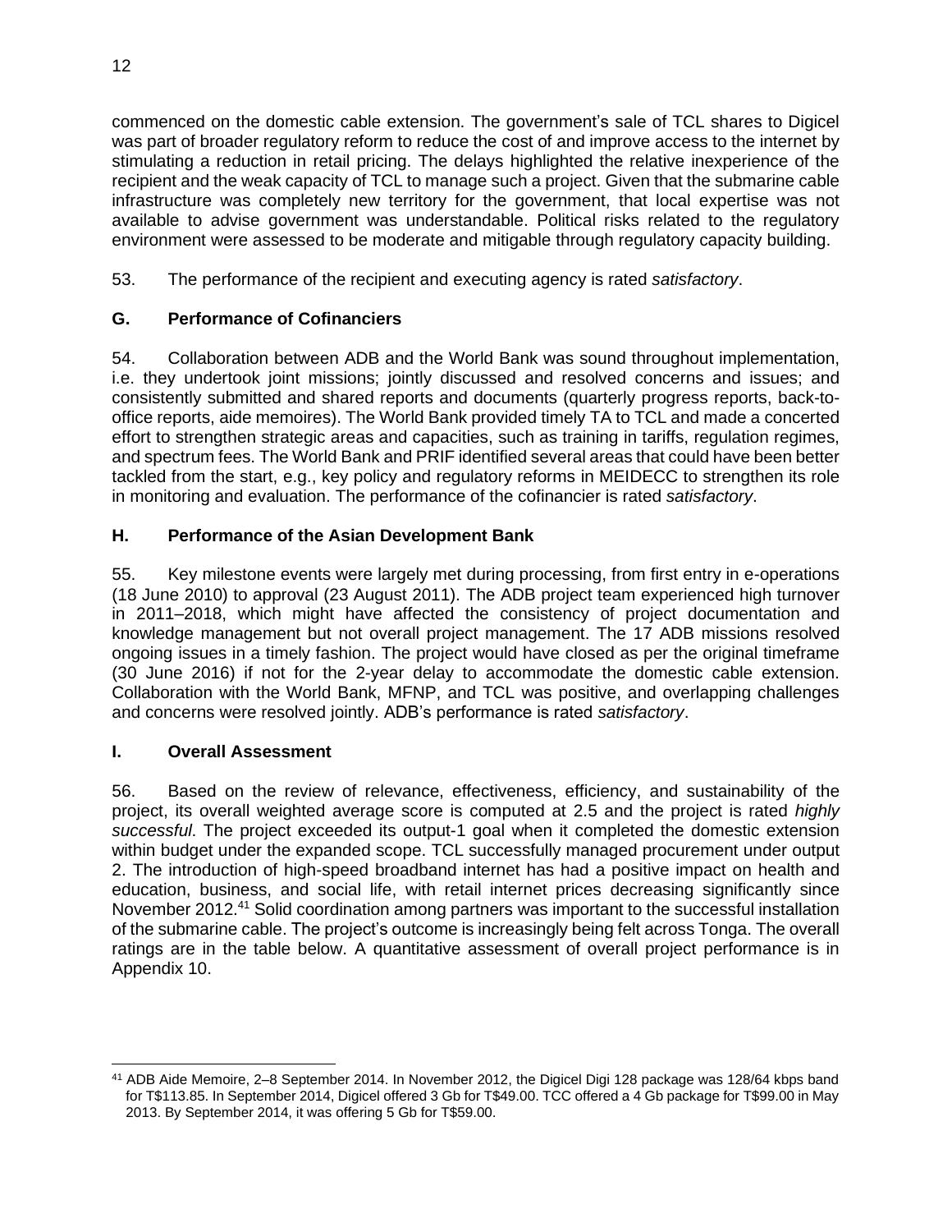commenced on the domestic cable extension. The government's sale of TCL shares to Digicel was part of broader regulatory reform to reduce the cost of and improve access to the internet by stimulating a reduction in retail pricing. The delays highlighted the relative inexperience of the recipient and the weak capacity of TCL to manage such a project. Given that the submarine cable infrastructure was completely new territory for the government, that local expertise was not available to advise government was understandable. Political risks related to the regulatory environment were assessed to be moderate and mitigable through regulatory capacity building.

53. The performance of the recipient and executing agency is rated *satisfactory*.

## G. Performance of Cofinanciers

54. Collaboration between ADB and the World Bank was sound throughout implementation, i.e. they undertook joint missions; jointly discussed and resolved concerns and issues; and consistently submitted and shared reports and documents (quarterly progress reports, back-to-office reports, aide memoires). The World Bank provided timely TA to TCL and made a concerted effort to strengthen strategic areas and capacities, such as training in tariffs, regulation regimes, and spectrum fees. The World Bank and PRIF identified several areas that could have been better tackled from the start, e.g., key policy and regulatory reforms in MEIDECC to strengthen its role in monitoring and evaluation. The performance of the cofinancier is rated *satisfactory*.

## H. Performance of the Asian Development Bank

55. Key milestone events were largely met during processing, from first entry in e-operations (18 June 2010) to approval (23 August 2011). The ADB project team experienced high turnover in 2011–2018, which might have affected the consistency of project documentation and knowledge management but not overall project management. The 17 ADB missions resolved ongoing issues in a timely fashion. The project would have closed as per the original timeframe (30 June 2016) if not for the 2-year delay to accommodate the domestic cable extension. Collaboration with the World Bank, MFNP, and TCL was positive, and overlapping challenges and concerns were resolved jointly. ADB's performance is rated *satisfactory*.

## I. Overall Assessment

56. Based on the review of relevance, effectiveness, efficiency, and sustainability of the project, its overall weighted average score is computed at 2.5 and the project is rated *highly successful*. The project exceeded its output-1 goal when it completed the domestic extension within budget under the expanded scope. TCL successfully managed procurement under output 2. The introduction of high-speed broadband internet has had a positive impact on health and education, business, and social life, with retail internet prices decreasing significantly since November 2012.[41] Solid coordination among partners was important to the successful installation of the submarine cable. The project's outcome is increasingly being felt across Tonga. The overall ratings are in the table below. A quantitative assessment of overall project performance is in Appendix 10.

[41] ADB Aide Memoire, 2–8 September 2014. In November 2012, the Digicel Digi 128 package was 128/64 kbps band for T$113.85. In September 2014, Digicel offered 3 Gb for T$49.00. TCC offered a 4 Gb package for T$99.00 in May 2013. By September 2014, it was offering 5 Gb for T$59.00.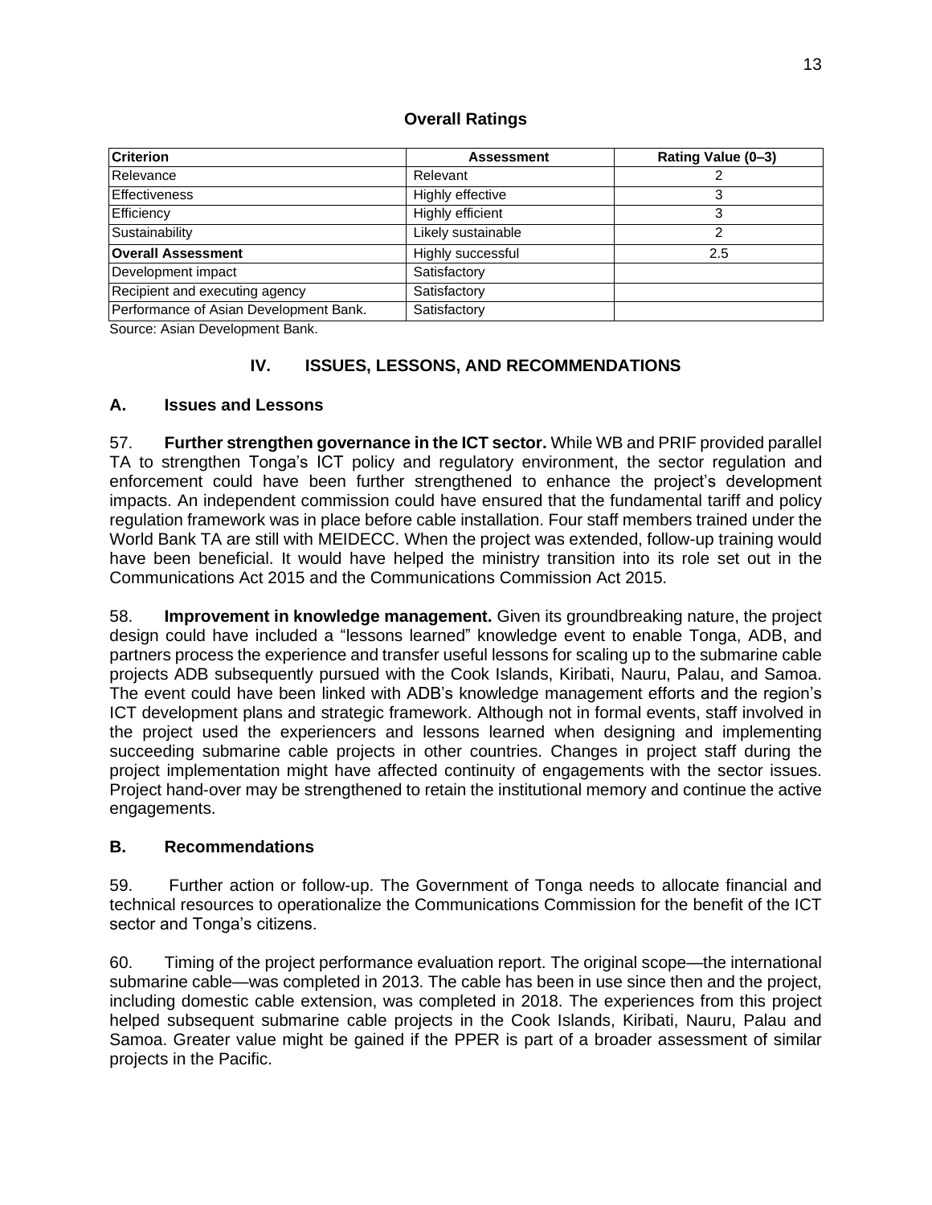**Overall Ratings**

| Criterion | Assessment | Rating Value (0–3) |
| --- | --- | --- |
| Relevance | Relevant | 2 |
| Effectiveness | Highly effective | 3 |
| Efficiency | Highly efficient | 3 |
| Sustainability | Likely sustainable | 2 |
| **Overall Assessment** | Highly successful | 2.5 |
| Development impact | Satisfactory | |
| Recipient and executing agency | Satisfactory | |
| Performance of Asian Development Bank. | Satisfactory | |

Source: Asian Development Bank.

## IV. ISSUES, LESSONS, AND RECOMMENDATIONS

### A. Issues and Lessons

57. **Further strengthen governance in the ICT sector.** While WB and PRIF provided parallel TA to strengthen Tonga's ICT policy and regulatory environment, the sector regulation and enforcement could have been further strengthened to enhance the project's development impacts. An independent commission could have ensured that the fundamental tariff and policy regulation framework was in place before cable installation. Four staff members trained under the World Bank TA are still with MEIDECC. When the project was extended, follow-up training would have been beneficial. It would have helped the ministry transition into its role set out in the Communications Act 2015 and the Communications Commission Act 2015.

58. **Improvement in knowledge management.** Given its groundbreaking nature, the project design could have included a "lessons learned" knowledge event to enable Tonga, ADB, and partners process the experience and transfer useful lessons for scaling up to the submarine cable projects ADB subsequently pursued with the Cook Islands, Kiribati, Nauru, Palau, and Samoa. The event could have been linked with ADB's knowledge management efforts and the region's ICT development plans and strategic framework. Although not in formal events, staff involved in the project used the experiencers and lessons learned when designing and implementing succeeding submarine cable projects in other countries. Changes in project staff during the project implementation might have affected continuity of engagements with the sector issues. Project hand-over may be strengthened to retain the institutional memory and continue the active engagements.

### B. Recommendations

59. Further action or follow-up. The Government of Tonga needs to allocate financial and technical resources to operationalize the Communications Commission for the benefit of the ICT sector and Tonga's citizens.

60. Timing of the project performance evaluation report. The original scope—the international submarine cable—was completed in 2013. The cable has been in use since then and the project, including domestic cable extension, was completed in 2018. The experiences from this project helped subsequent submarine cable projects in the Cook Islands, Kiribati, Nauru, Palau and Samoa. Greater value might be gained if the PPER is part of a broader assessment of similar projects in the Pacific.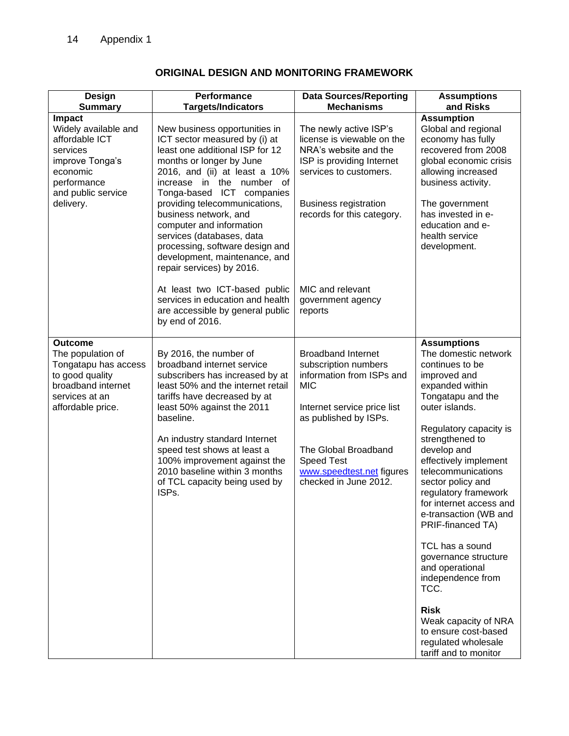## ORIGINAL DESIGN AND MONITORING FRAMEWORK

| Design Summary | Performance Targets/Indicators | Data Sources/Reporting Mechanisms | Assumptions and Risks |
|---|---|---|---|
| **Impact**<br>Widely available and affordable ICT services improve Tonga's economic performance and public service delivery. | New business opportunities in ICT sector measured by (i) at least one additional ISP for 12 months or longer by June 2016, and (ii) at least a 10% increase in the number of Tonga-based ICT companies providing telecommunications, business network, and computer and information services (databases, data processing, software design and development, maintenance, and repair services) by 2016.<br><br>At least two ICT-based public services in education and health are accessible by general public by end of 2016. | The newly active ISP's license is viewable on the NRA's website and the ISP is providing Internet services to customers.<br><br>Business registration records for this category.<br><br>MIC and relevant government agency reports | **Assumption**<br>Global and regional economy has fully recovered from 2008 global economic crisis allowing increased business activity.<br><br>The government has invested in e-education and e-health service development. |
| **Outcome**<br>The population of Tongatapu has access to good quality broadband internet services at an affordable price. | By 2016, the number of broadband internet service subscribers has increased by at least 50% and the internet retail tariffs have decreased by at least 50% against the 2011 baseline.<br><br>An industry standard Internet speed test shows at least a 100% improvement against the 2010 baseline within 3 months of TCL capacity being used by ISPs. | Broadband Internet subscription numbers information from ISPs and MIC<br><br>Internet service price list as published by ISPs.<br><br>The Global Broadband Speed Test www.speedtest.net figures checked in June 2012. | **Assumptions**<br>The domestic network continues to be improved and expanded within Tongatapu and the outer islands.<br><br>Regulatory capacity is strengthened to develop and effectively implement telecommunications sector policy and regulatory framework for internet access and e-transaction (WB and PRIF-financed TA)<br><br>TCL has a sound governance structure and operational independence from TCC.<br><br>**Risk**<br>Weak capacity of NRA to ensure cost-based regulated wholesale tariff and to monitor |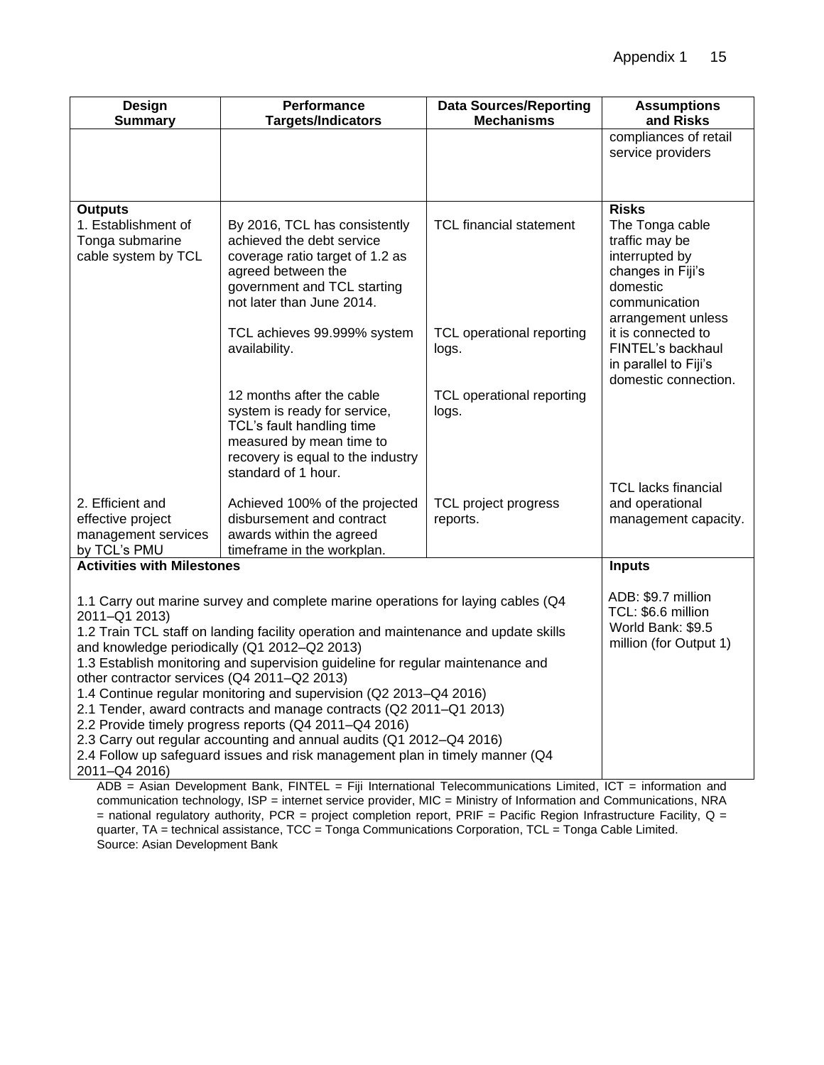| Design Summary | Performance Targets/Indicators | Data Sources/Reporting Mechanisms | Assumptions and Risks |
|---|---|---|---|
| | | | compliances of retail service providers |
| **Outputs**<br>1. Establishment of Tonga submarine cable system by TCL | By 2016, TCL has consistently achieved the debt service coverage ratio target of 1.2 as agreed between the government and TCL starting not later than June 2014.<br><br>TCL achieves 99.999% system availability.<br><br>12 months after the cable system is ready for service, TCL's fault handling time measured by mean time to recovery is equal to the industry standard of 1 hour. | TCL financial statement<br><br>TCL operational reporting logs.<br><br>TCL operational reporting logs. | **Risks**<br>The Tonga cable traffic may be interrupted by changes in Fiji's domestic communication arrangement unless it is connected to FINTEL's backhaul in parallel to Fiji's domestic connection. |
| 2. Efficient and effective project management services by TCL's PMU | Achieved 100% of the projected disbursement and contract awards within the agreed timeframe in the workplan. | TCL project progress reports. | TCL lacks financial and operational management capacity. |
| **Activities with Milestones** | | | **Inputs** |
| 1.1 Carry out marine survey and complete marine operations for laying cables (Q4 2011–Q1 2013)<br>1.2 Train TCL staff on landing facility operation and maintenance and update skills and knowledge periodically (Q1 2012–Q2 2013)<br>1.3 Establish monitoring and supervision guideline for regular maintenance and other contractor services (Q4 2011–Q2 2013)<br>1.4 Continue regular monitoring and supervision (Q2 2013–Q4 2016)<br>2.1 Tender, award contracts and manage contracts (Q2 2011–Q1 2013)<br>2.2 Provide timely progress reports (Q4 2011–Q4 2016)<br>2.3 Carry out regular accounting and annual audits (Q1 2012–Q4 2016)<br>2.4 Follow up safeguard issues and risk management plan in timely manner (Q4 2011–Q4 2016) | | | ADB: $9.7 million<br>TCL: $6.6 million<br>World Bank: $9.5 million (for Output 1) |

ADB = Asian Development Bank, FINTEL = Fiji International Telecommunications Limited, ICT = information and communication technology, ISP = internet service provider, MIC = Ministry of Information and Communications, NRA = national regulatory authority, PCR = project completion report, PRIF = Pacific Region Infrastructure Facility, Q = quarter, TA = technical assistance, TCC = Tonga Communications Corporation, TCL = Tonga Cable Limited.
Source: Asian Development Bank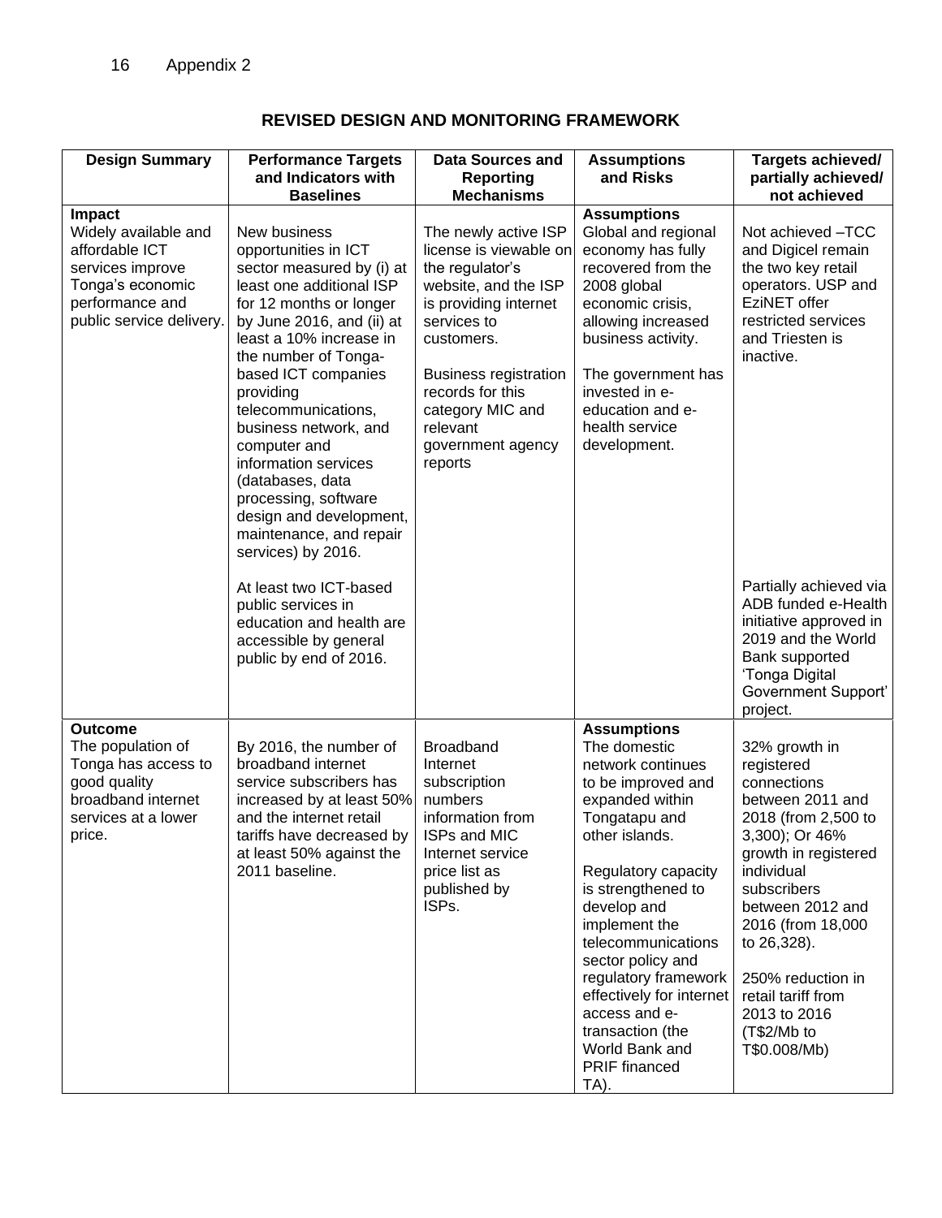## REVISED DESIGN AND MONITORING FRAMEWORK

| Design Summary | Performance Targets and Indicators with Baselines | Data Sources and Reporting Mechanisms | Assumptions and Risks | Targets achieved/ partially achieved/ not achieved |
|---|---|---|---|---|
| **Impact**<br>Widely available and affordable ICT services improve Tonga's economic performance and public service delivery. | New business opportunities in ICT sector measured by (i) at least one additional ISP for 12 months or longer by June 2016, and (ii) at least a 10% increase in the number of Tonga-based ICT companies providing telecommunications, business network, and computer and information services (databases, data processing, software design and development, maintenance, and repair services) by 2016. | The newly active ISP license is viewable on the regulator's website, and the ISP is providing internet services to customers.<br><br>Business registration records for this category MIC and relevant government agency reports | **Assumptions**<br>Global and regional economy has fully recovered from the 2008 global economic crisis, allowing increased business activity.<br><br>The government has invested in e-education and e-health service development. | Not achieved –TCC and Digicel remain the two key retail operators. USP and EziNET offer restricted services and Triesten is inactive. |
| | At least two ICT-based public services in education and health are accessible by general public by end of 2016. | | | Partially achieved via ADB funded e-Health initiative approved in 2019 and the World Bank supported 'Tonga Digital Government Support' project. |
| **Outcome**<br>The population of Tonga has access to good quality broadband internet services at a lower price. | By 2016, the number of broadband internet service subscribers has increased by at least 50% and the internet retail tariffs have decreased by at least 50% against the 2011 baseline. | Broadband Internet subscription numbers information from ISPs and MIC Internet service price list as published by ISPs. | **Assumptions**<br>The domestic network continues to be improved and expanded within Tongatapu and other islands.<br><br>Regulatory capacity is strengthened to develop and implement the telecommunications sector policy and regulatory framework effectively for internet access and e-transaction (the World Bank and PRIF financed TA). | 32% growth in registered connections between 2011 and 2018 (from 2,500 to 3,300); Or 46% growth in registered individual subscribers between 2012 and 2016 (from 18,000 to 26,328).<br><br>250% reduction in retail tariff from 2013 to 2016 (T$2/Mb to T$0.008/Mb) |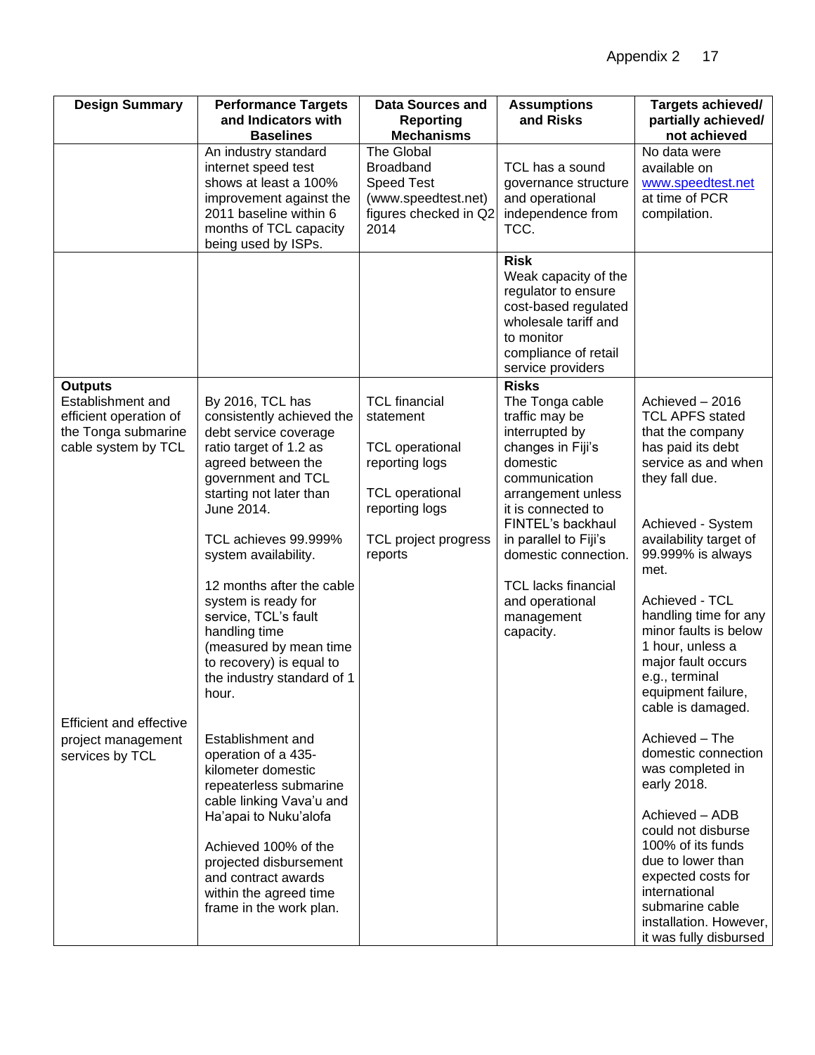| Design Summary | Performance Targets and Indicators with Baselines | Data Sources and Reporting Mechanisms | Assumptions and Risks | Targets achieved/ partially achieved/ not achieved |
|---|---|---|---|---|
| | An industry standard internet speed test shows at least a 100% improvement against the 2011 baseline within 6 months of TCL capacity being used by ISPs. | The Global Broadband Speed Test (www.speedtest.net) figures checked in Q2 2014 | TCL has a sound governance structure and operational independence from TCC. | No data were available on www.speedtest.net at time of PCR compilation. |
| | | | **Risk**<br>Weak capacity of the regulator to ensure cost-based regulated wholesale tariff and to monitor compliance of retail service providers | |
| **Outputs**<br>Establishment and efficient operation of the Tonga submarine cable system by TCL<br><br>Efficient and effective project management services by TCL | By 2016, TCL has consistently achieved the debt service coverage ratio target of 1.2 as agreed between the government and TCL starting not later than June 2014.<br><br>TCL achieves 99.999% system availability.<br><br>12 months after the cable system is ready for service, TCL's fault handling time (measured by mean time to recovery) is equal to the industry standard of 1 hour.<br><br>Establishment and operation of a 435-kilometer domestic repeaterless submarine cable linking Vava'u and Ha'apai to Nuku'alofa<br><br>Achieved 100% of the projected disbursement and contract awards within the agreed time frame in the work plan. | TCL financial statement<br><br>TCL operational reporting logs<br><br>TCL operational reporting logs<br><br>TCL project progress reports | **Risks**<br>The Tonga cable traffic may be interrupted by changes in Fiji's domestic communication arrangement unless it is connected to FINTEL's backhaul in parallel to Fiji's domestic connection.<br><br>TCL lacks financial and operational management capacity. | Achieved – 2016 TCL APFS stated that the company has paid its debt service as and when they fall due.<br><br>Achieved - System availability target of 99.999% is always met.<br><br>Achieved - TCL handling time for any minor faults is below 1 hour, unless a major fault occurs e.g., terminal equipment failure, cable is damaged.<br><br>Achieved – The domestic connection was completed in early 2018.<br><br>Achieved – ADB could not disburse 100% of its funds due to lower than expected costs for international submarine cable installation. However, it was fully disbursed |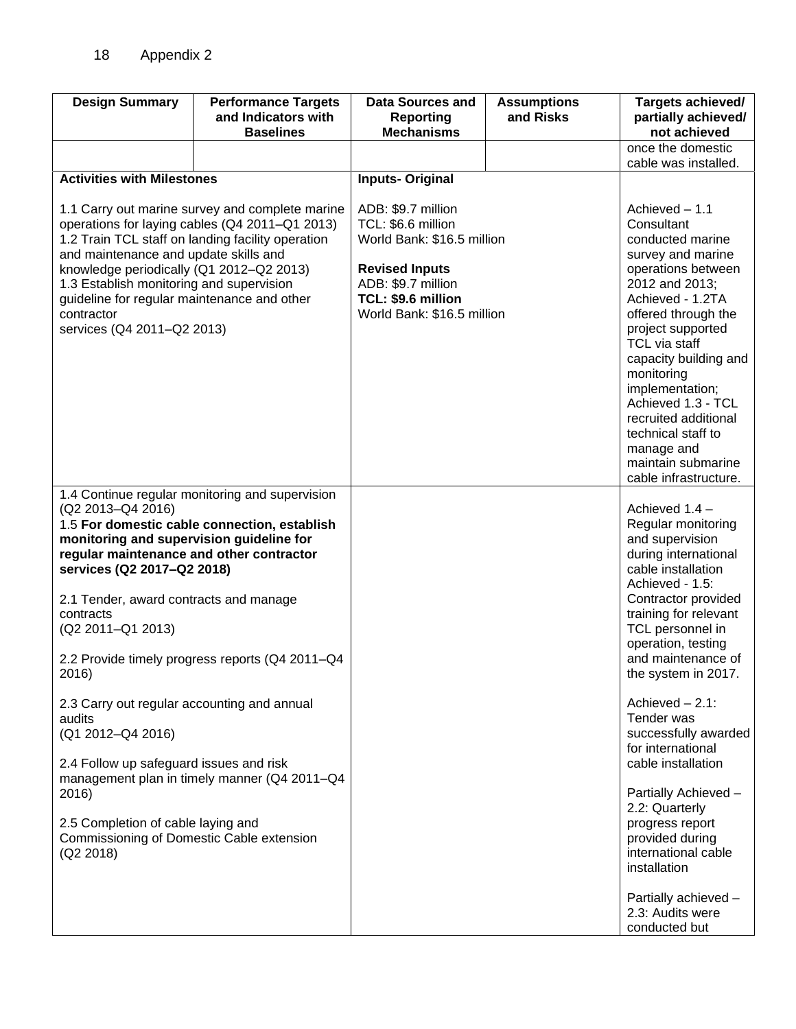| Design Summary | Performance Targets and Indicators with Baselines | Data Sources and Reporting Mechanisms | Assumptions and Risks | Targets achieved/ partially achieved/ not achieved |
|---|---|---|---|---|
| | | | | once the domestic cable was installed. |
| **Activities with Milestones**<br><br>1.1 Carry out marine survey and complete marine operations for laying cables (Q4 2011–Q1 2013)<br>1.2 Train TCL staff on landing facility operation and maintenance and update skills and knowledge periodically (Q1 2012–Q2 2013)<br>1.3 Establish monitoring and supervision guideline for regular maintenance and other contractor services (Q4 2011–Q2 2013) | | **Inputs- Original**<br><br>ADB: $9.7 million<br>TCL: $6.6 million<br>World Bank: $16.5 million<br><br>**Revised Inputs**<br>ADB: $9.7 million<br>**TCL: $9.6 million**<br>World Bank: $16.5 million | | Achieved – 1.1 Consultant conducted marine survey and marine operations between 2012 and 2013; Achieved - 1.2TA offered through the project supported TCL via staff capacity building and monitoring implementation; Achieved 1.3 - TCL recruited additional technical staff to manage and maintain submarine cable infrastructure. |
| 1.4 Continue regular monitoring and supervision (Q2 2013–Q4 2016)<br>1.5 **For domestic cable connection, establish monitoring and supervision guideline for regular maintenance and other contractor services (Q2 2017–Q2 2018)**<br><br>2.1 Tender, award contracts and manage contracts (Q2 2011–Q1 2013)<br><br>2.2 Provide timely progress reports (Q4 2011–Q4 2016)<br><br>2.3 Carry out regular accounting and annual audits (Q1 2012–Q4 2016)<br><br>2.4 Follow up safeguard issues and risk management plan in timely manner (Q4 2011–Q4 2016)<br><br>2.5 Completion of cable laying and Commissioning of Domestic Cable extension (Q2 2018) | | | | Achieved 1.4 – Regular monitoring and supervision during international cable installation Achieved - 1.5: Contractor provided training for relevant TCL personnel in operation, testing and maintenance of the system in 2017.<br><br>Achieved – 2.1: Tender was successfully awarded for international cable installation<br><br>Partially Achieved – 2.2: Quarterly progress report provided during international cable installation<br><br>Partially achieved – 2.3: Audits were conducted but |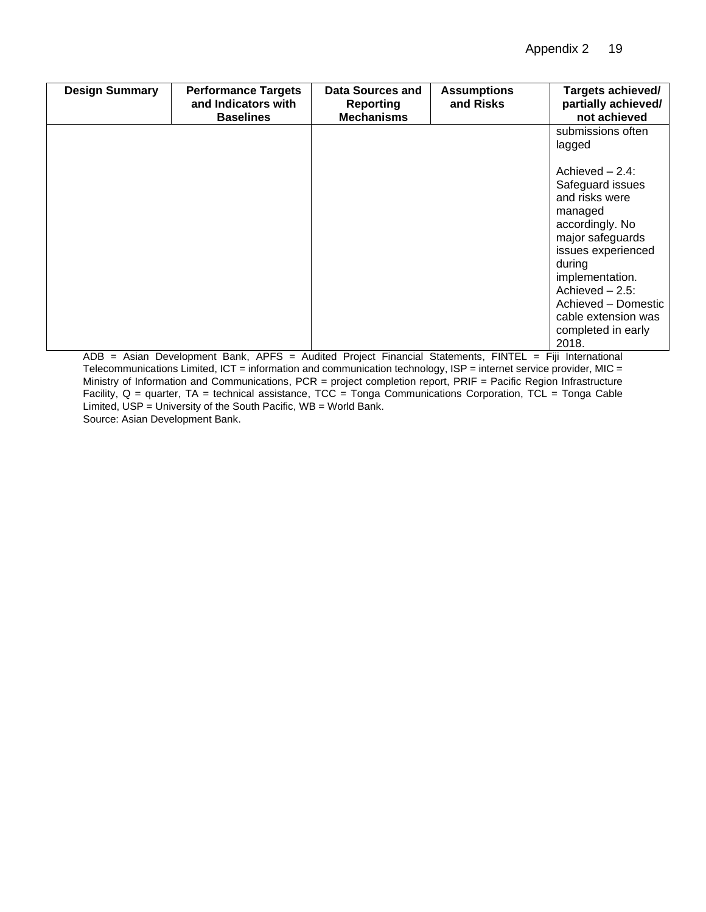| Design Summary | Performance Targets and Indicators with Baselines | Data Sources and Reporting Mechanisms | Assumptions and Risks | Targets achieved/ partially achieved/ not achieved |
|---|---|---|---|---|
| | | | | submissions often lagged<br><br>Achieved – 2.4: Safeguard issues and risks were managed accordingly. No major safeguards issues experienced during implementation.<br>Achieved – 2.5: Achieved – Domestic cable extension was completed in early 2018. |

ADB = Asian Development Bank, APFS = Audited Project Financial Statements, FINTEL = Fiji International Telecommunications Limited, ICT = information and communication technology, ISP = internet service provider, MIC = Ministry of Information and Communications, PCR = project completion report, PRIF = Pacific Region Infrastructure Facility, Q = quarter, TA = technical assistance, TCC = Tonga Communications Corporation, TCL = Tonga Cable Limited, USP = University of the South Pacific, WB = World Bank.

Source: Asian Development Bank.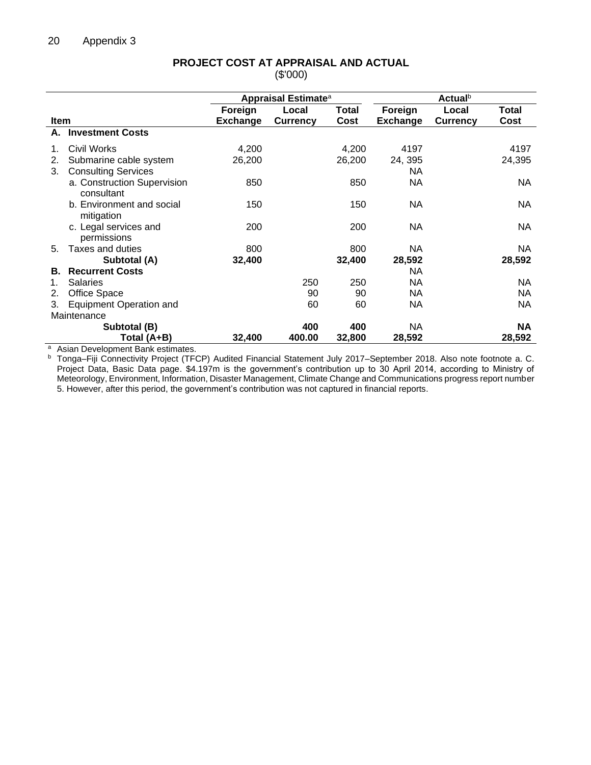Appendix 3

**PROJECT COST AT APPRAISAL AND ACTUAL**
($'000)

| Item | Appraisal Estimate[a] | | | Actual[b] | | |
|---|---|---|---|---|---|---|
| | Foreign Exchange | Local Currency | Total Cost | Foreign Exchange | Local Currency | Total Cost |
| **A. Investment Costs** | | | | | | |
| 1. Civil Works | 4,200 | | 4,200 | 4197 | | 4197 |
| 2. Submarine cable system | 26,200 | | 26,200 | 24, 395 | | 24,395 |
| 3. Consulting Services | | | | NA | | |
| a. Construction Supervision consultant | 850 | | 850 | NA | | NA |
| b. Environment and social mitigation | 150 | | 150 | NA | | NA |
| c. Legal services and permissions | 200 | | 200 | NA | | NA |
| 5. Taxes and duties | 800 | | 800 | NA | | NA |
| **Subtotal (A)** | **32,400** | | **32,400** | **28,592** | | **28,592** |
| **B. Recurrent Costs** | | | | NA | | |
| 1. Salaries | | 250 | 250 | NA | | NA |
| 2. Office Space | | 90 | 90 | NA | | NA |
| 3. Equipment Operation and Maintenance | | 60 | 60 | NA | | NA |
| **Subtotal (B)** | | **400** | **400** | NA | | **NA** |
| **Total (A+B)** | **32,400** | **400.00** | **32,800** | **28,592** | | **28,592** |

[a] Asian Development Bank estimates.
[b] Tonga–Fiji Connectivity Project (TFCP) Audited Financial Statement July 2017–September 2018. Also note footnote a. C. Project Data, Basic Data page. $4.197m is the government's contribution up to 30 April 2014, according to Ministry of Meteorology, Environment, Information, Disaster Management, Climate Change and Communications progress report number 5. However, after this period, the government's contribution was not captured in financial reports.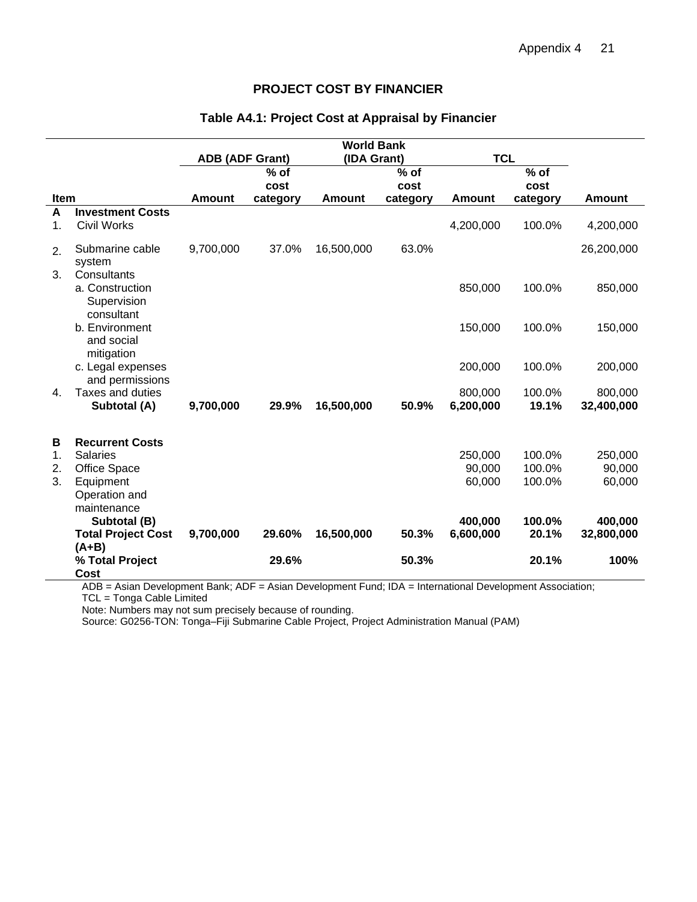## PROJECT COST BY FINANCIER

### Table A4.1: Project Cost at Appraisal by Financier

| Item | | ADB (ADF Grant) | | World Bank (IDA Grant) | | TCL | | |
|---|---|---|---|---|---|---|---|---|
| | | Amount | % of cost category | Amount | % of cost category | Amount | % of cost category | Amount |
| **A** | **Investment Costs** | | | | | | | |
| 1. | Civil Works | | | | | 4,200,000 | 100.0% | 4,200,000 |
| 2. | Submarine cable system | 9,700,000 | 37.0% | 16,500,000 | 63.0% | | | 26,200,000 |
| 3. | Consultants | | | | | | | |
| | a. Construction Supervision consultant | | | | | 850,000 | 100.0% | 850,000 |
| | b. Environment and social mitigation | | | | | 150,000 | 100.0% | 150,000 |
| | c. Legal expenses and permissions | | | | | 200,000 | 100.0% | 200,000 |
| 4. | Taxes and duties | | | | | 800,000 | 100.0% | 800,000 |
| | **Subtotal (A)** | **9,700,000** | **29.9%** | **16,500,000** | **50.9%** | **6,200,000** | **19.1%** | **32,400,000** |
| **B** | **Recurrent Costs** | | | | | | | |
| 1. | Salaries | | | | | 250,000 | 100.0% | 250,000 |
| 2. | Office Space | | | | | 90,000 | 100.0% | 90,000 |
| 3. | Equipment Operation and maintenance | | | | | 60,000 | 100.0% | 60,000 |
| | **Subtotal (B)** | | | | | **400,000** | **100.0%** | **400,000** |
| | **Total Project Cost (A+B)** | **9,700,000** | **29.60%** | **16,500,000** | **50.3%** | **6,600,000** | **20.1%** | **32,800,000** |
| | **% Total Project Cost** | | **29.6%** | | **50.3%** | | **20.1%** | **100%** |

ADB = Asian Development Bank; ADF = Asian Development Fund; IDA = International Development Association; TCL = Tonga Cable Limited

Note: Numbers may not sum precisely because of rounding.

Source: G0256-TON: Tonga–Fiji Submarine Cable Project, Project Administration Manual (PAM)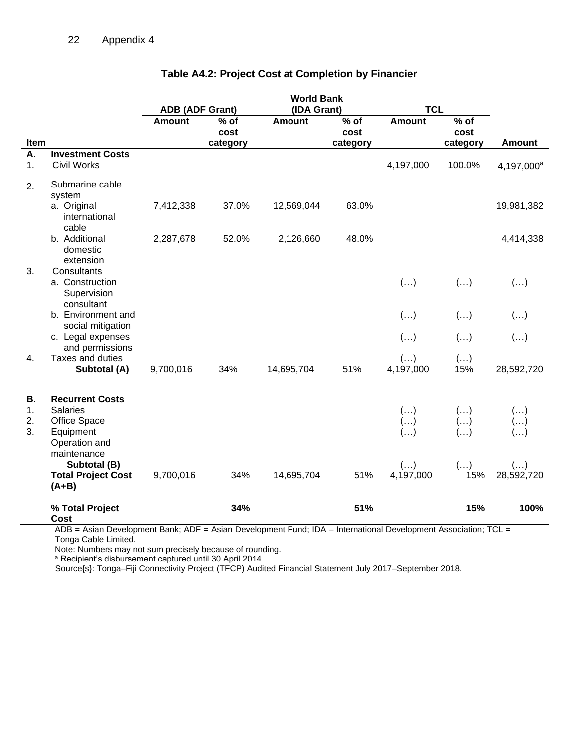### Table A4.2: Project Cost at Completion by Financier

| Item | | ADB (ADF Grant) | | World Bank (IDA Grant) | | TCL | | |
|---|---|---|---|---|---|---|---|---|
| | | Amount | % of cost category | Amount | % of cost category | Amount | % of cost category | Amount |
| **A.** | **Investment Costs** | | | | | | | |
| 1. | Civil Works | | | | | 4,197,000 | 100.0% | 4,197,000[a] |
| 2. | Submarine cable system | | | | | | | |
| | a. Original international cable | 7,412,338 | 37.0% | 12,569,044 | 63.0% | | | 19,981,382 |
| | b. Additional domestic extension | 2,287,678 | 52.0% | 2,126,660 | 48.0% | | | 4,414,338 |
| 3. | Consultants | | | | | | | |
| | a. Construction Supervision consultant | | | | | (…) | (…) | (…) |
| | b. Environment and social mitigation | | | | | (…) | (…) | (…) |
| | c. Legal expenses and permissions | | | | | (…) | (…) | (…) |
| 4. | Taxes and duties | | | | | (…) | (…) | |
| | **Subtotal (A)** | 9,700,016 | 34% | 14,695,704 | 51% | 4,197,000 | 15% | 28,592,720 |
| **B.** | **Recurrent Costs** | | | | | | | |
| 1. | Salaries | | | | | (…) | (…) | (…) |
| 2. | Office Space | | | | | (…) | (…) | (…) |
| 3. | Equipment | | | | | (…) | (…) | (…) |
| | Operation and maintenance | | | | | | | |
| | **Subtotal (B)** | | | | | (…) | (…) | (…) |
| | **Total Project Cost (A+B)** | 9,700,016 | 34% | 14,695,704 | 51% | 4,197,000 | 15% | 28,592,720 |
| | **% Total Project Cost** | | **34%** | | **51%** | | **15%** | **100%** |

ADB = Asian Development Bank; ADF = Asian Development Fund; IDA – International Development Association; TCL = Tonga Cable Limited.

Note: Numbers may not sum precisely because of rounding.

[a] Recipient's disbursement captured until 30 April 2014.

Source{s}: Tonga–Fiji Connectivity Project (TFCP) Audited Financial Statement July 2017–September 2018.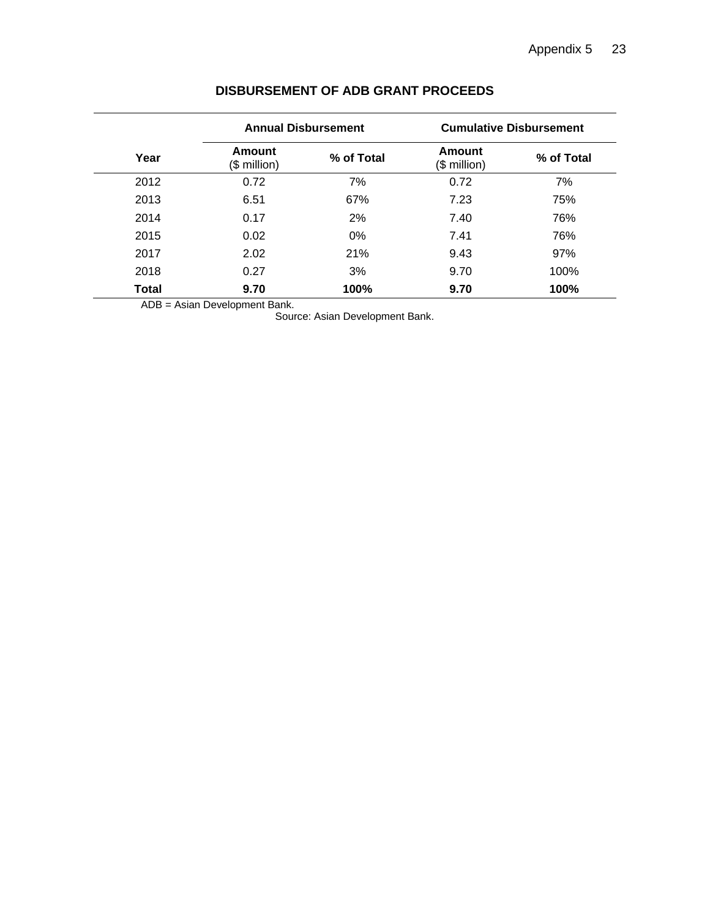## DISBURSEMENT OF ADB GRANT PROCEEDS

| Year | Annual Disbursement | | Cumulative Disbursement | |
|---|---|---|---|---|
| | **Amount** ($ million) | **% of Total** | **Amount** ($ million) | **% of Total** |
| 2012 | 0.72 | 7% | 0.72 | 7% |
| 2013 | 6.51 | 67% | 7.23 | 75% |
| 2014 | 0.17 | 2% | 7.40 | 76% |
| 2015 | 0.02 | 0% | 7.41 | 76% |
| 2017 | 2.02 | 21% | 9.43 | 97% |
| 2018 | 0.27 | 3% | 9.70 | 100% |
| **Total** | **9.70** | **100%** | **9.70** | **100%** |

ADB = Asian Development Bank.

Source: Asian Development Bank.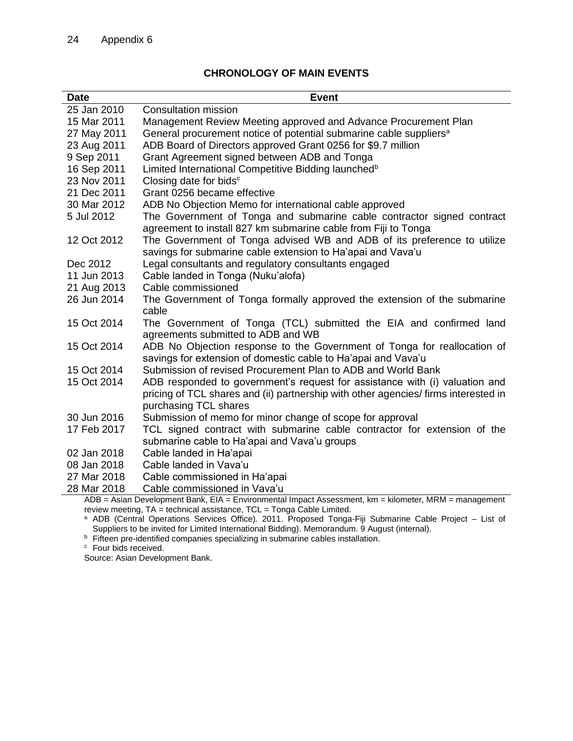Appendix 6

## CHRONOLOGY OF MAIN EVENTS

| Date | Event |
|---|---|
| 25 Jan 2010 | Consultation mission |
| 15 Mar 2011 | Management Review Meeting approved and Advance Procurement Plan |
| 27 May 2011 | General procurement notice of potential submarine cable suppliers[a] |
| 23 Aug 2011 | ADB Board of Directors approved Grant 0256 for $9.7 million |
| 9 Sep 2011 | Grant Agreement signed between ADB and Tonga |
| 16 Sep 2011 | Limited International Competitive Bidding launched[b] |
| 23 Nov 2011 | Closing date for bids[c] |
| 21 Dec 2011 | Grant 0256 became effective |
| 30 Mar 2012 | ADB No Objection Memo for international cable approved |
| 5 Jul 2012 | The Government of Tonga and submarine cable contractor signed contract agreement to install 827 km submarine cable from Fiji to Tonga |
| 12 Oct 2012 | The Government of Tonga advised WB and ADB of its preference to utilize savings for submarine cable extension to Ha'apai and Vava'u |
| Dec 2012 | Legal consultants and regulatory consultants engaged |
| 11 Jun 2013 | Cable landed in Tonga (Nuku'alofa) |
| 21 Aug 2013 | Cable commissioned |
| 26 Jun 2014 | The Government of Tonga formally approved the extension of the submarine cable |
| 15 Oct 2014 | The Government of Tonga (TCL) submitted the EIA and confirmed land agreements submitted to ADB and WB |
| 15 Oct 2014 | ADB No Objection response to the Government of Tonga for reallocation of savings for extension of domestic cable to Ha'apai and Vava'u |
| 15 Oct 2014 | Submission of revised Procurement Plan to ADB and World Bank |
| 15 Oct 2014 | ADB responded to government's request for assistance with (i) valuation and pricing of TCL shares and (ii) partnership with other agencies/ firms interested in purchasing TCL shares |
| 30 Jun 2016 | Submission of memo for minor change of scope for approval |
| 17 Feb 2017 | TCL signed contract with submarine cable contractor for extension of the submarine cable to Ha'apai and Vava'u groups |
| 02 Jan 2018 | Cable landed in Ha'apai |
| 08 Jan 2018 | Cable landed in Vava'u |
| 27 Mar 2018 | Cable commissioned in Ha'apai |
| 28 Mar 2018 | Cable commissioned in Vava'u |

ADB = Asian Development Bank, EIA = Environmental Impact Assessment, km = kilometer, MRM = management review meeting, TA = technical assistance, TCL = Tonga Cable Limited.

[a] ADB (Central Operations Services Office). 2011. Proposed Tonga-Fiji Submarine Cable Project – List of Suppliers to be invited for Limited International Bidding). Memorandum. 9 August (internal).

[b] Fifteen pre-identified companies specializing in submarine cables installation.

[c] Four bids received.

Source: Asian Development Bank.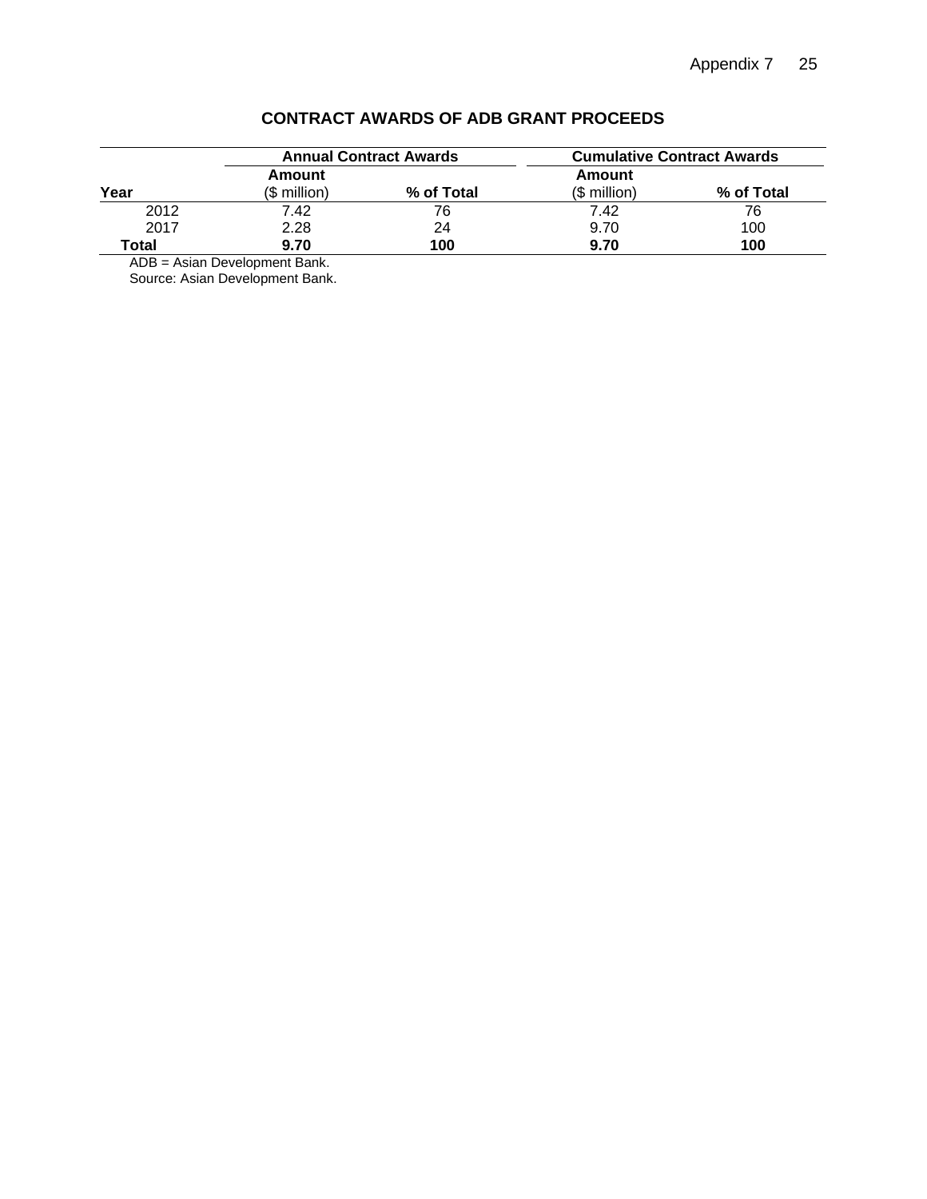## CONTRACT AWARDS OF ADB GRANT PROCEEDS

| Year | Annual Contract Awards | | Cumulative Contract Awards | |
|---|---|---|---|---|
| | **Amount** ($ million) | **% of Total** | **Amount** ($ million) | **% of Total** |
| 2012 | 7.42 | 76 | 7.42 | 76 |
| 2017 | 2.28 | 24 | 9.70 | 100 |
| **Total** | **9.70** | **100** | **9.70** | **100** |

ADB = Asian Development Bank.
Source: Asian Development Bank.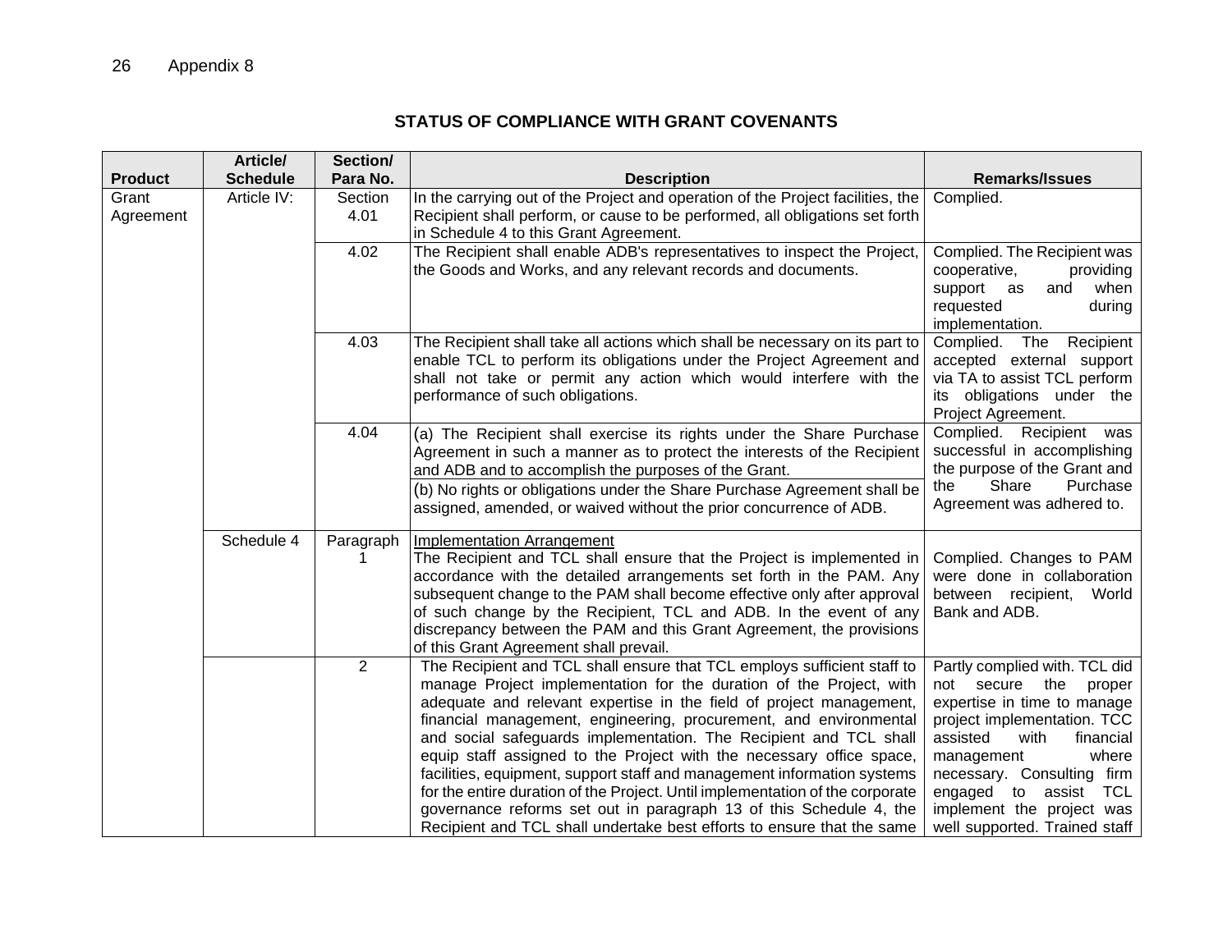## STATUS OF COMPLIANCE WITH GRANT COVENANTS

| Product | Article/ Schedule | Section/ Para No. | Description | Remarks/Issues |
|---|---|---|---|---|
| Grant Agreement | Article IV: | Section 4.01 | In the carrying out of the Project and operation of the Project facilities, the Recipient shall perform, or cause to be performed, all obligations set forth in Schedule 4 to this Grant Agreement. | Complied. |
| | | 4.02 | The Recipient shall enable ADB's representatives to inspect the Project, the Goods and Works, and any relevant records and documents. | Complied. The Recipient was cooperative, providing support as and when requested during implementation. |
| | | 4.03 | The Recipient shall take all actions which shall be necessary on its part to enable TCL to perform its obligations under the Project Agreement and shall not take or permit any action which would interfere with the performance of such obligations. | Complied. The Recipient accepted external support via TA to assist TCL perform its obligations under the Project Agreement. |
| | | 4.04 | (a) The Recipient shall exercise its rights under the Share Purchase Agreement in such a manner as to protect the interests of the Recipient and ADB and to accomplish the purposes of the Grant.<br>(b) No rights or obligations under the Share Purchase Agreement shall be assigned, amended, or waived without the prior concurrence of ADB. | Complied. Recipient was successful in accomplishing the purpose of the Grant and the Share Purchase Agreement was adhered to. |
| | Schedule 4 | Paragraph 1 | Implementation Arrangement<br>The Recipient and TCL shall ensure that the Project is implemented in accordance with the detailed arrangements set forth in the PAM. Any subsequent change to the PAM shall become effective only after approval of such change by the Recipient, TCL and ADB. In the event of any discrepancy between the PAM and this Grant Agreement, the provisions of this Grant Agreement shall prevail. | Complied. Changes to PAM were done in collaboration between recipient, World Bank and ADB. |
| | | 2 | The Recipient and TCL shall ensure that TCL employs sufficient staff to manage Project implementation for the duration of the Project, with adequate and relevant expertise in the field of project management, financial management, engineering, procurement, and environmental and social safeguards implementation. The Recipient and TCL shall equip staff assigned to the Project with the necessary office space, facilities, equipment, support staff and management information systems for the entire duration of the Project. Until implementation of the corporate governance reforms set out in paragraph 13 of this Schedule 4, the Recipient and TCL shall undertake best efforts to ensure that the same | Partly complied with. TCL did not secure the proper expertise in time to manage project implementation. TCC assisted with financial management where necessary. Consulting firm engaged to assist TCL implement the project was well supported. Trained staff |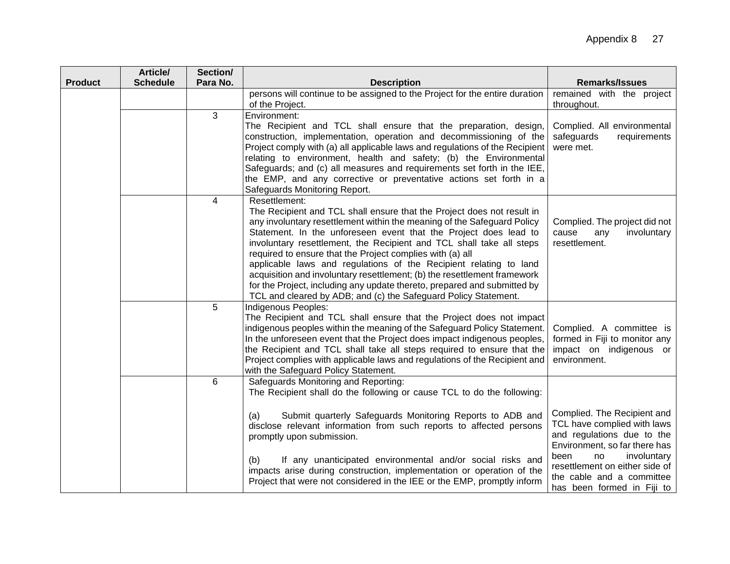| Product | Article/ Schedule | Section/ Para No. | Description | Remarks/Issues |
|---|---|---|---|---|
| | | | persons will continue to be assigned to the Project for the entire duration of the Project. | remained with the project throughout. |
| | | 3 | Environment:<br>The Recipient and TCL shall ensure that the preparation, design, construction, implementation, operation and decommissioning of the Project comply with (a) all applicable laws and regulations of the Recipient relating to environment, health and safety; (b) the Environmental Safeguards; and (c) all measures and requirements set forth in the IEE, the EMP, and any corrective or preventative actions set forth in a Safeguards Monitoring Report. | Complied. All environmental safeguards requirements were met. |
| | | 4 | Resettlement:<br>The Recipient and TCL shall ensure that the Project does not result in any involuntary resettlement within the meaning of the Safeguard Policy Statement. In the unforeseen event that the Project does lead to involuntary resettlement, the Recipient and TCL shall take all steps required to ensure that the Project complies with (a) all applicable laws and regulations of the Recipient relating to land acquisition and involuntary resettlement; (b) the resettlement framework for the Project, including any update thereto, prepared and submitted by TCL and cleared by ADB; and (c) the Safeguard Policy Statement. | Complied. The project did not cause any involuntary resettlement. |
| | | 5 | Indigenous Peoples:<br>The Recipient and TCL shall ensure that the Project does not impact indigenous peoples within the meaning of the Safeguard Policy Statement. In the unforeseen event that the Project does impact indigenous peoples, the Recipient and TCL shall take all steps required to ensure that the Project complies with applicable laws and regulations of the Recipient and with the Safeguard Policy Statement. | Complied. A committee is formed in Fiji to monitor any impact on indigenous or environment. |
| | | 6 | Safeguards Monitoring and Reporting:<br>The Recipient shall do the following or cause TCL to do the following:<br><br>(a) Submit quarterly Safeguards Monitoring Reports to ADB and disclose relevant information from such reports to affected persons promptly upon submission.<br><br>(b) If any unanticipated environmental and/or social risks and impacts arise during construction, implementation or operation of the Project that were not considered in the IEE or the EMP, promptly inform | Complied. The Recipient and TCL have complied with laws and regulations due to the Environment, so far there has been no involuntary resettlement on either side of the cable and a committee has been formed in Fiji to |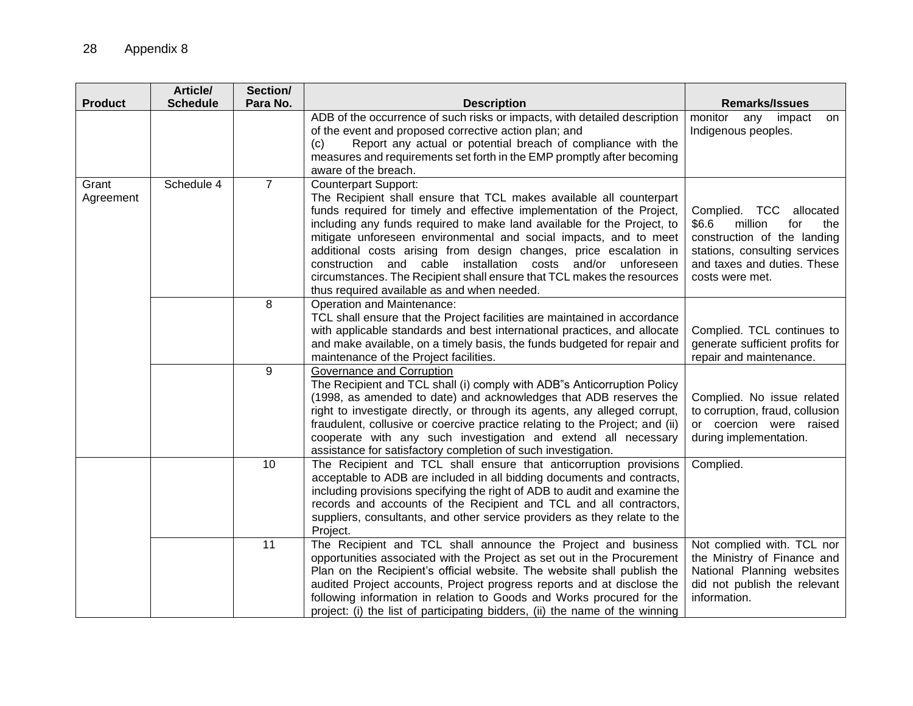| Product | Article/ Schedule | Section/ Para No. | Description | Remarks/Issues |
|---|---|---|---|---|
| | | | ADB of the occurrence of such risks or impacts, with detailed description of the event and proposed corrective action plan; and<br>(c) Report any actual or potential breach of compliance with the measures and requirements set forth in the EMP promptly after becoming aware of the breach. | monitor any impact on Indigenous peoples. |
| Grant Agreement | Schedule 4 | 7 | Counterpart Support:<br>The Recipient shall ensure that TCL makes available all counterpart funds required for timely and effective implementation of the Project, including any funds required to make land available for the Project, to mitigate unforeseen environmental and social impacts, and to meet additional costs arising from design changes, price escalation in construction and cable installation costs and/or unforeseen circumstances. The Recipient shall ensure that TCL makes the resources thus required available as and when needed. | Complied. TCC allocated $6.6 million for the construction of the landing stations, consulting services and taxes and duties. These costs were met. |
| | | 8 | Operation and Maintenance:<br>TCL shall ensure that the Project facilities are maintained in accordance with applicable standards and best international practices, and allocate and make available, on a timely basis, the funds budgeted for repair and maintenance of the Project facilities. | Complied. TCL continues to generate sufficient profits for repair and maintenance. |
| | | 9 | Governance and Corruption<br>The Recipient and TCL shall (i) comply with ADB"s Anticorruption Policy (1998, as amended to date) and acknowledges that ADB reserves the right to investigate directly, or through its agents, any alleged corrupt, fraudulent, collusive or coercive practice relating to the Project; and (ii) cooperate with any such investigation and extend all necessary assistance for satisfactory completion of such investigation. | Complied. No issue related to corruption, fraud, collusion or coercion were raised during implementation. |
| | | 10 | The Recipient and TCL shall ensure that anticorruption provisions acceptable to ADB are included in all bidding documents and contracts, including provisions specifying the right of ADB to audit and examine the records and accounts of the Recipient and TCL and all contractors, suppliers, consultants, and other service providers as they relate to the Project. | Complied. |
| | | 11 | The Recipient and TCL shall announce the Project and business opportunities associated with the Project as set out in the Procurement Plan on the Recipient's official website. The website shall publish the audited Project accounts, Project progress reports and at disclose the following information in relation to Goods and Works procured for the project: (i) the list of participating bidders, (ii) the name of the winning | Not complied with. TCL nor the Ministry of Finance and National Planning websites did not publish the relevant information. |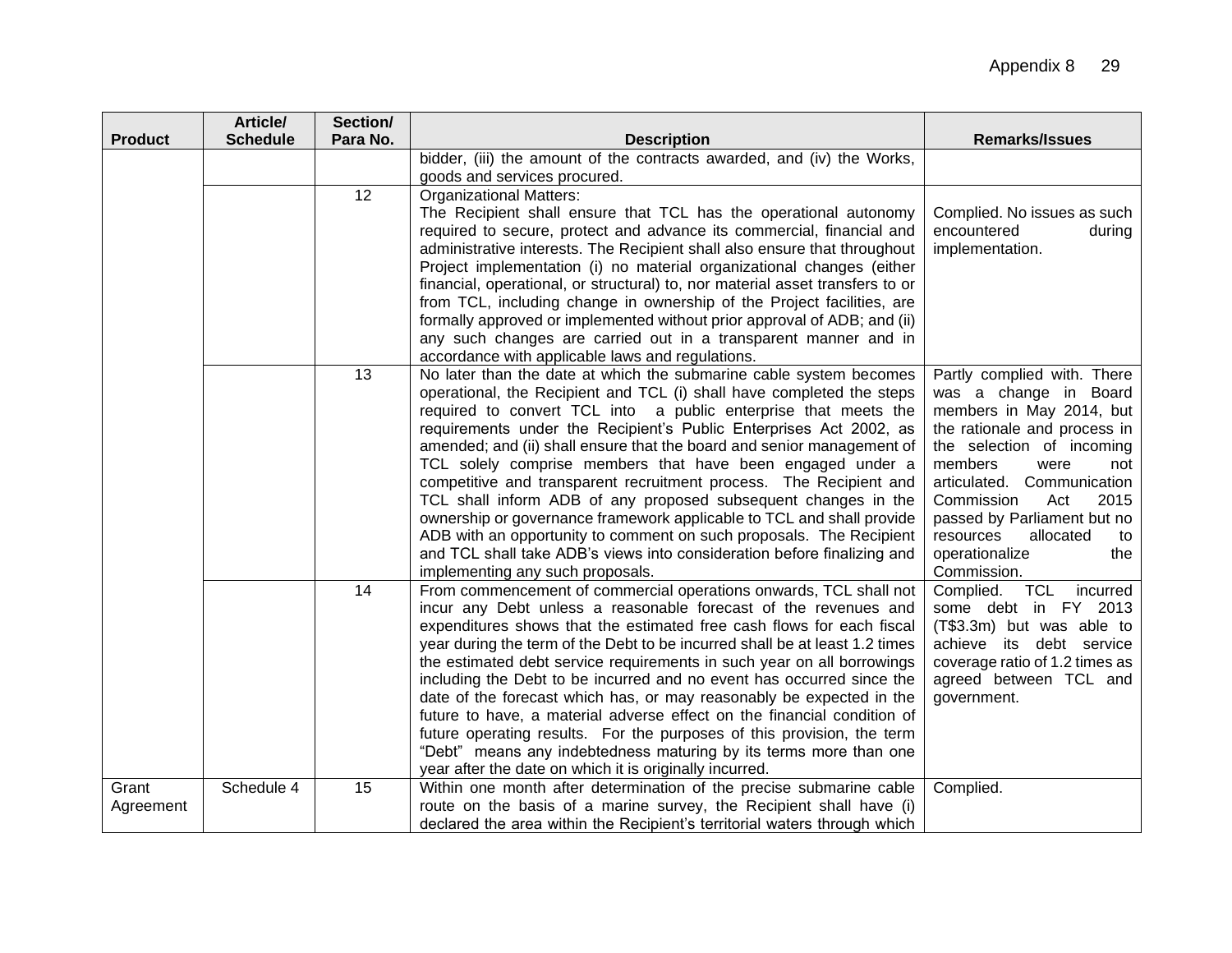| Product | Article/ Schedule | Section/ Para No. | Description | Remarks/Issues |
|---|---|---|---|---|
| | | | bidder, (iii) the amount of the contracts awarded, and (iv) the Works, goods and services procured. | |
| | | 12 | Organizational Matters: The Recipient shall ensure that TCL has the operational autonomy required to secure, protect and advance its commercial, financial and administrative interests. The Recipient shall also ensure that throughout Project implementation (i) no material organizational changes (either financial, operational, or structural) to, nor material asset transfers to or from TCL, including change in ownership of the Project facilities, are formally approved or implemented without prior approval of ADB; and (ii) any such changes are carried out in a transparent manner and in accordance with applicable laws and regulations. | Complied. No issues as such encountered during implementation. |
| | | 13 | No later than the date at which the submarine cable system becomes operational, the Recipient and TCL (i) shall have completed the steps required to convert TCL into a public enterprise that meets the requirements under the Recipient's Public Enterprises Act 2002, as amended; and (ii) shall ensure that the board and senior management of TCL solely comprise members that have been engaged under a competitive and transparent recruitment process. The Recipient and TCL shall inform ADB of any proposed subsequent changes in the ownership or governance framework applicable to TCL and shall provide ADB with an opportunity to comment on such proposals. The Recipient and TCL shall take ADB's views into consideration before finalizing and implementing any such proposals. | Partly complied with. There was a change in Board members in May 2014, but the rationale and process in the selection of incoming members were not articulated. Communication Commission Act 2015 passed by Parliament but no resources allocated to operationalize the Commission. |
| | | 14 | From commencement of commercial operations onwards, TCL shall not incur any Debt unless a reasonable forecast of the revenues and expenditures shows that the estimated free cash flows for each fiscal year during the term of the Debt to be incurred shall be at least 1.2 times the estimated debt service requirements in such year on all borrowings including the Debt to be incurred and no event has occurred since the date of the forecast which has, or may reasonably be expected in the future to have, a material adverse effect on the financial condition of future operating results. For the purposes of this provision, the term "Debt" means any indebtedness maturing by its terms more than one year after the date on which it is originally incurred. | Complied. TCL incurred some debt in FY 2013 (T$3.3m) but was able to achieve its debt service coverage ratio of 1.2 times as agreed between TCL and government. |
| Grant Agreement | Schedule 4 | 15 | Within one month after determination of the precise submarine cable route on the basis of a marine survey, the Recipient shall have (i) declared the area within the Recipient's territorial waters through which | Complied. |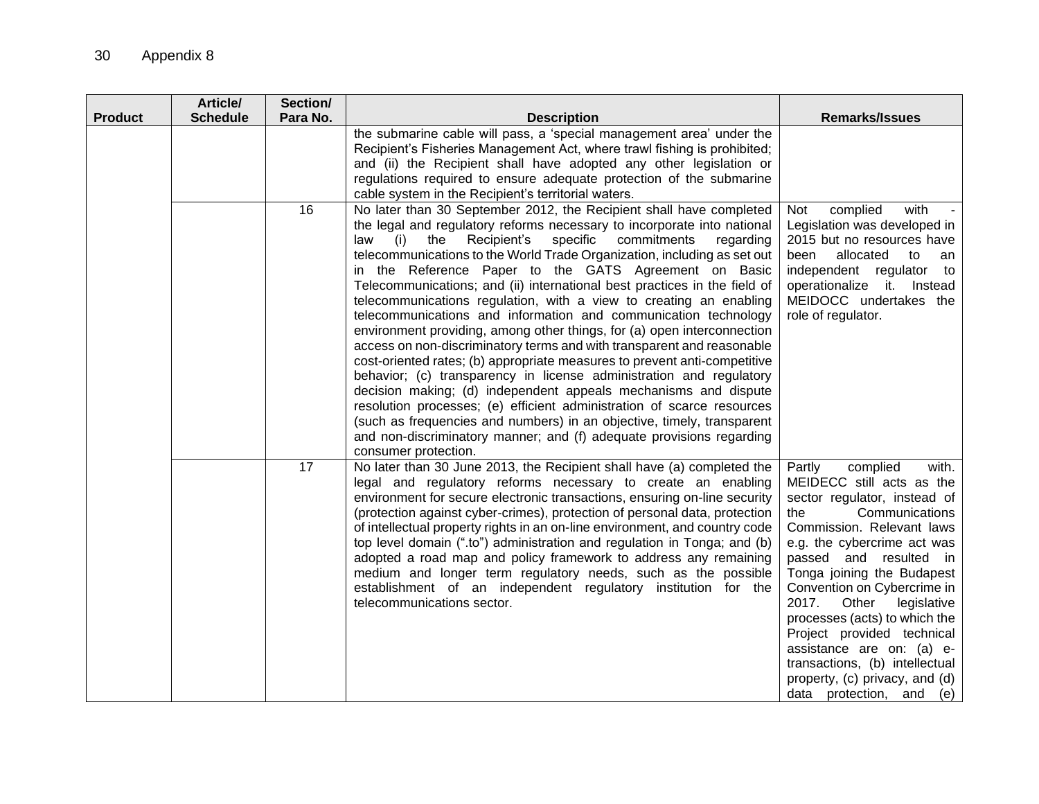| Product | Article/ Schedule | Section/ Para No. | Description | Remarks/Issues |
|---|---|---|---|---|
| | | | the submarine cable will pass, a 'special management area' under the Recipient's Fisheries Management Act, where trawl fishing is prohibited; and (ii) the Recipient shall have adopted any other legislation or regulations required to ensure adequate protection of the submarine cable system in the Recipient's territorial waters. | |
| | | 16 | No later than 30 September 2012, the Recipient shall have completed the legal and regulatory reforms necessary to incorporate into national law (i) the Recipient's specific commitments regarding telecommunications to the World Trade Organization, including as set out in the Reference Paper to the GATS Agreement on Basic Telecommunications; and (ii) international best practices in the field of telecommunications regulation, with a view to creating an enabling telecommunications and information and communication technology environment providing, among other things, for (a) open interconnection access on non-discriminatory terms and with transparent and reasonable cost-oriented rates; (b) appropriate measures to prevent anti-competitive behavior; (c) transparency in license administration and regulatory decision making; (d) independent appeals mechanisms and dispute resolution processes; (e) efficient administration of scarce resources (such as frequencies and numbers) in an objective, timely, transparent and non-discriminatory manner; and (f) adequate provisions regarding consumer protection. | Not complied with - Legislation was developed in 2015 but no resources have been allocated to an independent regulator to operationalize it. Instead MEIDOCC undertakes the role of regulator. |
| | | 17 | No later than 30 June 2013, the Recipient shall have (a) completed the legal and regulatory reforms necessary to create an enabling environment for secure electronic transactions, ensuring on-line security (protection against cyber-crimes), protection of personal data, protection of intellectual property rights in an on-line environment, and country code top level domain (".to") administration and regulation in Tonga; and (b) adopted a road map and policy framework to address any remaining medium and longer term regulatory needs, such as the possible establishment of an independent regulatory institution for the telecommunications sector. | Partly complied with. MEIDECC still acts as the sector regulator, instead of the Communications Commission. Relevant laws e.g. the cybercrime act was passed and resulted in Tonga joining the Budapest Convention on Cybercrime in 2017. Other legislative processes (acts) to which the Project provided technical assistance are on: (a) e-transactions, (b) intellectual property, (c) privacy, and (d) data protection, and (e) |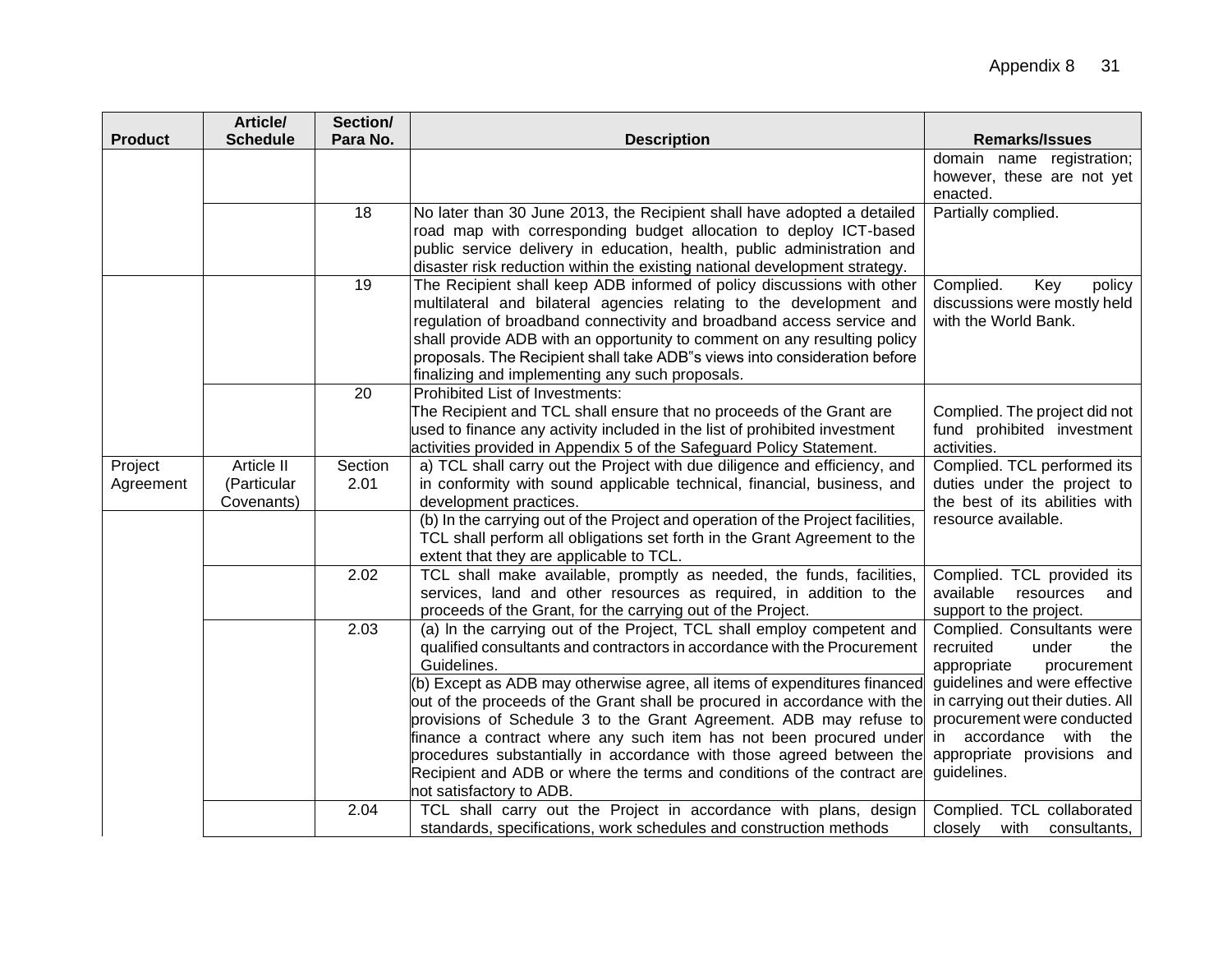| Product | Article/ Schedule | Section/ Para No. | Description | Remarks/Issues |
|---|---|---|---|---|
| | | | | domain name registration; however, these are not yet enacted. |
| | | 18 | No later than 30 June 2013, the Recipient shall have adopted a detailed road map with corresponding budget allocation to deploy ICT-based public service delivery in education, health, public administration and disaster risk reduction within the existing national development strategy. | Partially complied. |
| | | 19 | The Recipient shall keep ADB informed of policy discussions with other multilateral and bilateral agencies relating to the development and regulation of broadband connectivity and broadband access service and shall provide ADB with an opportunity to comment on any resulting policy proposals. The Recipient shall take ADB"s views into consideration before finalizing and implementing any such proposals. | Complied. Key policy discussions were mostly held with the World Bank. |
| | | 20 | Prohibited List of Investments:<br>The Recipient and TCL shall ensure that no proceeds of the Grant are used to finance any activity included in the list of prohibited investment activities provided in Appendix 5 of the Safeguard Policy Statement. | Complied. The project did not fund prohibited investment activities. |
| Project Agreement | Article II (Particular Covenants) | Section 2.01 | a) TCL shall carry out the Project with due diligence and efficiency, and in conformity with sound applicable technical, financial, business, and development practices. | Complied. TCL performed its duties under the project to the best of its abilities with resource available. |
| | | | (b) In the carrying out of the Project and operation of the Project facilities, TCL shall perform all obligations set forth in the Grant Agreement to the extent that they are applicable to TCL. | |
| | | 2.02 | TCL shall make available, promptly as needed, the funds, facilities, services, land and other resources as required, in addition to the proceeds of the Grant, for the carrying out of the Project. | Complied. TCL provided its available resources and support to the project. |
| | | 2.03 | (a) In the carrying out of the Project, TCL shall employ competent and qualified consultants and contractors in accordance with the Procurement Guidelines. | Complied. Consultants were recruited under the appropriate procurement guidelines and were effective in carrying out their duties. All procurement were conducted in accordance with the appropriate provisions and guidelines. |
| | | | (b) Except as ADB may otherwise agree, all items of expenditures financed out of the proceeds of the Grant shall be procured in accordance with the provisions of Schedule 3 to the Grant Agreement. ADB may refuse to finance a contract where any such item has not been procured under procedures substantially in accordance with those agreed between the Recipient and ADB or where the terms and conditions of the contract are not satisfactory to ADB. | |
| | | 2.04 | TCL shall carry out the Project in accordance with plans, design standards, specifications, work schedules and construction methods | Complied. TCL collaborated closely with consultants, |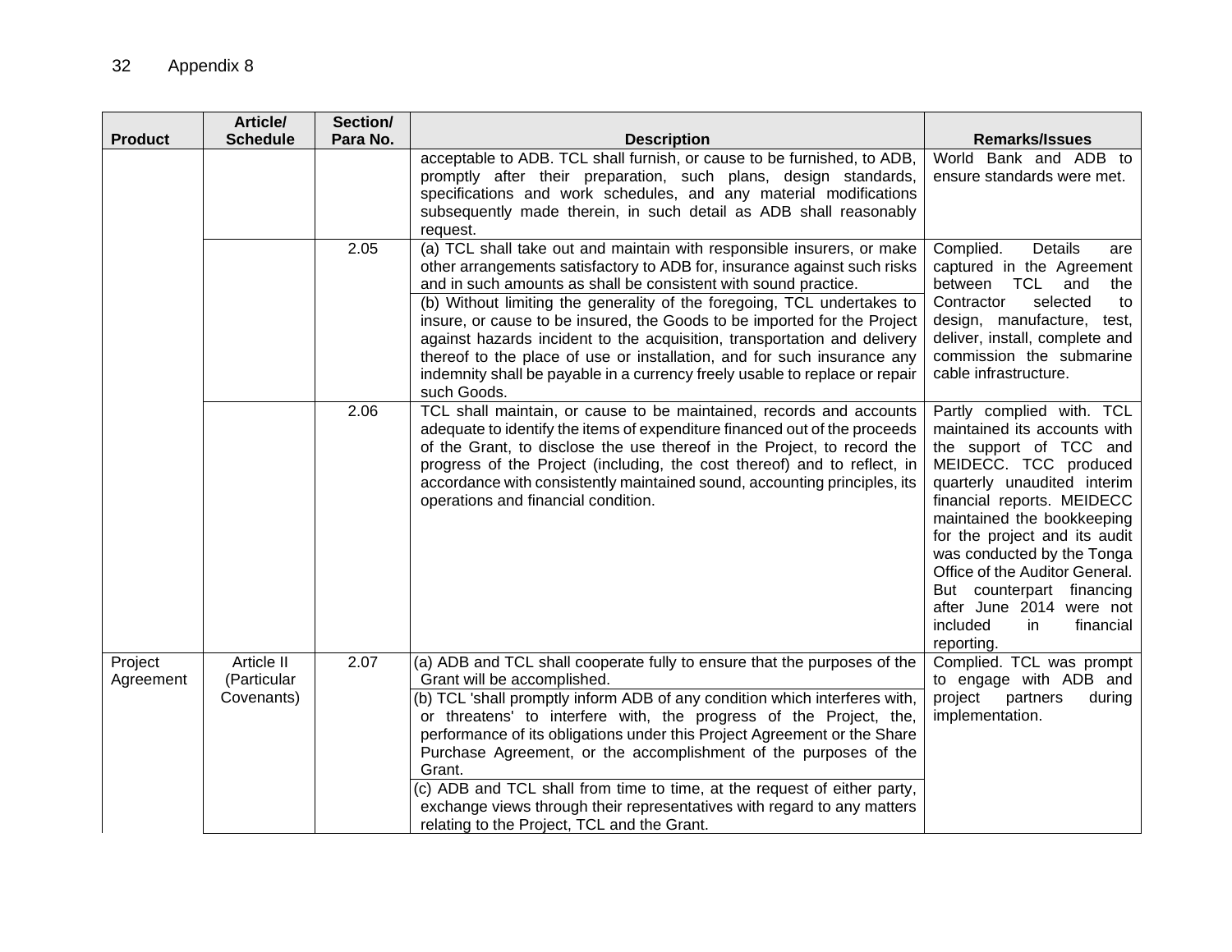| Product | Article/ Schedule | Section/ Para No. | Description | Remarks/Issues |
| --- | --- | --- | --- | --- |
| | | | acceptable to ADB. TCL shall furnish, or cause to be furnished, to ADB, promptly after their preparation, such plans, design standards, specifications and work schedules, and any material modifications subsequently made therein, in such detail as ADB shall reasonably request. | World Bank and ADB to ensure standards were met. |
| | | 2.05 | (a) TCL shall take out and maintain with responsible insurers, or make other arrangements satisfactory to ADB for, insurance against such risks and in such amounts as shall be consistent with sound practice.<br>(b) Without limiting the generality of the foregoing, TCL undertakes to insure, or cause to be insured, the Goods to be imported for the Project against hazards incident to the acquisition, transportation and delivery thereof to the place of use or installation, and for such insurance any indemnity shall be payable in a currency freely usable to replace or repair such Goods. | Complied. Details are captured in the Agreement between TCL and the Contractor selected to design, manufacture, test, deliver, install, complete and commission the submarine cable infrastructure. |
| | | 2.06 | TCL shall maintain, or cause to be maintained, records and accounts adequate to identify the items of expenditure financed out of the proceeds of the Grant, to disclose the use thereof in the Project, to record the progress of the Project (including, the cost thereof) and to reflect, in accordance with consistently maintained sound, accounting principles, its operations and financial condition. | Partly complied with. TCL maintained its accounts with the support of TCC and MEIDECC. TCC produced quarterly unaudited interim financial reports. MEIDECC maintained the bookkeeping for the project and its audit was conducted by the Tonga Office of the Auditor General. But counterpart financing after June 2014 were not included in financial reporting. |
| Project Agreement | Article II (Particular Covenants) | 2.07 | (a) ADB and TCL shall cooperate fully to ensure that the purposes of the Grant will be accomplished.<br>(b) TCL 'shall promptly inform ADB of any condition which interferes with, or threatens' to interfere with, the progress of the Project, the, performance of its obligations under this Project Agreement or the Share Purchase Agreement, or the accomplishment of the purposes of the Grant.<br>(c) ADB and TCL shall from time to time, at the request of either party, exchange views through their representatives with regard to any matters relating to the Project, TCL and the Grant. | Complied. TCL was prompt to engage with ADB and project partners during implementation. |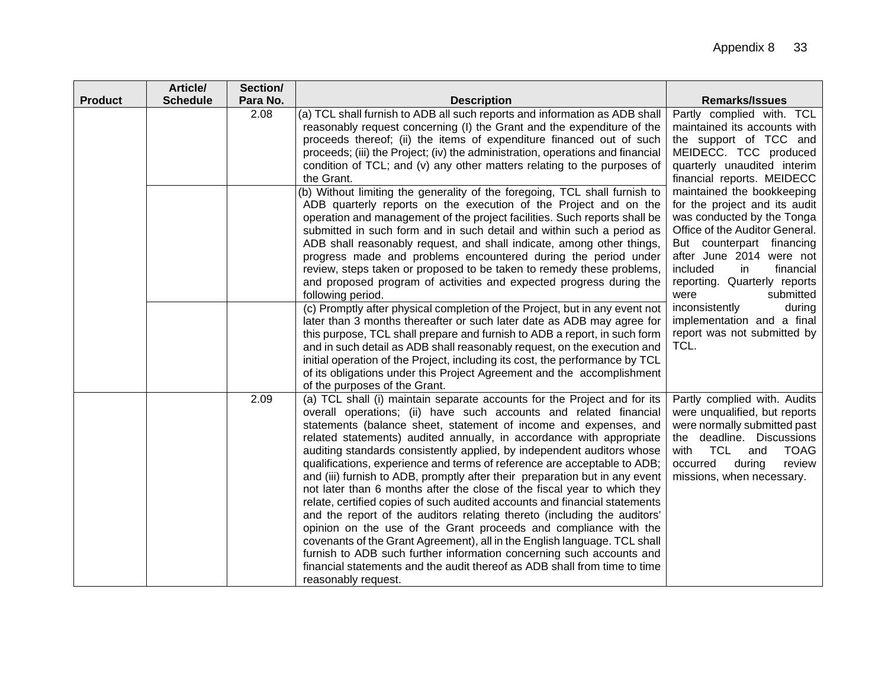| Product | Article/ Schedule | Section/ Para No. | Description | Remarks/Issues |
|---|---|---|---|---|
| | | 2.08 | (a) TCL shall furnish to ADB all such reports and information as ADB shall reasonably request concerning (I) the Grant and the expenditure of the proceeds thereof; (ii) the items of expenditure financed out of such proceeds; (iii) the Project; (iv) the administration, operations and financial condition of TCL; and (v) any other matters relating to the purposes of the Grant. | Partly complied with. TCL maintained its accounts with the support of TCC and MEIDECC. TCC produced quarterly unaudited interim financial reports. MEIDECC maintained the bookkeeping for the project and its audit was conducted by the Tonga Office of the Auditor General. But counterpart financing after June 2014 were not included in financial reporting. Quarterly reports were submitted inconsistently during implementation and a final report was not submitted by TCL. |
| | | | (b) Without limiting the generality of the foregoing, TCL shall furnish to ADB quarterly reports on the execution of the Project and on the operation and management of the project facilities. Such reports shall be submitted in such form and in such detail and within such a period as ADB shall reasonably request, and shall indicate, among other things, progress made and problems encountered during the period under review, steps taken or proposed to be taken to remedy these problems, and proposed program of activities and expected progress during the following period. | |
| | | | (c) Promptly after physical completion of the Project, but in any event not later than 3 months thereafter or such later date as ADB may agree for this purpose, TCL shall prepare and furnish to ADB a report, in such form and in such detail as ADB shall reasonably request, on the execution and initial operation of the Project, including its cost, the performance by TCL of its obligations under this Project Agreement and the accomplishment of the purposes of the Grant. | |
| | | 2.09 | (a) TCL shall (i) maintain separate accounts for the Project and for its overall operations; (ii) have such accounts and related financial statements (balance sheet, statement of income and expenses, and related statements) audited annually, in accordance with appropriate auditing standards consistently applied, by independent auditors whose qualifications, experience and terms of reference are acceptable to ADB; and (iii) furnish to ADB, promptly after their preparation but in any event not later than 6 months after the close of the fiscal year to which they relate, certified copies of such audited accounts and financial statements and the report of the auditors relating thereto (including the auditors' opinion on the use of the Grant proceeds and compliance with the covenants of the Grant Agreement), all in the English language. TCL shall furnish to ADB such further information concerning such accounts and financial statements and the audit thereof as ADB shall from time to time reasonably request. | Partly complied with. Audits were unqualified, but reports were normally submitted past the deadline. Discussions with TCL and TOAG occurred during review missions, when necessary. |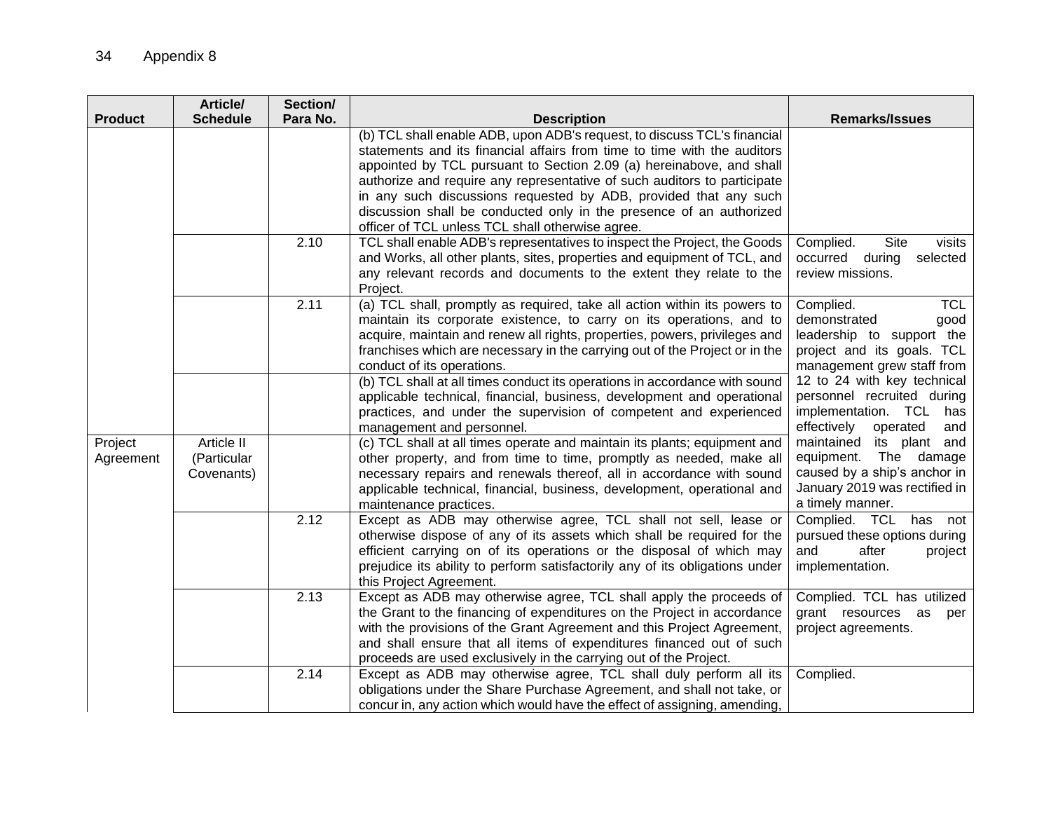| Product | Article/ Schedule | Section/ Para No. | Description | Remarks/Issues |
|---|---|---|---|---|
| | | | (b) TCL shall enable ADB, upon ADB's request, to discuss TCL's financial statements and its financial affairs from time to time with the auditors appointed by TCL pursuant to Section 2.09 (a) hereinabove, and shall authorize and require any representative of such auditors to participate in any such discussions requested by ADB, provided that any such discussion shall be conducted only in the presence of an authorized officer of TCL unless TCL shall otherwise agree. | |
| | | 2.10 | TCL shall enable ADB's representatives to inspect the Project, the Goods and Works, all other plants, sites, properties and equipment of TCL, and any relevant records and documents to the extent they relate to the Project. | Complied. Site visits occurred during selected review missions. |
| | | 2.11 | (a) TCL shall, promptly as required, take all action within its powers to maintain its corporate existence, to carry on its operations, and to acquire, maintain and renew all rights, properties, powers, privileges and franchises which are necessary in the carrying out of the Project or in the conduct of its operations. | Complied. TCL demonstrated good leadership to support the project and its goals. TCL management grew staff from 12 to 24 with key technical personnel recruited during implementation. TCL has effectively operated and maintained its plant and equipment. The damage caused by a ship's anchor in January 2019 was rectified in a timely manner. |
| | | | (b) TCL shall at all times conduct its operations in accordance with sound applicable technical, financial, business, development and operational practices, and under the supervision of competent and experienced management and personnel. | |
| Project Agreement | Article II (Particular Covenants) | | (c) TCL shall at all times operate and maintain its plants; equipment and other property, and from time to time, promptly as needed, make all necessary repairs and renewals thereof, all in accordance with sound applicable technical, financial, business, development, operational and maintenance practices. | |
| | | 2.12 | Except as ADB may otherwise agree, TCL shall not sell, lease or otherwise dispose of any of its assets which shall be required for the efficient carrying on of its operations or the disposal of which may prejudice its ability to perform satisfactorily any of its obligations under this Project Agreement. | Complied. TCL has not pursued these options during and after project implementation. |
| | | 2.13 | Except as ADB may otherwise agree, TCL shall apply the proceeds of the Grant to the financing of expenditures on the Project in accordance with the provisions of the Grant Agreement and this Project Agreement, and shall ensure that all items of expenditures financed out of such proceeds are used exclusively in the carrying out of the Project. | Complied. TCL has utilized grant resources as per project agreements. |
| | | 2.14 | Except as ADB may otherwise agree, TCL shall duly perform all its obligations under the Share Purchase Agreement, and shall not take, or concur in, any action which would have the effect of assigning, amending, | Complied. |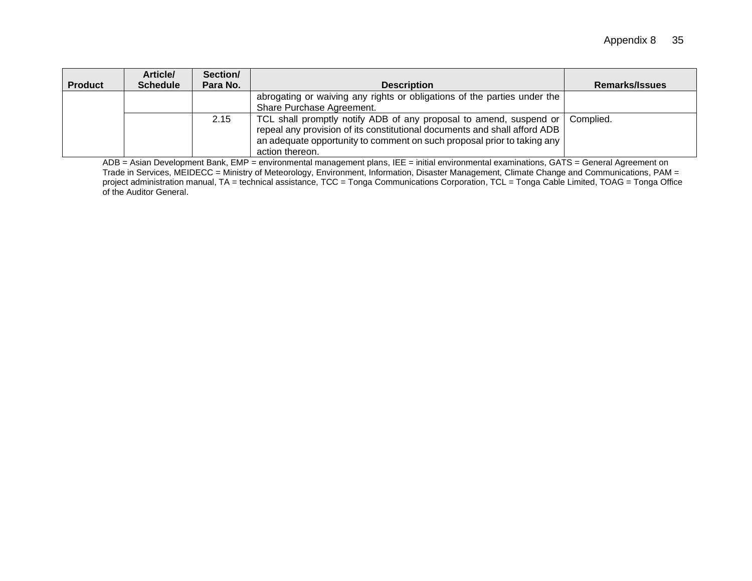| Product | Article/ Schedule | Section/ Para No. | Description | Remarks/Issues |
| --- | --- | --- | --- | --- |
| | | | abrogating or waiving any rights or obligations of the parties under the Share Purchase Agreement. | |
| | | 2.15 | TCL shall promptly notify ADB of any proposal to amend, suspend or repeal any provision of its constitutional documents and shall afford ADB an adequate opportunity to comment on such proposal prior to taking any action thereon. | Complied. |

ADB = Asian Development Bank, EMP = environmental management plans, IEE = initial environmental examinations, GATS = General Agreement on Trade in Services, MEIDECC = Ministry of Meteorology, Environment, Information, Disaster Management, Climate Change and Communications, PAM = project administration manual, TA = technical assistance, TCC = Tonga Communications Corporation, TCL = Tonga Cable Limited, TOAG = Tonga Office of the Auditor General.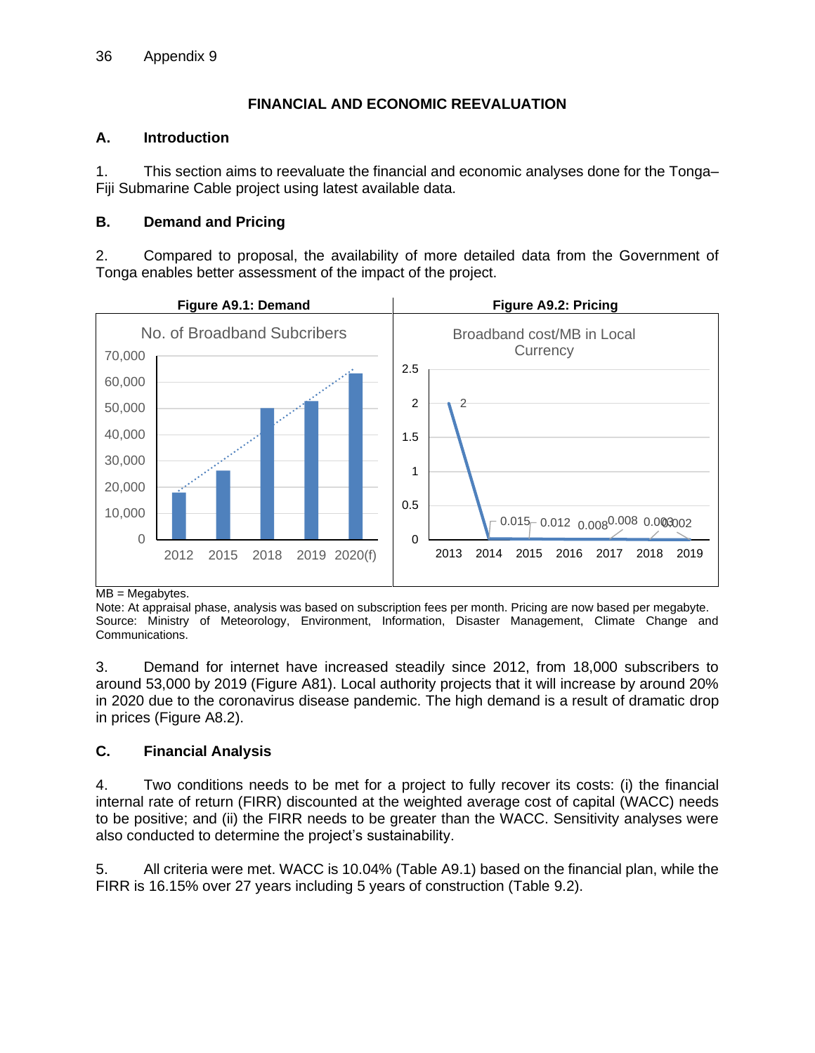# FINANCIAL AND ECONOMIC REEVALUATION

## A. Introduction

1. This section aims to reevaluate the financial and economic analyses done for the Tonga–Fiji Submarine Cable project using latest available data.

## B. Demand and Pricing

2. Compared to proposal, the availability of more detailed data from the Government of Tonga enables better assessment of the impact of the project.

**Figure A9.1: Demand**

No. of Broadband Subcribers

| Year | Subscribers (approx.) |
|---|---|
| 2012 | 18,000 |
| 2015 | 26,000 |
| 2018 | 50,000 |
| 2019 | 53,000 |
| 2020(f) | 63,500 |

**Figure A9.2: Pricing**

Broadband cost/MB in Local Currency

| Year | Cost/MB |
|---|---|
| 2013 | 2 |
| 2014 | 0.015 |
| 2015 | 0.012 |
| 2016 | 0.008 |
| 2017 | 0.008 |
| 2018 | 0.003 |
| 2019 | 0.002 |

MB = Megabytes.
Note: At appraisal phase, analysis was based on subscription fees per month. Pricing are now based per megabyte.
Source: Ministry of Meteorology, Environment, Information, Disaster Management, Climate Change and Communications.

3. Demand for internet have increased steadily since 2012, from 18,000 subscribers to around 53,000 by 2019 (Figure A81). Local authority projects that it will increase by around 20% in 2020 due to the coronavirus disease pandemic. The high demand is a result of dramatic drop in prices (Figure A8.2).

## C. Financial Analysis

4. Two conditions needs to be met for a project to fully recover its costs: (i) the financial internal rate of return (FIRR) discounted at the weighted average cost of capital (WACC) needs to be positive; and (ii) the FIRR needs to be greater than the WACC. Sensitivity analyses were also conducted to determine the project's sustainability.

5. All criteria were met. WACC is 10.04% (Table A9.1) based on the financial plan, while the FIRR is 16.15% over 27 years including 5 years of construction (Table 9.2).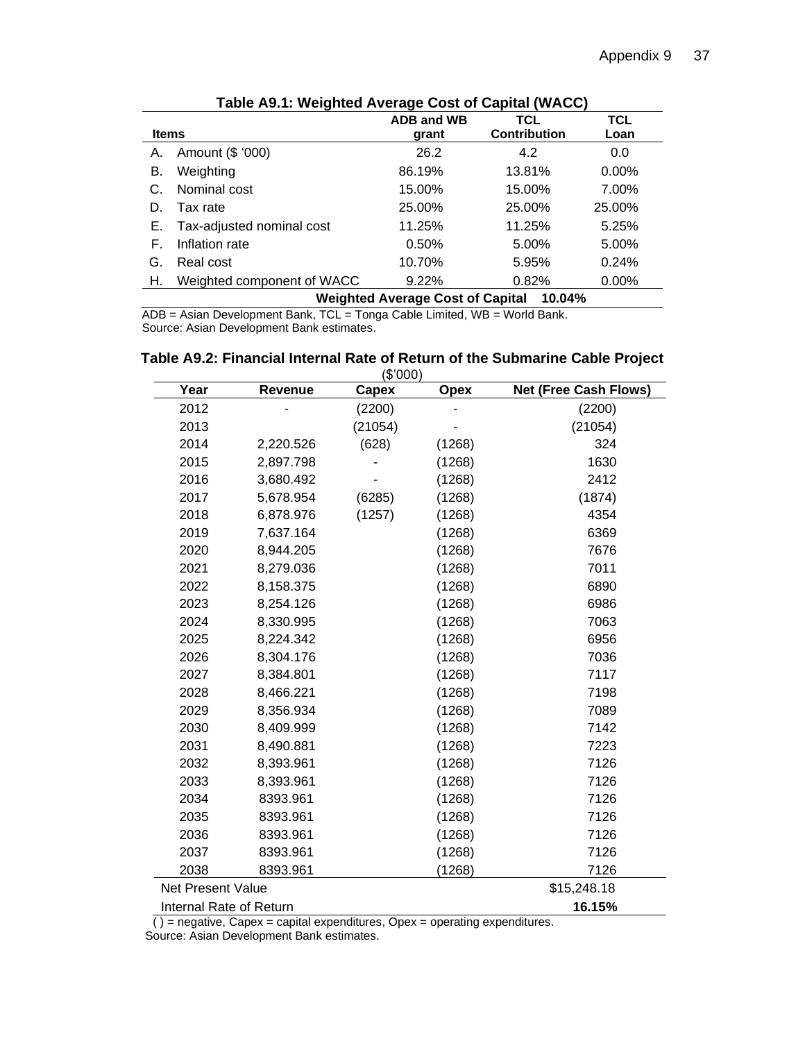**Table A9.1: Weighted Average Cost of Capital (WACC)**

| Items | | ADB and WB grant | TCL Contribution | TCL Loan |
|---|---|---|---|---|
| A. | Amount ($ '000) | 26.2 | 4.2 | 0.0 |
| B. | Weighting | 86.19% | 13.81% | 0.00% |
| C. | Nominal cost | 15.00% | 15.00% | 7.00% |
| D. | Tax rate | 25.00% | 25.00% | 25.00% |
| E. | Tax-adjusted nominal cost | 11.25% | 11.25% | 5.25% |
| F. | Inflation rate | 0.50% | 5.00% | 5.00% |
| G. | Real cost | 10.70% | 5.95% | 0.24% |
| H. | Weighted component of WACC | 9.22% | 0.82% | 0.00% |
| | | **Weighted Average Cost of Capital** | **10.04%** | |

ADB = Asian Development Bank, TCL = Tonga Cable Limited, WB = World Bank.
Source: Asian Development Bank estimates.

**Table A9.2: Financial Internal Rate of Return of the Submarine Cable Project**

($'000)

| Year | Revenue | Capex | Opex | Net (Free Cash Flows) |
|---|---|---|---|---|
| 2012 | - | (2200) | - | (2200) |
| 2013 | | (21054) | - | (21054) |
| 2014 | 2,220.526 | (628) | (1268) | 324 |
| 2015 | 2,897.798 | - | (1268) | 1630 |
| 2016 | 3,680.492 | - | (1268) | 2412 |
| 2017 | 5,678.954 | (6285) | (1268) | (1874) |
| 2018 | 6,878.976 | (1257) | (1268) | 4354 |
| 2019 | 7,637.164 | | (1268) | 6369 |
| 2020 | 8,944.205 | | (1268) | 7676 |
| 2021 | 8,279.036 | | (1268) | 7011 |
| 2022 | 8,158.375 | | (1268) | 6890 |
| 2023 | 8,254.126 | | (1268) | 6986 |
| 2024 | 8,330.995 | | (1268) | 7063 |
| 2025 | 8,224.342 | | (1268) | 6956 |
| 2026 | 8,304.176 | | (1268) | 7036 |
| 2027 | 8,384.801 | | (1268) | 7117 |
| 2028 | 8,466.221 | | (1268) | 7198 |
| 2029 | 8,356.934 | | (1268) | 7089 |
| 2030 | 8,409.999 | | (1268) | 7142 |
| 2031 | 8,490.881 | | (1268) | 7223 |
| 2032 | 8,393.961 | | (1268) | 7126 |
| 2033 | 8,393.961 | | (1268) | 7126 |
| 2034 | 8393.961 | | (1268) | 7126 |
| 2035 | 8393.961 | | (1268) | 7126 |
| 2036 | 8393.961 | | (1268) | 7126 |
| 2037 | 8393.961 | | (1268) | 7126 |
| 2038 | 8393.961 | | (1268) | 7126 |
| Net Present Value | | | | $15,248.18 |
| Internal Rate of Return | | | | **16.15%** |

( ) = negative, Capex = capital expenditures, Opex = operating expenditures.
Source: Asian Development Bank estimates.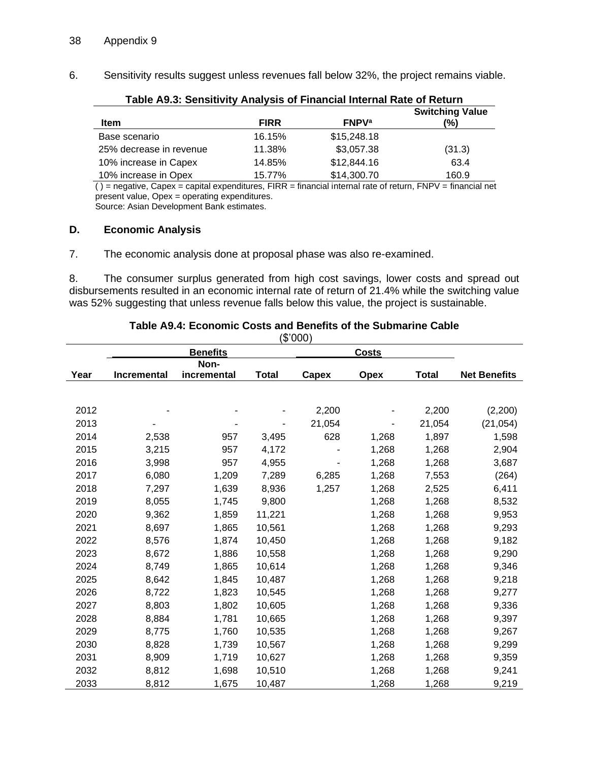6. Sensitivity results suggest unless revenues fall below 32%, the project remains viable.

**Table A9.3: Sensitivity Analysis of Financial Internal Rate of Return**

| Item | FIRR | FNPV[a] | Switching Value (%) |
|---|---|---|---|
| Base scenario | 16.15% | $15,248.18 | |
| 25% decrease in revenue | 11.38% | $3,057.38 | (31.3) |
| 10% increase in Capex | 14.85% | $12,844.16 | 63.4 |
| 10% increase in Opex | 15.77% | $14,300.70 | 160.9 |

( ) = negative, Capex = capital expenditures, FIRR = financial internal rate of return, FNPV = financial net present value, Opex = operating expenditures.
Source: Asian Development Bank estimates.

## D. Economic Analysis

7. The economic analysis done at proposal phase was also re-examined.

8. The consumer surplus generated from high cost savings, lower costs and spread out disbursements resulted in an economic internal rate of return of 21.4% while the switching value was 52% suggesting that unless revenue falls below this value, the project is sustainable.

**Table A9.4: Economic Costs and Benefits of the Submarine Cable**
($'000)

| | Benefits | | | Costs | | | |
|---|---|---|---|---|---|---|---|
| Year | Incremental | Non-incremental | Total | Capex | Opex | Total | Net Benefits |
| 2012 | - | - | - | 2,200 | - | 2,200 | (2,200) |
| 2013 | - | - | - | 21,054 | - | 21,054 | (21,054) |
| 2014 | 2,538 | 957 | 3,495 | 628 | 1,268 | 1,897 | 1,598 |
| 2015 | 3,215 | 957 | 4,172 | - | 1,268 | 1,268 | 2,904 |
| 2016 | 3,998 | 957 | 4,955 | - | 1,268 | 1,268 | 3,687 |
| 2017 | 6,080 | 1,209 | 7,289 | 6,285 | 1,268 | 7,553 | (264) |
| 2018 | 7,297 | 1,639 | 8,936 | 1,257 | 1,268 | 2,525 | 6,411 |
| 2019 | 8,055 | 1,745 | 9,800 | | 1,268 | 1,268 | 8,532 |
| 2020 | 9,362 | 1,859 | 11,221 | | 1,268 | 1,268 | 9,953 |
| 2021 | 8,697 | 1,865 | 10,561 | | 1,268 | 1,268 | 9,293 |
| 2022 | 8,576 | 1,874 | 10,450 | | 1,268 | 1,268 | 9,182 |
| 2023 | 8,672 | 1,886 | 10,558 | | 1,268 | 1,268 | 9,290 |
| 2024 | 8,749 | 1,865 | 10,614 | | 1,268 | 1,268 | 9,346 |
| 2025 | 8,642 | 1,845 | 10,487 | | 1,268 | 1,268 | 9,218 |
| 2026 | 8,722 | 1,823 | 10,545 | | 1,268 | 1,268 | 9,277 |
| 2027 | 8,803 | 1,802 | 10,605 | | 1,268 | 1,268 | 9,336 |
| 2028 | 8,884 | 1,781 | 10,665 | | 1,268 | 1,268 | 9,397 |
| 2029 | 8,775 | 1,760 | 10,535 | | 1,268 | 1,268 | 9,267 |
| 2030 | 8,828 | 1,739 | 10,567 | | 1,268 | 1,268 | 9,299 |
| 2031 | 8,909 | 1,719 | 10,627 | | 1,268 | 1,268 | 9,359 |
| 2032 | 8,812 | 1,698 | 10,510 | | 1,268 | 1,268 | 9,241 |
| 2033 | 8,812 | 1,675 | 10,487 | | 1,268 | 1,268 | 9,219 |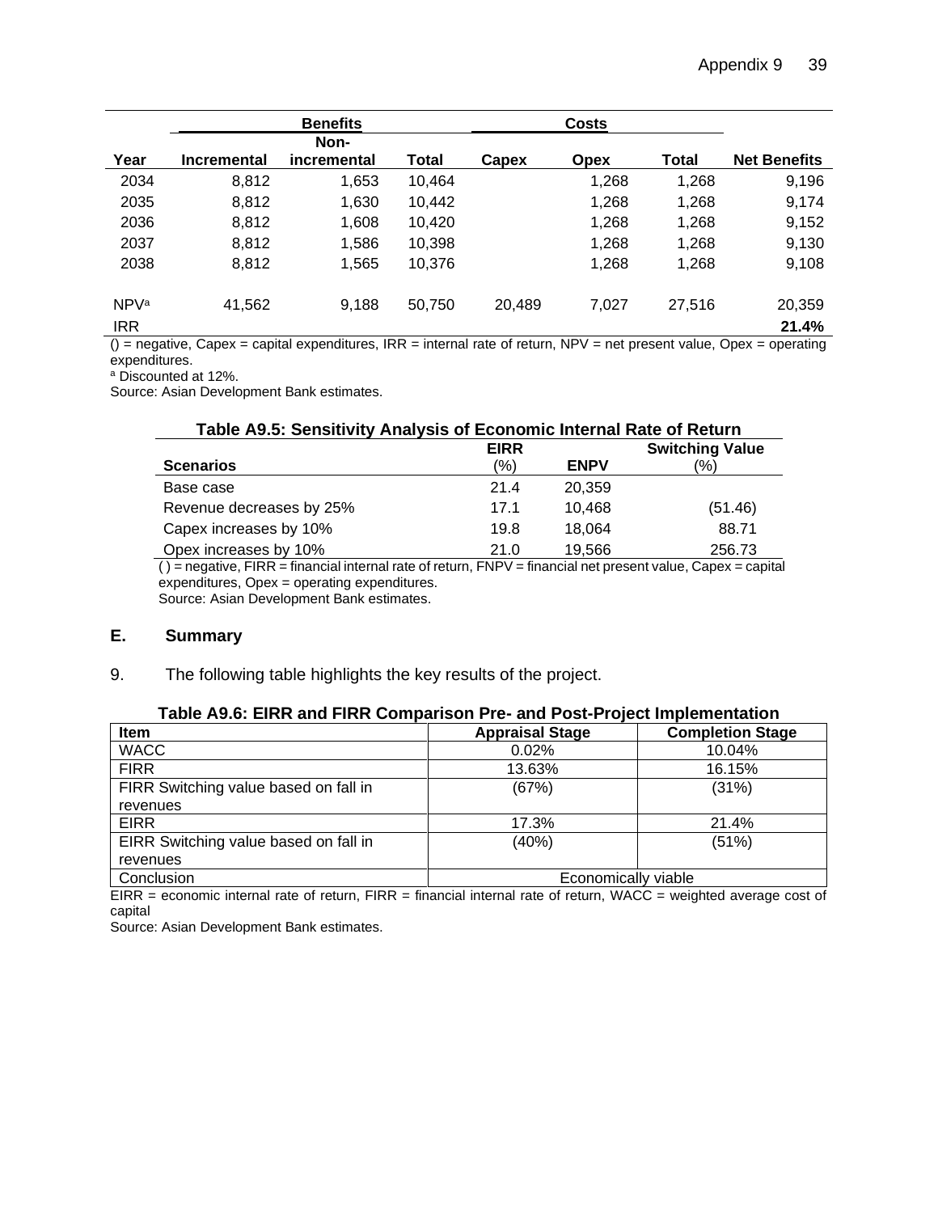| Year | Benefits | | | Costs | | | Net Benefits |
|---|---|---|---|---|---|---|---|
| | Incremental | Non-incremental | Total | Capex | Opex | Total | |
| 2034 | 8,812 | 1,653 | 10,464 | | 1,268 | 1,268 | 9,196 |
| 2035 | 8,812 | 1,630 | 10,442 | | 1,268 | 1,268 | 9,174 |
| 2036 | 8,812 | 1,608 | 10,420 | | 1,268 | 1,268 | 9,152 |
| 2037 | 8,812 | 1,586 | 10,398 | | 1,268 | 1,268 | 9,130 |
| 2038 | 8,812 | 1,565 | 10,376 | | 1,268 | 1,268 | 9,108 |
| NPV[a] | 41,562 | 9,188 | 50,750 | 20,489 | 7,027 | 27,516 | 20,359 |
| IRR | | | | | | | **21.4%** |

() = negative, Capex = capital expenditures, IRR = internal rate of return, NPV = net present value, Opex = operating expenditures.

[a] Discounted at 12%.

Source: Asian Development Bank estimates.

**Table A9.5: Sensitivity Analysis of Economic Internal Rate of Return**

| Scenarios | EIRR (%) | ENPV | Switching Value (%) |
|---|---|---|---|
| Base case | 21.4 | 20,359 | |
| Revenue decreases by 25% | 17.1 | 10,468 | (51.46) |
| Capex increases by 10% | 19.8 | 18,064 | 88.71 |
| Opex increases by 10% | 21.0 | 19,566 | 256.73 |

( ) = negative, FIRR = financial internal rate of return, FNPV = financial net present value, Capex = capital expenditures, Opex = operating expenditures.

Source: Asian Development Bank estimates.

## E. Summary

9. The following table highlights the key results of the project.

**Table A9.6: EIRR and FIRR Comparison Pre- and Post-Project Implementation**

| Item | Appraisal Stage | Completion Stage |
|---|---|---|
| WACC | 0.02% | 10.04% |
| FIRR | 13.63% | 16.15% |
| FIRR Switching value based on fall in revenues | (67%) | (31%) |
| EIRR | 17.3% | 21.4% |
| EIRR Switching value based on fall in revenues | (40%) | (51%) |
| Conclusion | Economically viable | |

EIRR = economic internal rate of return, FIRR = financial internal rate of return, WACC = weighted average cost of capital

Source: Asian Development Bank estimates.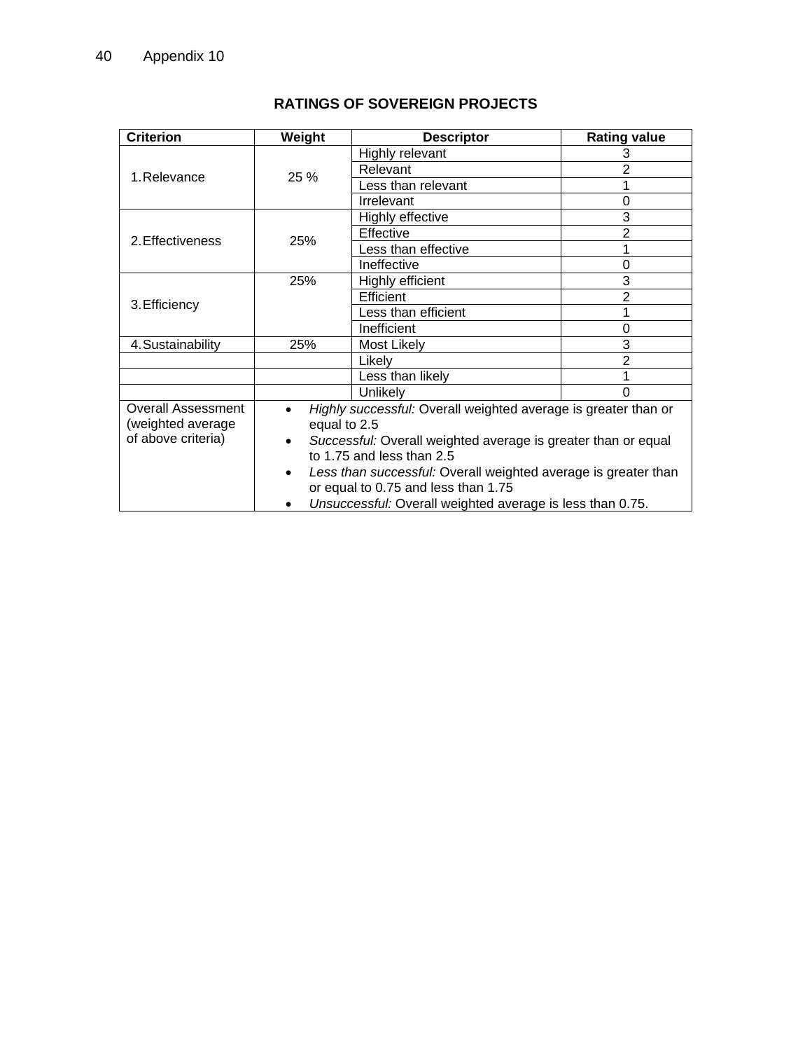Appendix 10

## RATINGS OF SOVEREIGN PROJECTS

| Criterion | Weight | Descriptor | Rating value |
|---|---|---|---|
| 1. Relevance | 25 % | Highly relevant | 3 |
| | | Relevant | 2 |
| | | Less than relevant | 1 |
| | | Irrelevant | 0 |
| 2. Effectiveness | 25% | Highly effective | 3 |
| | | Effective | 2 |
| | | Less than effective | 1 |
| | | Ineffective | 0 |
| 3. Efficiency | 25% | Highly efficient | 3 |
| | | Efficient | 2 |
| | | Less than efficient | 1 |
| | | Inefficient | 0 |
| 4. Sustainability | 25% | Most Likely | 3 |
| | | Likely | 2 |
| | | Less than likely | 1 |
| | | Unlikely | 0 |
| Overall Assessment (weighted average of above criteria) | • *Highly successful:* Overall weighted average is greater than or equal to 2.5<br>• *Successful:* Overall weighted average is greater than or equal to 1.75 and less than 2.5<br>• *Less than successful:* Overall weighted average is greater than or equal to 0.75 and less than 1.75<br>• *Unsuccessful:* Overall weighted average is less than 0.75. | | |